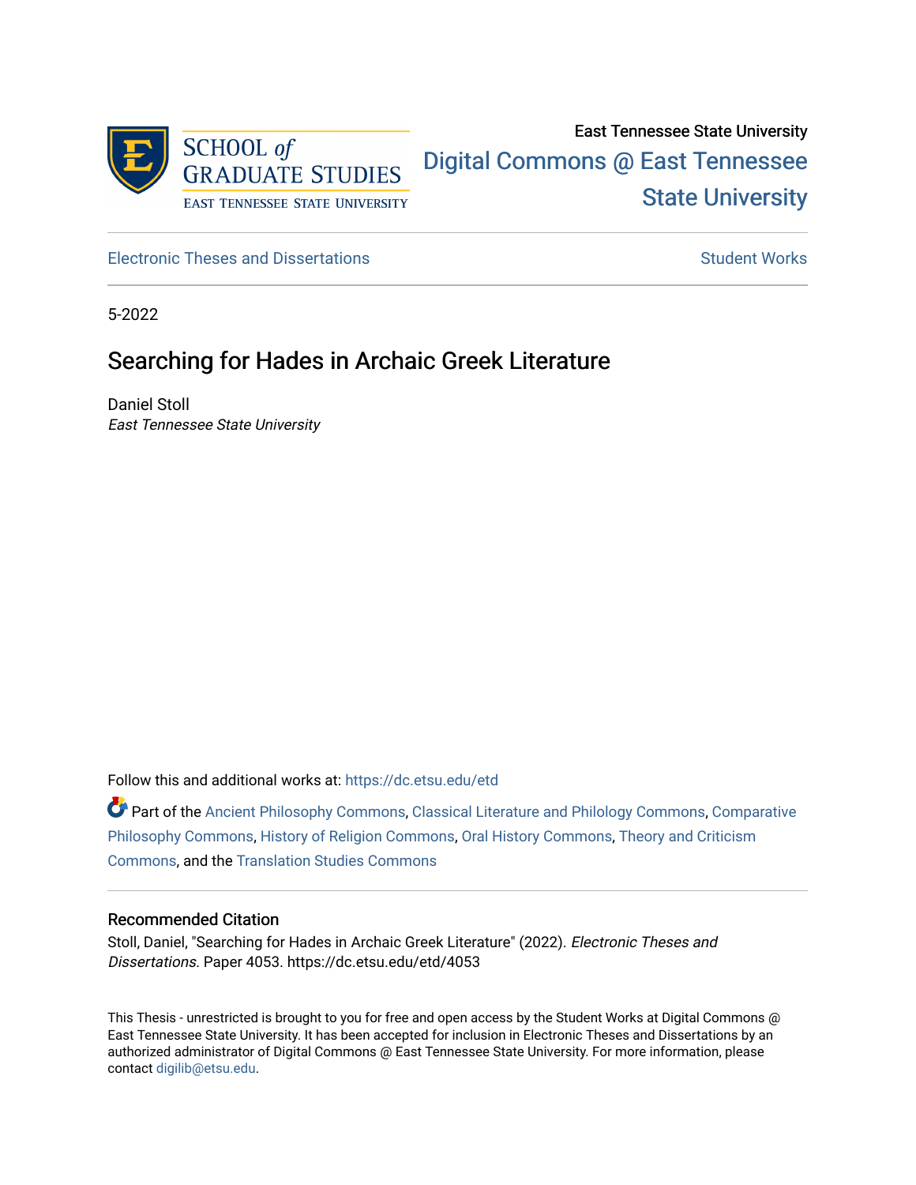East Tennessee State University

Digital Commons @ East Tennessee State University

Electronic Theses and Dissertations

Student Works

5-2022

# Searching for Hades in Archaic Greek Literature

Daniel Stoll
*East Tennessee State University*

Follow this and additional works at: https://dc.etsu.edu/etd

Part of the Ancient Philosophy Commons, Classical Literature and Philology Commons, Comparative Philosophy Commons, History of Religion Commons, Oral History Commons, Theory and Criticism Commons, and the Translation Studies Commons

### Recommended Citation

Stoll, Daniel, "Searching for Hades in Archaic Greek Literature" (2022). *Electronic Theses and Dissertations.* Paper 4053. https://dc.etsu.edu/etd/4053

This Thesis - unrestricted is brought to you for free and open access by the Student Works at Digital Commons @ East Tennessee State University. It has been accepted for inclusion in Electronic Theses and Dissertations by an authorized administrator of Digital Commons @ East Tennessee State University. For more information, please contact digilib@etsu.edu.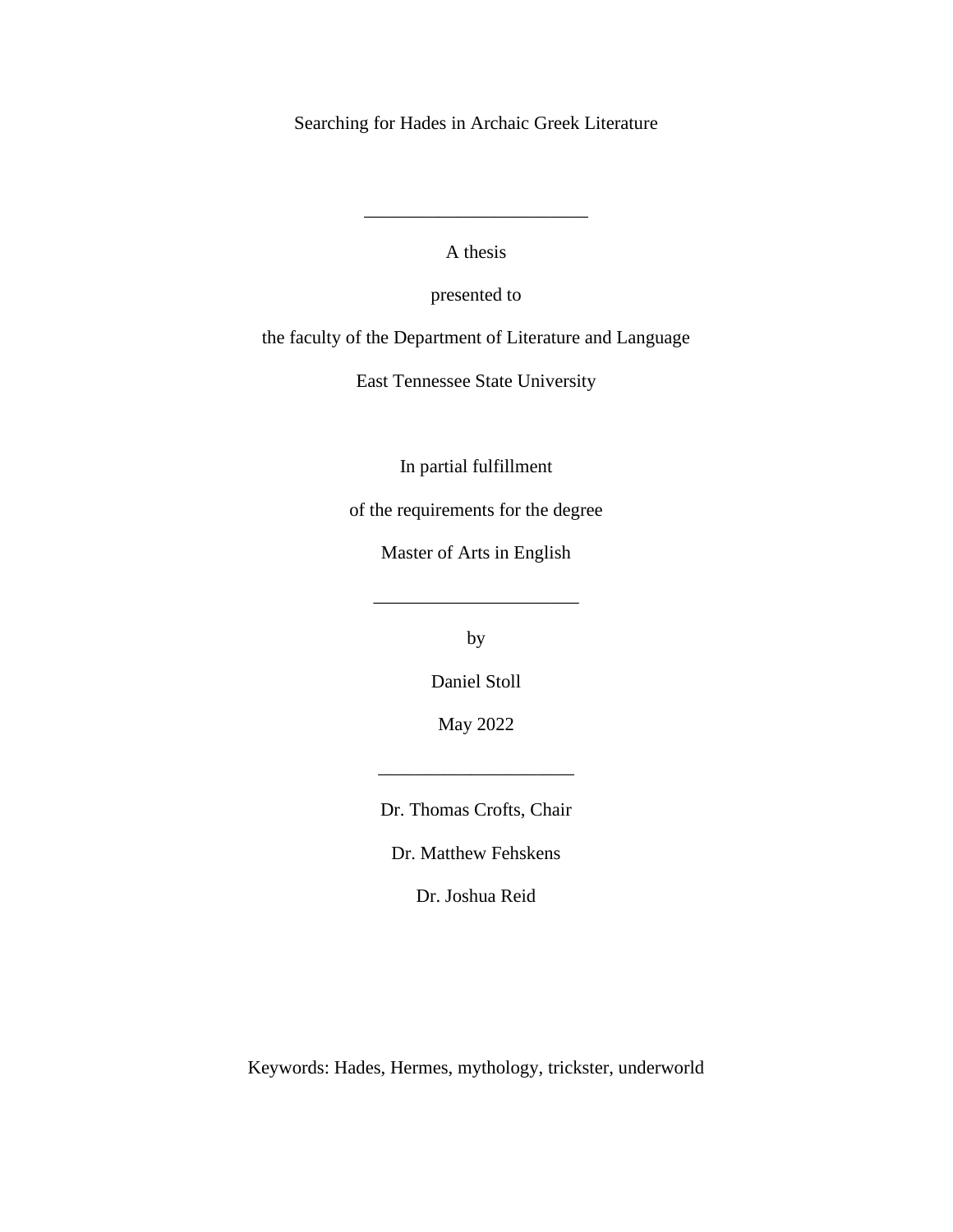Searching for Hades in Archaic Greek Literature

---

A thesis

presented to

the faculty of the Department of Literature and Language

East Tennessee State University

In partial fulfillment

of the requirements for the degree

Master of Arts in English

---

by

Daniel Stoll

May 2022

---

Dr. Thomas Crofts, Chair

Dr. Matthew Fehskens

Dr. Joshua Reid

Keywords: Hades, Hermes, mythology, trickster, underworld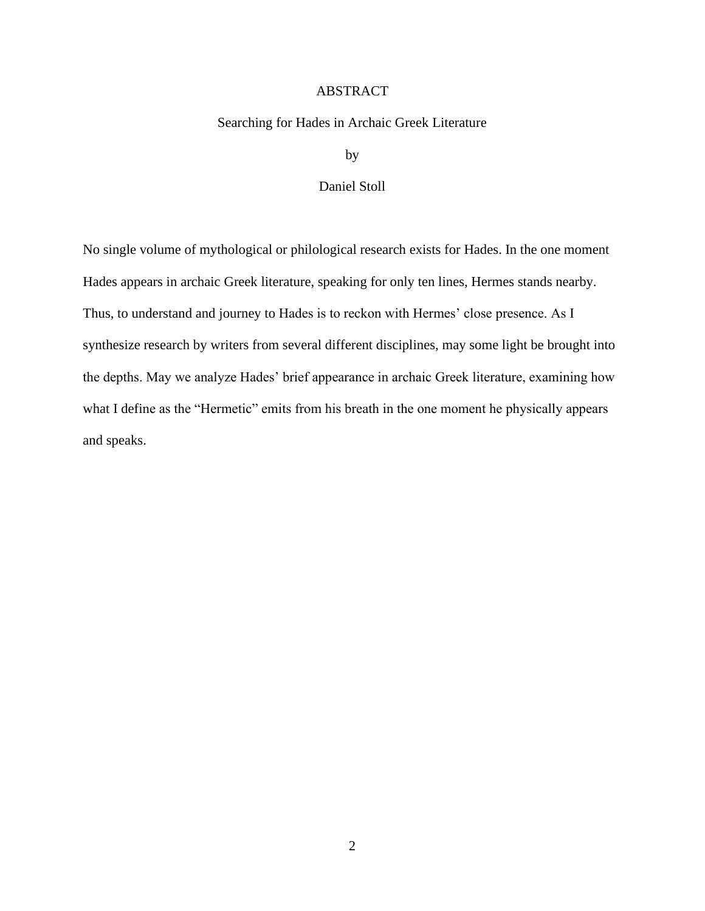# ABSTRACT

## Searching for Hades in Archaic Greek Literature

by

Daniel Stoll

No single volume of mythological or philological research exists for Hades. In the one moment Hades appears in archaic Greek literature, speaking for only ten lines, Hermes stands nearby. Thus, to understand and journey to Hades is to reckon with Hermes' close presence. As I synthesize research by writers from several different disciplines, may some light be brought into the depths. May we analyze Hades' brief appearance in archaic Greek literature, examining how what I define as the "Hermetic" emits from his breath in the one moment he physically appears and speaks.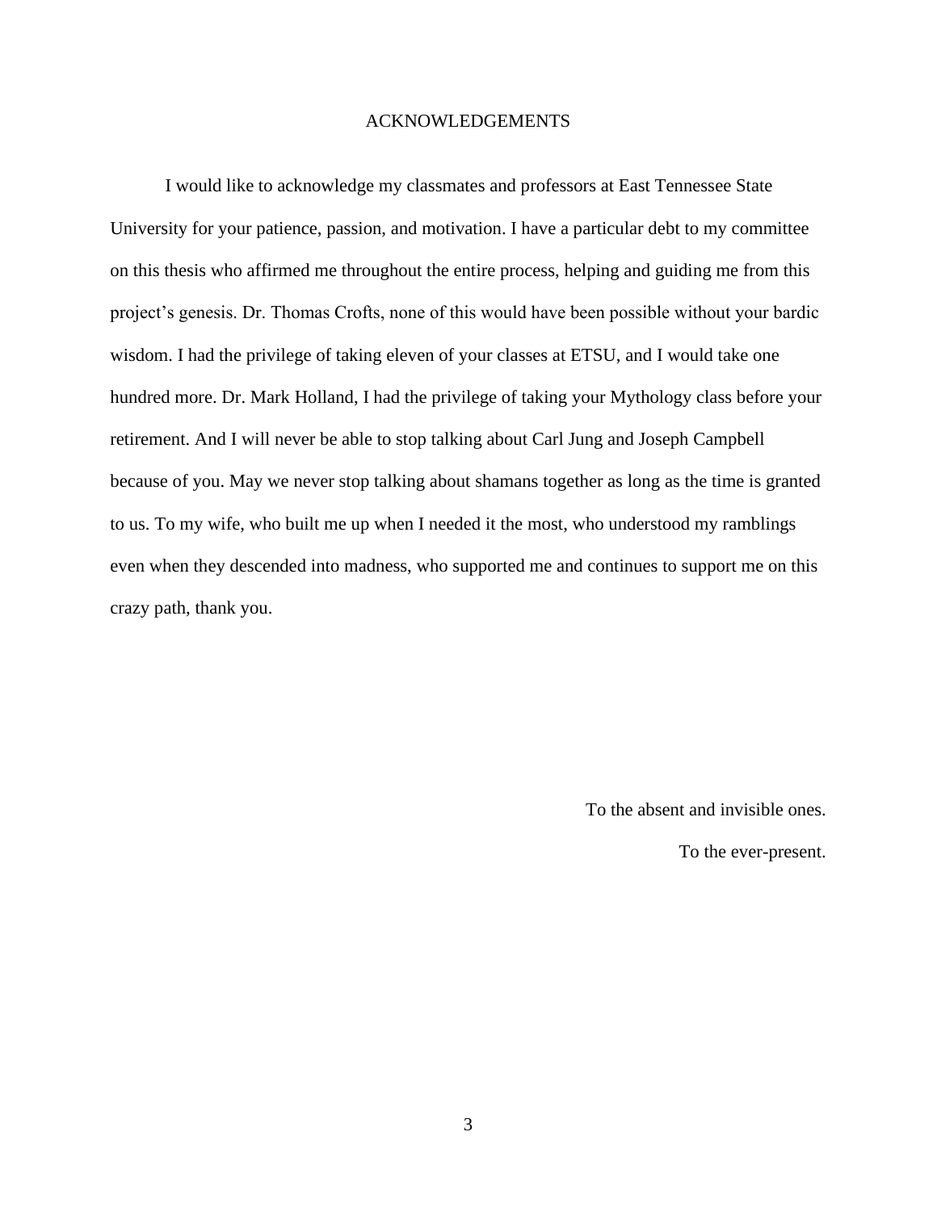# ACKNOWLEDGEMENTS

I would like to acknowledge my classmates and professors at East Tennessee State University for your patience, passion, and motivation. I have a particular debt to my committee on this thesis who affirmed me throughout the entire process, helping and guiding me from this project's genesis. Dr. Thomas Crofts, none of this would have been possible without your bardic wisdom. I had the privilege of taking eleven of your classes at ETSU, and I would take one hundred more. Dr. Mark Holland, I had the privilege of taking your Mythology class before your retirement. And I will never be able to stop talking about Carl Jung and Joseph Campbell because of you. May we never stop talking about shamans together as long as the time is granted to us. To my wife, who built me up when I needed it the most, who understood my ramblings even when they descended into madness, who supported me and continues to support me on this crazy path, thank you.

To the absent and invisible ones.

To the ever-present.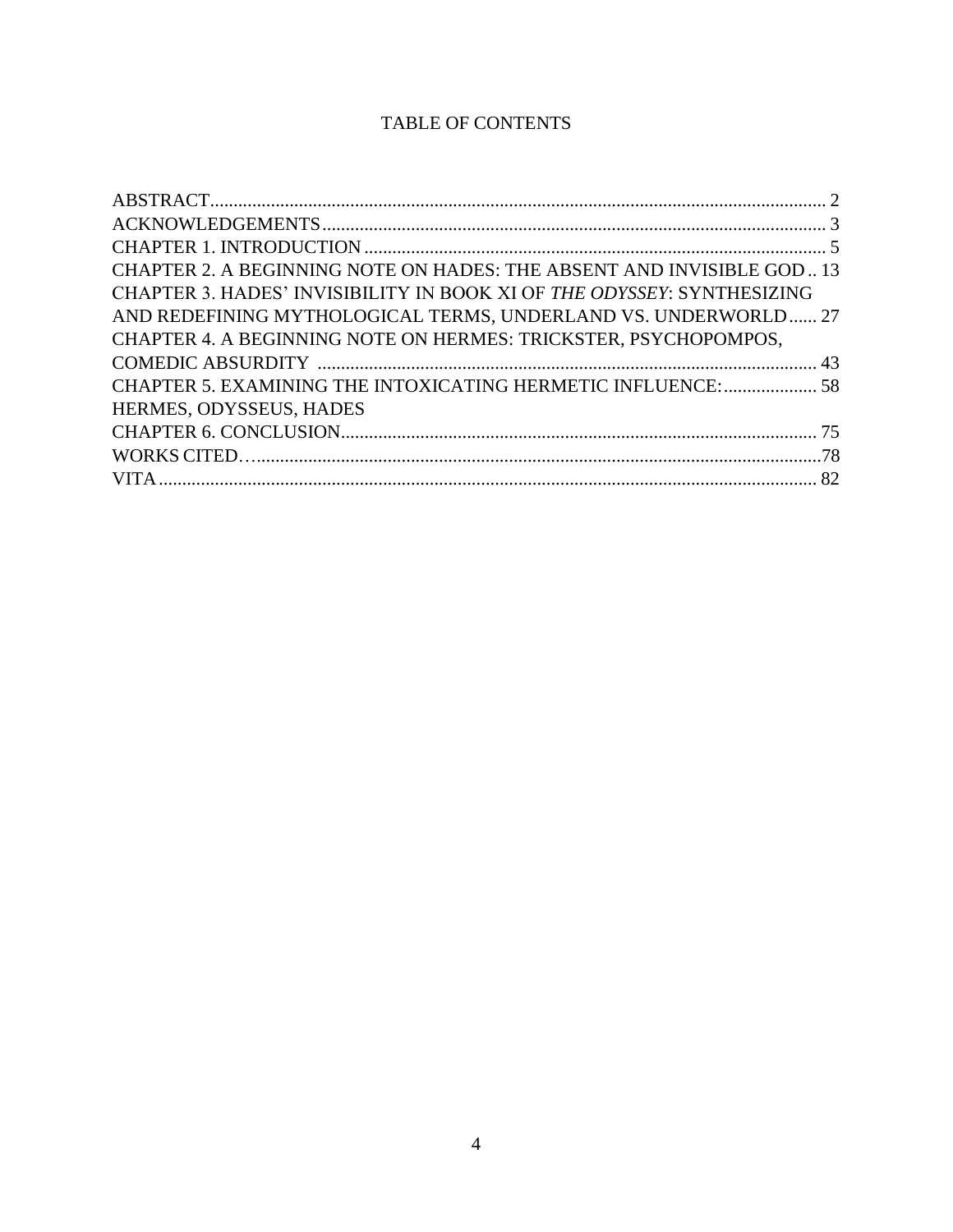# TABLE OF CONTENTS

ABSTRACT .................................................................................................................................. 2
ACKNOWLEDGEMENTS ............................................................................................................ 3
CHAPTER 1. INTRODUCTION ................................................................................................... 5
CHAPTER 2. A BEGINNING NOTE ON HADES: THE ABSENT AND INVISIBLE GOD .. 13
CHAPTER 3. HADES' INVISIBILITY IN BOOK XI OF *THE ODYSSEY*: SYNTHESIZING AND REDEFINING MYTHOLOGICAL TERMS, UNDERLAND VS. UNDERWORLD ...... 27
CHAPTER 4. A BEGINNING NOTE ON HERMES: TRICKSTER, PSYCHOPOMPOS, COMEDIC ABSURDITY ........................................................................................................... 43
CHAPTER 5. EXAMINING THE INTOXICATING HERMETIC INFLUENCE: .................... 58
HERMES, ODYSSEUS, HADES
CHAPTER 6. CONCLUSION ...................................................................................................... 75
WORKS CITED…........................................................................................................................78
VITA ............................................................................................................................................ 82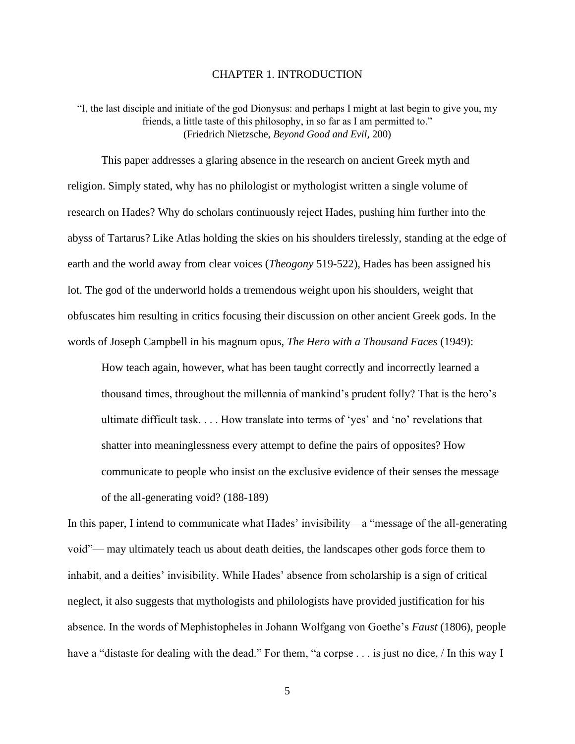# CHAPTER 1. INTRODUCTION

> "I, the last disciple and initiate of the god Dionysus: and perhaps I might at last begin to give you, my friends, a little taste of this philosophy, in so far as I am permitted to."
> (Friedrich Nietzsche, *Beyond Good and Evil*, 200)

This paper addresses a glaring absence in the research on ancient Greek myth and religion. Simply stated, why has no philologist or mythologist written a single volume of research on Hades? Why do scholars continuously reject Hades, pushing him further into the abyss of Tartarus? Like Atlas holding the skies on his shoulders tirelessly, standing at the edge of earth and the world away from clear voices (*Theogony* 519-522), Hades has been assigned his lot. The god of the underworld holds a tremendous weight upon his shoulders, weight that obfuscates him resulting in critics focusing their discussion on other ancient Greek gods. In the words of Joseph Campbell in his magnum opus, *The Hero with a Thousand Faces* (1949):

> How teach again, however, what has been taught correctly and incorrectly learned a thousand times, throughout the millennia of mankind's prudent folly? That is the hero's ultimate difficult task. . . . How translate into terms of 'yes' and 'no' revelations that shatter into meaninglessness every attempt to define the pairs of opposites? How communicate to people who insist on the exclusive evidence of their senses the message of the all-generating void? (188-189)

In this paper, I intend to communicate what Hades' invisibility—a "message of the all-generating void"— may ultimately teach us about death deities, the landscapes other gods force them to inhabit, and a deities' invisibility. While Hades' absence from scholarship is a sign of critical neglect, it also suggests that mythologists and philologists have provided justification for his absence. In the words of Mephistopheles in Johann Wolfgang von Goethe's *Faust* (1806), people have a "distaste for dealing with the dead." For them, "a corpse . . . is just no dice, / In this way I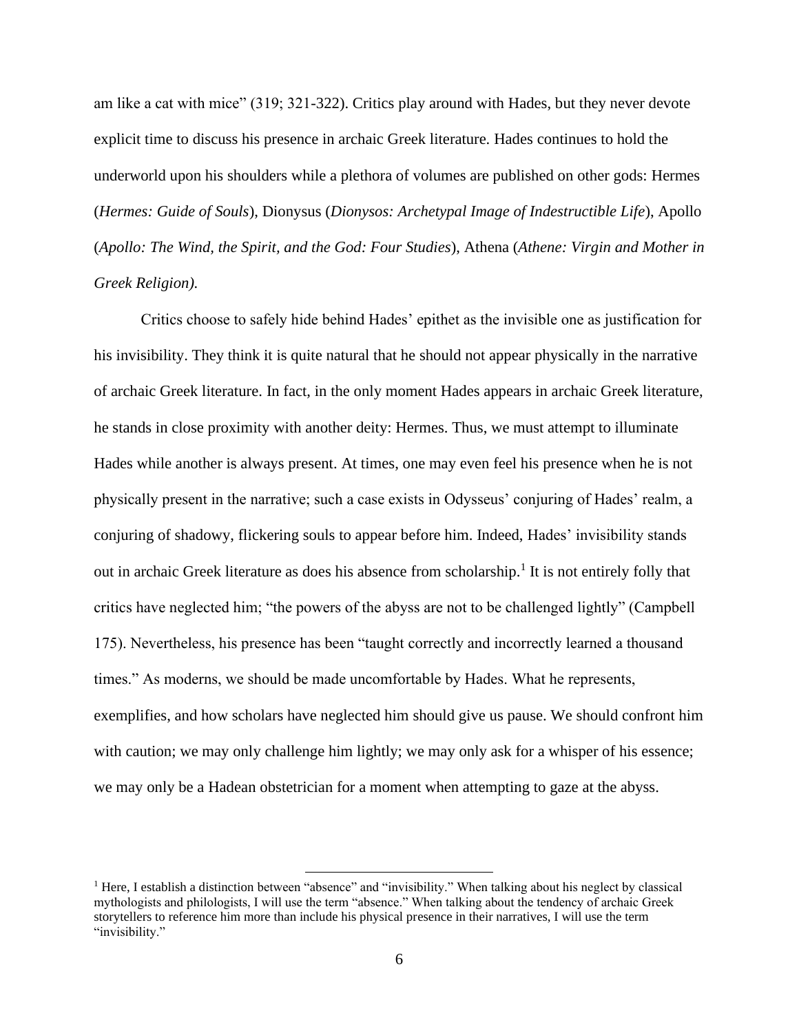am like a cat with mice" (319; 321-322). Critics play around with Hades, but they never devote explicit time to discuss his presence in archaic Greek literature. Hades continues to hold the underworld upon his shoulders while a plethora of volumes are published on other gods: Hermes (*Hermes: Guide of Souls*), Dionysus (*Dionysos: Archetypal Image of Indestructible Life*), Apollo (*Apollo: The Wind, the Spirit, and the God: Four Studies*), Athena (*Athene: Virgin and Mother in Greek Religion).*

Critics choose to safely hide behind Hades' epithet as the invisible one as justification for his invisibility. They think it is quite natural that he should not appear physically in the narrative of archaic Greek literature. In fact, in the only moment Hades appears in archaic Greek literature, he stands in close proximity with another deity: Hermes. Thus, we must attempt to illuminate Hades while another is always present. At times, one may even feel his presence when he is not physically present in the narrative; such a case exists in Odysseus' conjuring of Hades' realm, a conjuring of shadowy, flickering souls to appear before him. Indeed, Hades' invisibility stands out in archaic Greek literature as does his absence from scholarship.[1] It is not entirely folly that critics have neglected him; "the powers of the abyss are not to be challenged lightly" (Campbell 175). Nevertheless, his presence has been "taught correctly and incorrectly learned a thousand times." As moderns, we should be made uncomfortable by Hades. What he represents, exemplifies, and how scholars have neglected him should give us pause. We should confront him with caution; we may only challenge him lightly; we may only ask for a whisper of his essence; we may only be a Hadean obstetrician for a moment when attempting to gaze at the abyss.

[1] Here, I establish a distinction between "absence" and "invisibility." When talking about his neglect by classical mythologists and philologists, I will use the term "absence." When talking about the tendency of archaic Greek storytellers to reference him more than include his physical presence in their narratives, I will use the term "invisibility."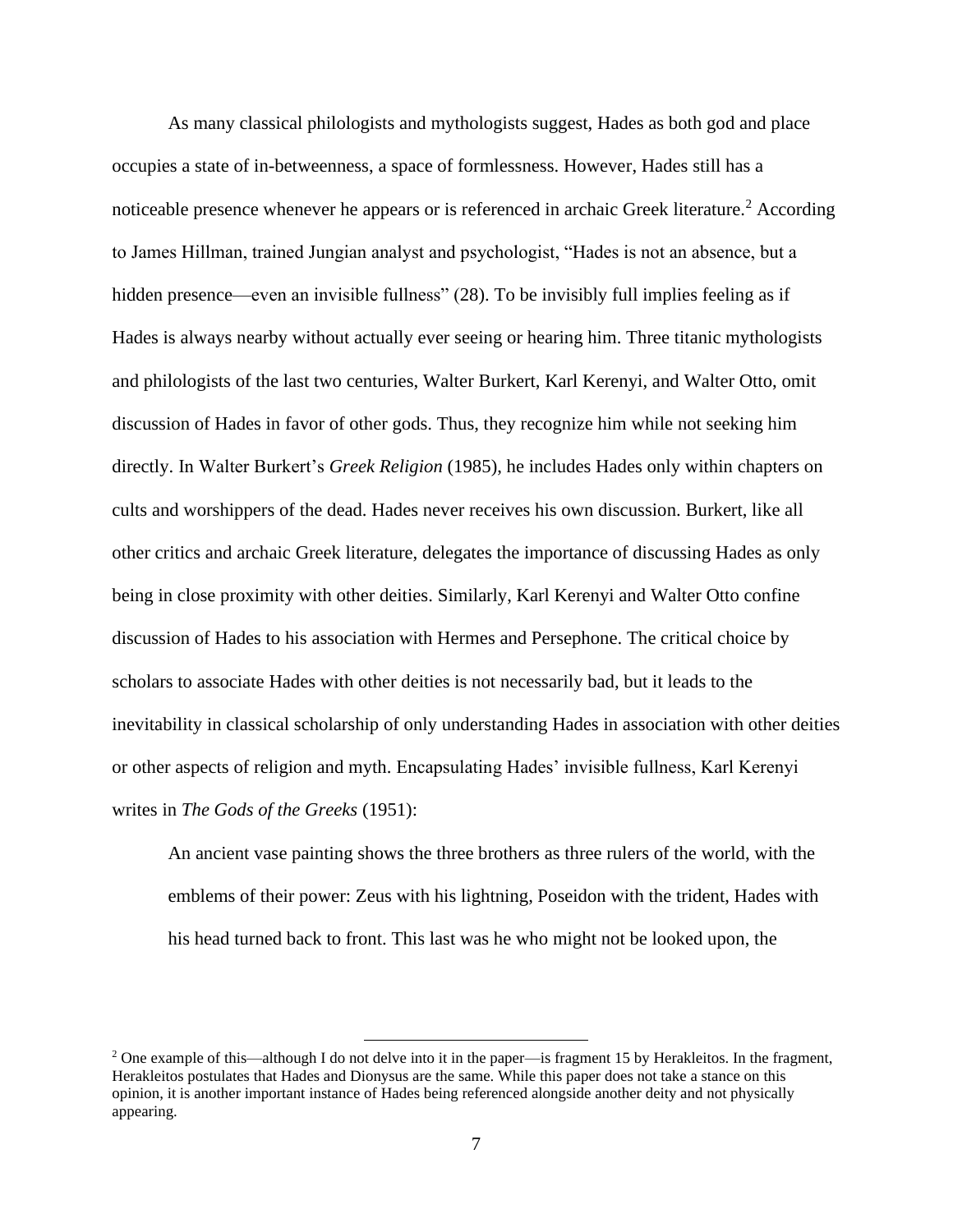As many classical philologists and mythologists suggest, Hades as both god and place occupies a state of in-betweenness, a space of formlessness. However, Hades still has a noticeable presence whenever he appears or is referenced in archaic Greek literature.[2] According to James Hillman, trained Jungian analyst and psychologist, "Hades is not an absence, but a hidden presence—even an invisible fullness" (28). To be invisibly full implies feeling as if Hades is always nearby without actually ever seeing or hearing him. Three titanic mythologists and philologists of the last two centuries, Walter Burkert, Karl Kerenyi, and Walter Otto, omit discussion of Hades in favor of other gods. Thus, they recognize him while not seeking him directly. In Walter Burkert's *Greek Religion* (1985), he includes Hades only within chapters on cults and worshippers of the dead. Hades never receives his own discussion. Burkert, like all other critics and archaic Greek literature, delegates the importance of discussing Hades as only being in close proximity with other deities. Similarly, Karl Kerenyi and Walter Otto confine discussion of Hades to his association with Hermes and Persephone. The critical choice by scholars to associate Hades with other deities is not necessarily bad, but it leads to the inevitability in classical scholarship of only understanding Hades in association with other deities or other aspects of religion and myth. Encapsulating Hades' invisible fullness, Karl Kerenyi writes in *The Gods of the Greeks* (1951):

> An ancient vase painting shows the three brothers as three rulers of the world, with the emblems of their power: Zeus with his lightning, Poseidon with the trident, Hades with his head turned back to front. This last was he who might not be looked upon, the

---

[2] One example of this—although I do not delve into it in the paper—is fragment 15 by Herakleitos. In the fragment, Herakleitos postulates that Hades and Dionysus are the same. While this paper does not take a stance on this opinion, it is another important instance of Hades being referenced alongside another deity and not physically appearing.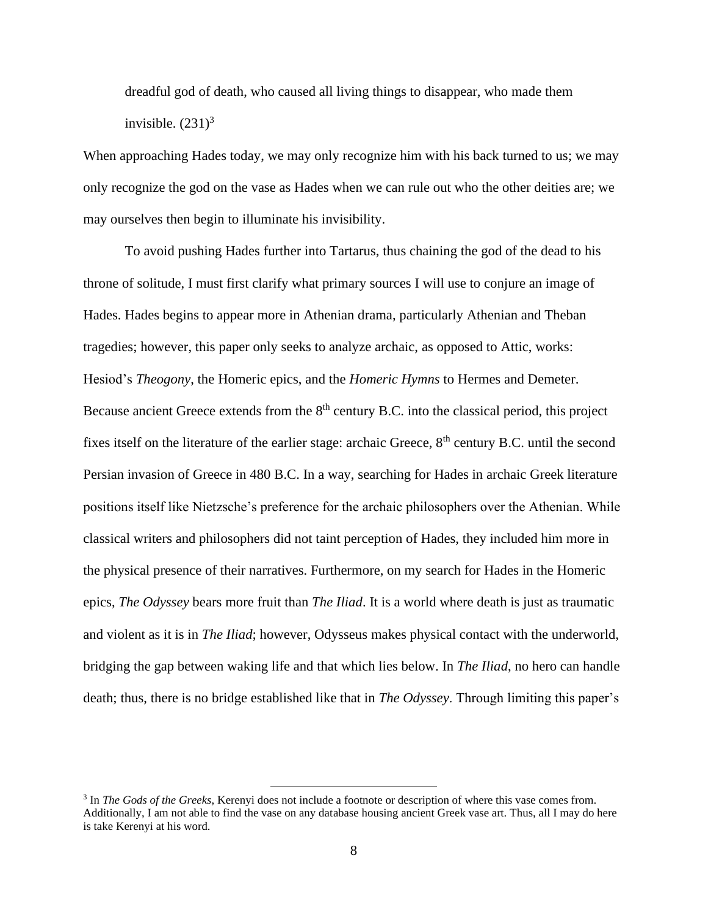> dreadful god of death, who caused all living things to disappear, who made them invisible. (231)[3]

When approaching Hades today, we may only recognize him with his back turned to us; we may only recognize the god on the vase as Hades when we can rule out who the other deities are; we may ourselves then begin to illuminate his invisibility.

To avoid pushing Hades further into Tartarus, thus chaining the god of the dead to his throne of solitude, I must first clarify what primary sources I will use to conjure an image of Hades. Hades begins to appear more in Athenian drama, particularly Athenian and Theban tragedies; however, this paper only seeks to analyze archaic, as opposed to Attic, works: Hesiod's *Theogony*, the Homeric epics, and the *Homeric Hymns* to Hermes and Demeter. Because ancient Greece extends from the 8th century B.C. into the classical period, this project fixes itself on the literature of the earlier stage: archaic Greece, 8th century B.C. until the second Persian invasion of Greece in 480 B.C. In a way, searching for Hades in archaic Greek literature positions itself like Nietzsche's preference for the archaic philosophers over the Athenian. While classical writers and philosophers did not taint perception of Hades, they included him more in the physical presence of their narratives. Furthermore, on my search for Hades in the Homeric epics, *The Odyssey* bears more fruit than *The Iliad*. It is a world where death is just as traumatic and violent as it is in *The Iliad*; however, Odysseus makes physical contact with the underworld, bridging the gap between waking life and that which lies below. In *The Iliad*, no hero can handle death; thus, there is no bridge established like that in *The Odyssey*. Through limiting this paper's

---

[3] In *The Gods of the Greeks*, Kerenyi does not include a footnote or description of where this vase comes from. Additionally, I am not able to find the vase on any database housing ancient Greek vase art. Thus, all I may do here is take Kerenyi at his word.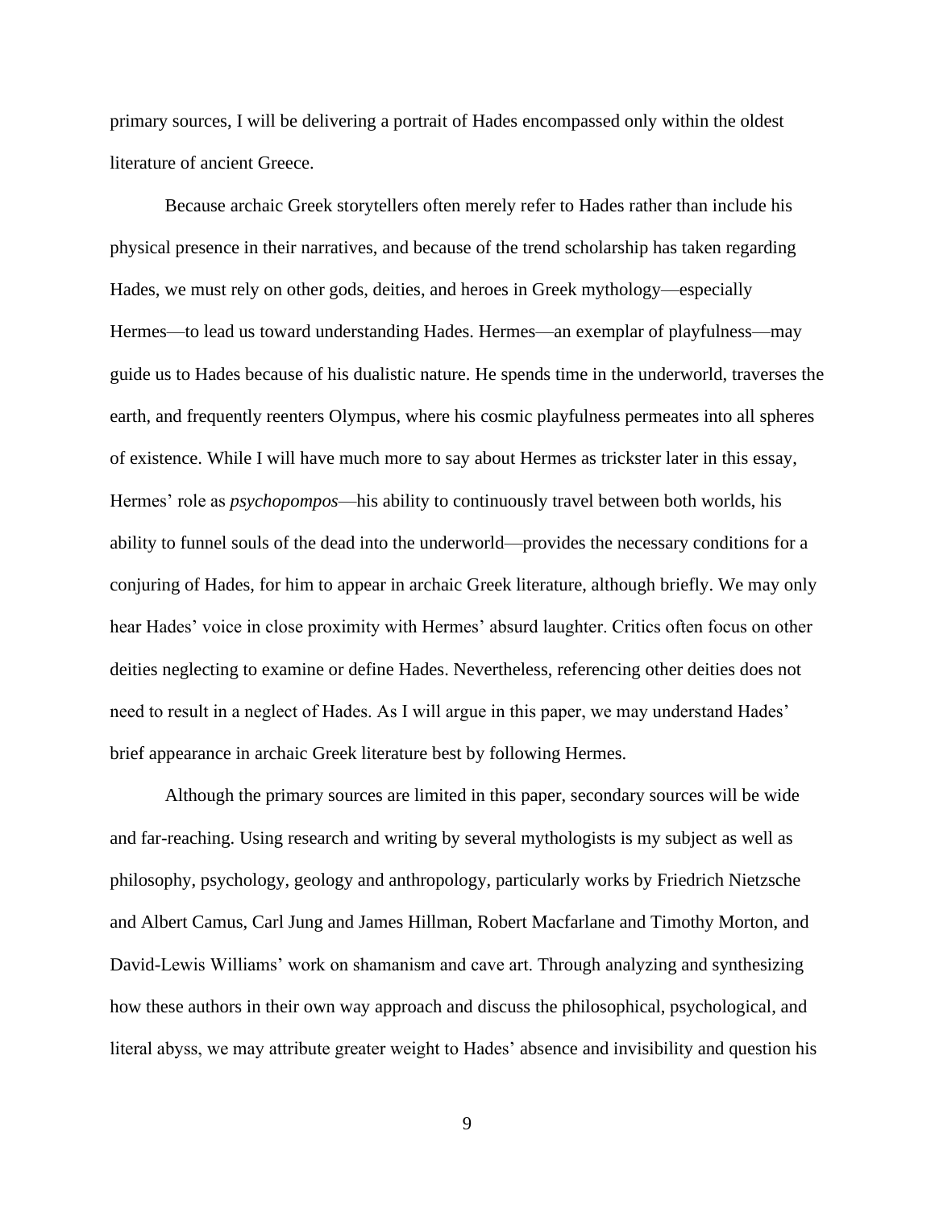primary sources, I will be delivering a portrait of Hades encompassed only within the oldest literature of ancient Greece.

Because archaic Greek storytellers often merely refer to Hades rather than include his physical presence in their narratives, and because of the trend scholarship has taken regarding Hades, we must rely on other gods, deities, and heroes in Greek mythology—especially Hermes—to lead us toward understanding Hades. Hermes—an exemplar of playfulness—may guide us to Hades because of his dualistic nature. He spends time in the underworld, traverses the earth, and frequently reenters Olympus, where his cosmic playfulness permeates into all spheres of existence. While I will have much more to say about Hermes as trickster later in this essay, Hermes' role as *psychopompos*—his ability to continuously travel between both worlds, his ability to funnel souls of the dead into the underworld—provides the necessary conditions for a conjuring of Hades, for him to appear in archaic Greek literature, although briefly. We may only hear Hades' voice in close proximity with Hermes' absurd laughter. Critics often focus on other deities neglecting to examine or define Hades. Nevertheless, referencing other deities does not need to result in a neglect of Hades. As I will argue in this paper, we may understand Hades' brief appearance in archaic Greek literature best by following Hermes.

Although the primary sources are limited in this paper, secondary sources will be wide and far-reaching. Using research and writing by several mythologists is my subject as well as philosophy, psychology, geology and anthropology, particularly works by Friedrich Nietzsche and Albert Camus, Carl Jung and James Hillman, Robert Macfarlane and Timothy Morton, and David-Lewis Williams' work on shamanism and cave art. Through analyzing and synthesizing how these authors in their own way approach and discuss the philosophical, psychological, and literal abyss, we may attribute greater weight to Hades' absence and invisibility and question his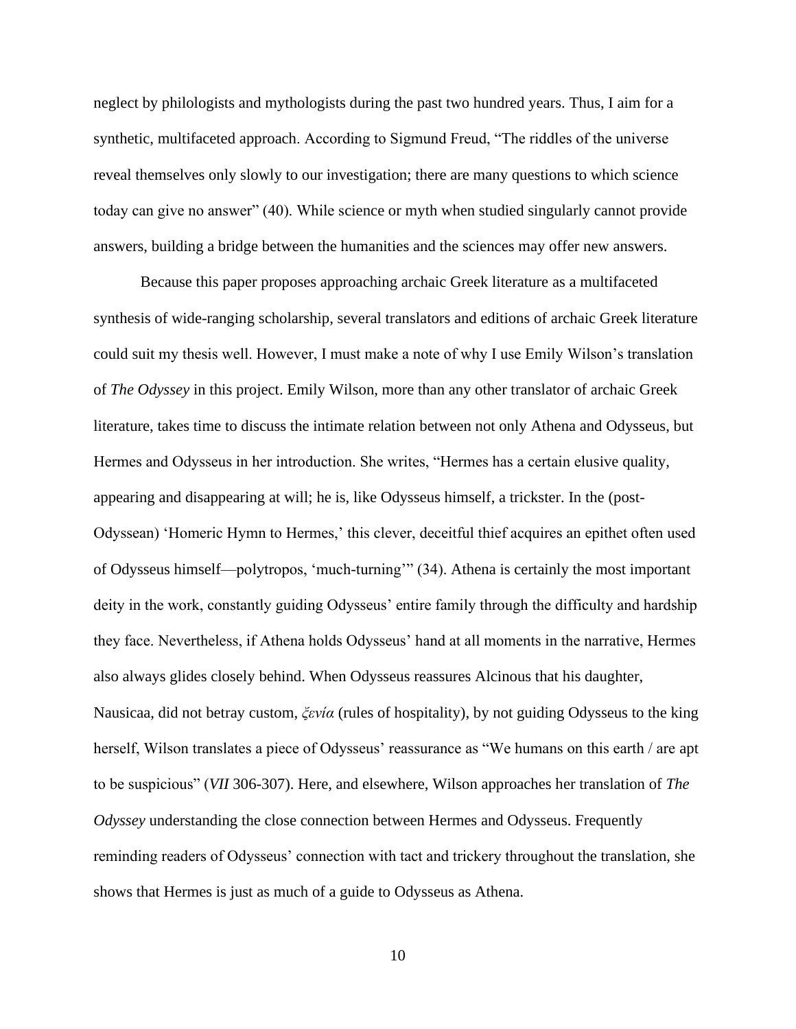neglect by philologists and mythologists during the past two hundred years. Thus, I aim for a synthetic, multifaceted approach. According to Sigmund Freud, "The riddles of the universe reveal themselves only slowly to our investigation; there are many questions to which science today can give no answer" (40). While science or myth when studied singularly cannot provide answers, building a bridge between the humanities and the sciences may offer new answers.

Because this paper proposes approaching archaic Greek literature as a multifaceted synthesis of wide-ranging scholarship, several translators and editions of archaic Greek literature could suit my thesis well. However, I must make a note of why I use Emily Wilson's translation of *The Odyssey* in this project. Emily Wilson, more than any other translator of archaic Greek literature, takes time to discuss the intimate relation between not only Athena and Odysseus, but Hermes and Odysseus in her introduction. She writes, "Hermes has a certain elusive quality, appearing and disappearing at will; he is, like Odysseus himself, a trickster. In the (post-Odyssean) 'Homeric Hymn to Hermes,' this clever, deceitful thief acquires an epithet often used of Odysseus himself—polytropos, 'much-turning'" (34). Athena is certainly the most important deity in the work, constantly guiding Odysseus' entire family through the difficulty and hardship they face. Nevertheless, if Athena holds Odysseus' hand at all moments in the narrative, Hermes also always glides closely behind. When Odysseus reassures Alcinous that his daughter, Nausicaa, did not betray custom, *ξενία* (rules of hospitality), by not guiding Odysseus to the king herself, Wilson translates a piece of Odysseus' reassurance as "We humans on this earth / are apt to be suspicious" (*VII* 306-307). Here, and elsewhere, Wilson approaches her translation of *The Odyssey* understanding the close connection between Hermes and Odysseus. Frequently reminding readers of Odysseus' connection with tact and trickery throughout the translation, she shows that Hermes is just as much of a guide to Odysseus as Athena.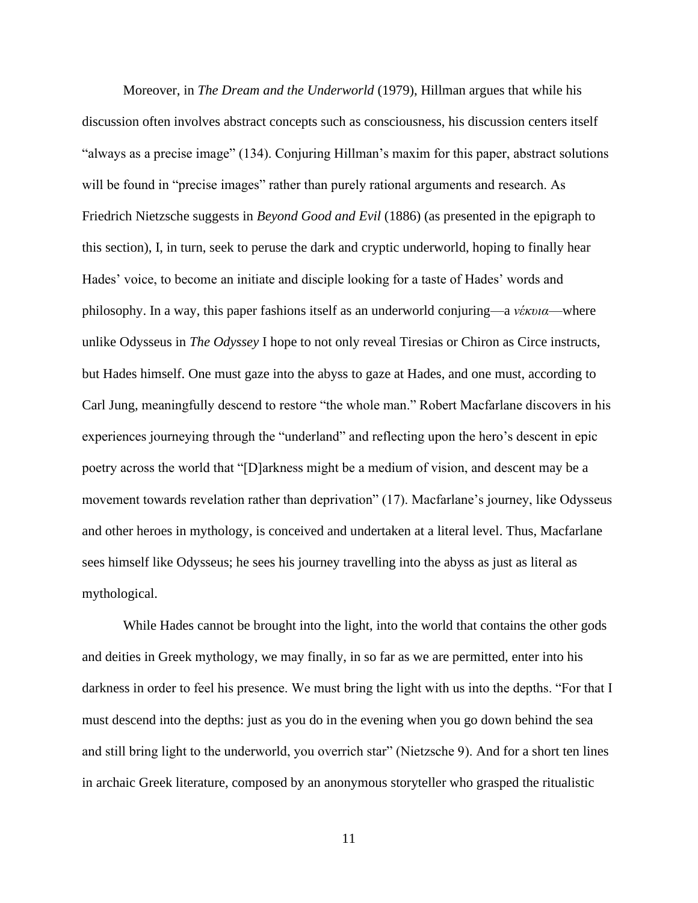Moreover, in *The Dream and the Underworld* (1979), Hillman argues that while his discussion often involves abstract concepts such as consciousness, his discussion centers itself "always as a precise image" (134). Conjuring Hillman's maxim for this paper, abstract solutions will be found in "precise images" rather than purely rational arguments and research. As Friedrich Nietzsche suggests in *Beyond Good and Evil* (1886) (as presented in the epigraph to this section), I, in turn, seek to peruse the dark and cryptic underworld, hoping to finally hear Hades' voice, to become an initiate and disciple looking for a taste of Hades' words and philosophy. In a way, this paper fashions itself as an underworld conjuring—a *νέκυια*—where unlike Odysseus in *The Odyssey* I hope to not only reveal Tiresias or Chiron as Circe instructs, but Hades himself. One must gaze into the abyss to gaze at Hades, and one must, according to Carl Jung, meaningfully descend to restore "the whole man." Robert Macfarlane discovers in his experiences journeying through the "underland" and reflecting upon the hero's descent in epic poetry across the world that "[D]arkness might be a medium of vision, and descent may be a movement towards revelation rather than deprivation" (17). Macfarlane's journey, like Odysseus and other heroes in mythology, is conceived and undertaken at a literal level. Thus, Macfarlane sees himself like Odysseus; he sees his journey travelling into the abyss as just as literal as mythological.

While Hades cannot be brought into the light, into the world that contains the other gods and deities in Greek mythology, we may finally, in so far as we are permitted, enter into his darkness in order to feel his presence. We must bring the light with us into the depths. "For that I must descend into the depths: just as you do in the evening when you go down behind the sea and still bring light to the underworld, you overrich star" (Nietzsche 9). And for a short ten lines in archaic Greek literature, composed by an anonymous storyteller who grasped the ritualistic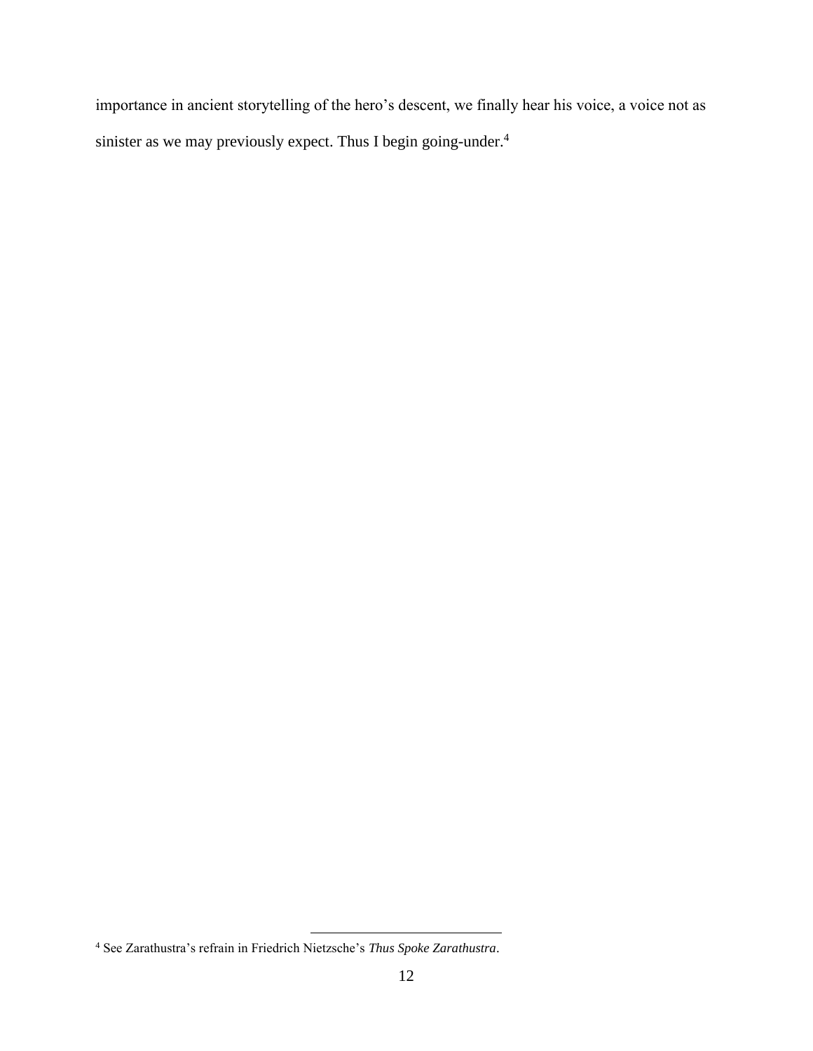importance in ancient storytelling of the hero's descent, we finally hear his voice, a voice not as sinister as we may previously expect. Thus I begin going-under.[4]

[4] See Zarathustra's refrain in Friedrich Nietzsche's *Thus Spoke Zarathustra*.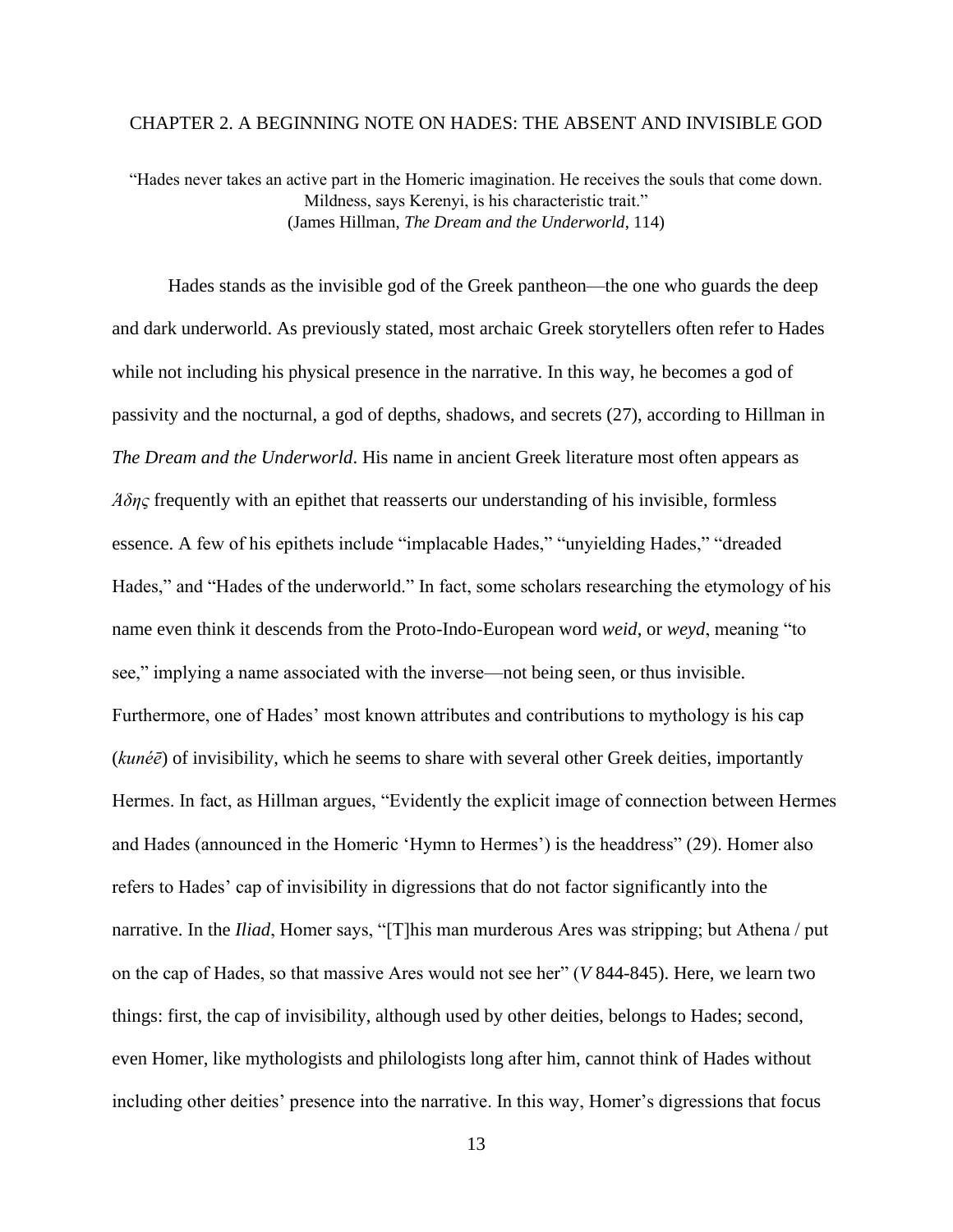## CHAPTER 2. A BEGINNING NOTE ON HADES: THE ABSENT AND INVISIBLE GOD

"Hades never takes an active part in the Homeric imagination. He receives the souls that come down. Mildness, says Kerenyi, is his characteristic trait."
(James Hillman, *The Dream and the Underworld*, 114)

Hades stands as the invisible god of the Greek pantheon—the one who guards the deep and dark underworld. As previously stated, most archaic Greek storytellers often refer to Hades while not including his physical presence in the narrative. In this way, he becomes a god of passivity and the nocturnal, a god of depths, shadows, and secrets (27), according to Hillman in *The Dream and the Underworld*. His name in ancient Greek literature most often appears as *Ἅιδης* frequently with an epithet that reasserts our understanding of his invisible, formless essence. A few of his epithets include "implacable Hades," "unyielding Hades," "dreaded Hades," and "Hades of the underworld." In fact, some scholars researching the etymology of his name even think it descends from the Proto-Indo-European word *weid*, or *weyd*, meaning "to see," implying a name associated with the inverse—not being seen, or thus invisible. Furthermore, one of Hades' most known attributes and contributions to mythology is his cap (*kunéē*) of invisibility, which he seems to share with several other Greek deities, importantly Hermes. In fact, as Hillman argues, "Evidently the explicit image of connection between Hermes and Hades (announced in the Homeric 'Hymn to Hermes') is the headdress" (29). Homer also refers to Hades' cap of invisibility in digressions that do not factor significantly into the narrative. In the *Iliad*, Homer says, "[T]his man murderous Ares was stripping; but Athena / put on the cap of Hades, so that massive Ares would not see her" (*V* 844-845). Here, we learn two things: first, the cap of invisibility, although used by other deities, belongs to Hades; second, even Homer, like mythologists and philologists long after him, cannot think of Hades without including other deities' presence into the narrative. In this way, Homer's digressions that focus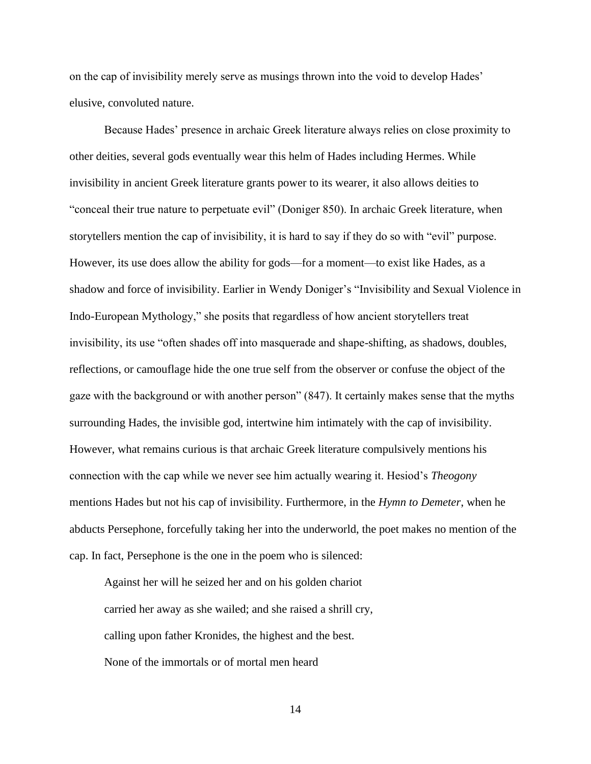on the cap of invisibility merely serve as musings thrown into the void to develop Hades' elusive, convoluted nature.

Because Hades' presence in archaic Greek literature always relies on close proximity to other deities, several gods eventually wear this helm of Hades including Hermes. While invisibility in ancient Greek literature grants power to its wearer, it also allows deities to "conceal their true nature to perpetuate evil" (Doniger 850). In archaic Greek literature, when storytellers mention the cap of invisibility, it is hard to say if they do so with "evil" purpose. However, its use does allow the ability for gods—for a moment—to exist like Hades, as a shadow and force of invisibility. Earlier in Wendy Doniger's "Invisibility and Sexual Violence in Indo-European Mythology," she posits that regardless of how ancient storytellers treat invisibility, its use "often shades off into masquerade and shape-shifting, as shadows, doubles, reflections, or camouflage hide the one true self from the observer or confuse the object of the gaze with the background or with another person" (847). It certainly makes sense that the myths surrounding Hades, the invisible god, intertwine him intimately with the cap of invisibility. However, what remains curious is that archaic Greek literature compulsively mentions his connection with the cap while we never see him actually wearing it. Hesiod's *Theogony* mentions Hades but not his cap of invisibility. Furthermore, in the *Hymn to Demeter*, when he abducts Persephone, forcefully taking her into the underworld, the poet makes no mention of the cap. In fact, Persephone is the one in the poem who is silenced:

> Against her will he seized her and on his golden chariot
> carried her away as she wailed; and she raised a shrill cry,
> calling upon father Kronides, the highest and the best.
> None of the immortals or of mortal men heard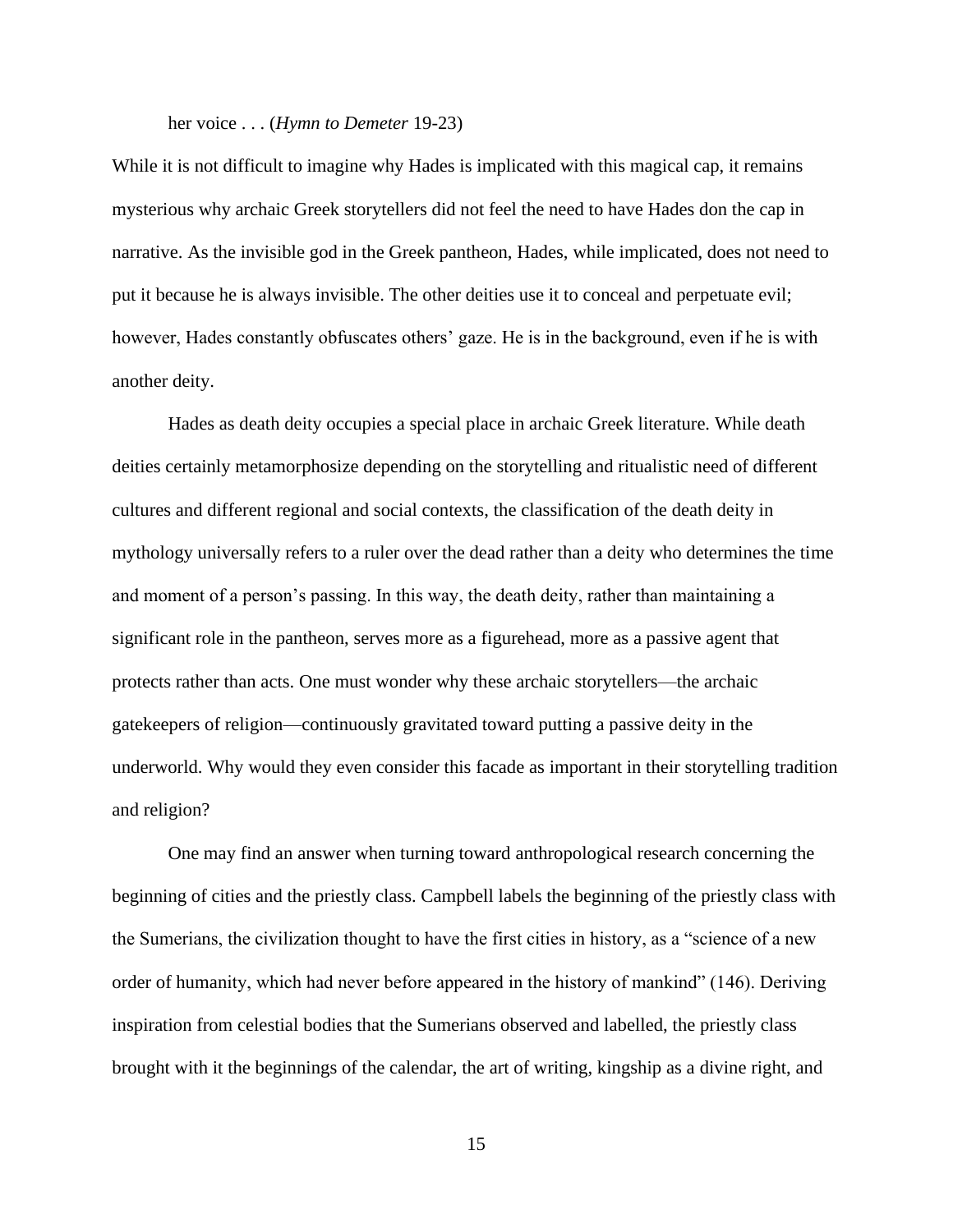her voice . . . (*Hymn to Demeter* 19-23)

While it is not difficult to imagine why Hades is implicated with this magical cap, it remains mysterious why archaic Greek storytellers did not feel the need to have Hades don the cap in narrative. As the invisible god in the Greek pantheon, Hades, while implicated, does not need to put it because he is always invisible. The other deities use it to conceal and perpetuate evil; however, Hades constantly obfuscates others' gaze. He is in the background, even if he is with another deity.

Hades as death deity occupies a special place in archaic Greek literature. While death deities certainly metamorphosize depending on the storytelling and ritualistic need of different cultures and different regional and social contexts, the classification of the death deity in mythology universally refers to a ruler over the dead rather than a deity who determines the time and moment of a person's passing. In this way, the death deity, rather than maintaining a significant role in the pantheon, serves more as a figurehead, more as a passive agent that protects rather than acts. One must wonder why these archaic storytellers—the archaic gatekeepers of religion—continuously gravitated toward putting a passive deity in the underworld. Why would they even consider this facade as important in their storytelling tradition and religion?

One may find an answer when turning toward anthropological research concerning the beginning of cities and the priestly class. Campbell labels the beginning of the priestly class with the Sumerians, the civilization thought to have the first cities in history, as a "science of a new order of humanity, which had never before appeared in the history of mankind" (146). Deriving inspiration from celestial bodies that the Sumerians observed and labelled, the priestly class brought with it the beginnings of the calendar, the art of writing, kingship as a divine right, and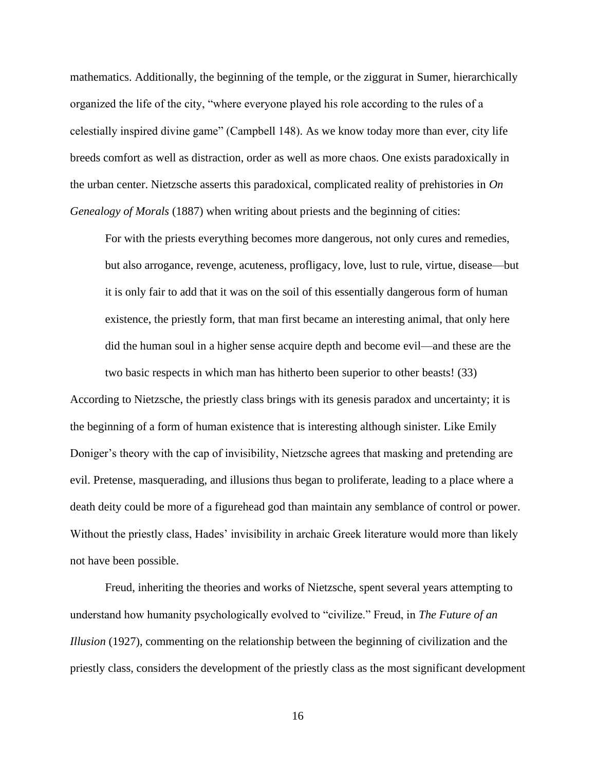mathematics. Additionally, the beginning of the temple, or the ziggurat in Sumer, hierarchically organized the life of the city, "where everyone played his role according to the rules of a celestially inspired divine game" (Campbell 148). As we know today more than ever, city life breeds comfort as well as distraction, order as well as more chaos. One exists paradoxically in the urban center. Nietzsche asserts this paradoxical, complicated reality of prehistories in *On Genealogy of Morals* (1887) when writing about priests and the beginning of cities:

> For with the priests everything becomes more dangerous, not only cures and remedies, but also arrogance, revenge, acuteness, profligacy, love, lust to rule, virtue, disease—but it is only fair to add that it was on the soil of this essentially dangerous form of human existence, the priestly form, that man first became an interesting animal, that only here did the human soul in a higher sense acquire depth and become evil—and these are the two basic respects in which man has hitherto been superior to other beasts! (33)

According to Nietzsche, the priestly class brings with its genesis paradox and uncertainty; it is the beginning of a form of human existence that is interesting although sinister. Like Emily Doniger's theory with the cap of invisibility, Nietzsche agrees that masking and pretending are evil. Pretense, masquerading, and illusions thus began to proliferate, leading to a place where a death deity could be more of a figurehead god than maintain any semblance of control or power. Without the priestly class, Hades' invisibility in archaic Greek literature would more than likely not have been possible.

Freud, inheriting the theories and works of Nietzsche, spent several years attempting to understand how humanity psychologically evolved to "civilize." Freud, in *The Future of an Illusion* (1927), commenting on the relationship between the beginning of civilization and the priestly class, considers the development of the priestly class as the most significant development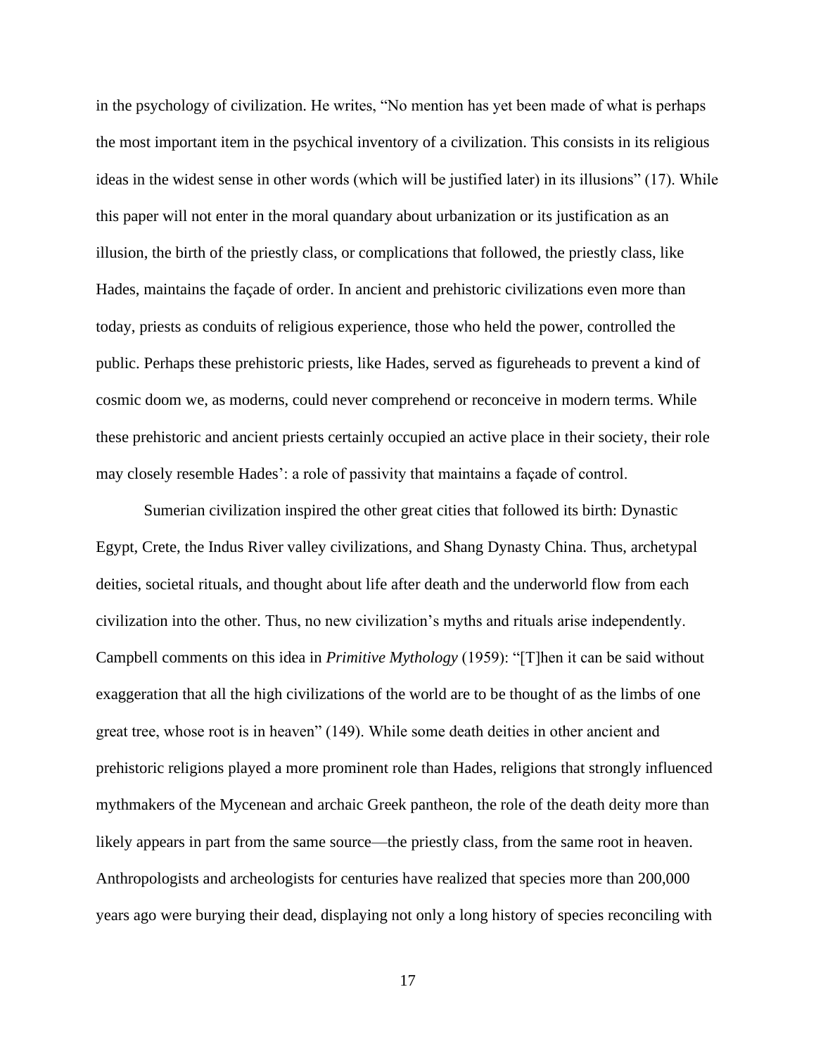in the psychology of civilization. He writes, "No mention has yet been made of what is perhaps the most important item in the psychical inventory of a civilization. This consists in its religious ideas in the widest sense in other words (which will be justified later) in its illusions" (17). While this paper will not enter in the moral quandary about urbanization or its justification as an illusion, the birth of the priestly class, or complications that followed, the priestly class, like Hades, maintains the façade of order. In ancient and prehistoric civilizations even more than today, priests as conduits of religious experience, those who held the power, controlled the public. Perhaps these prehistoric priests, like Hades, served as figureheads to prevent a kind of cosmic doom we, as moderns, could never comprehend or reconceive in modern terms. While these prehistoric and ancient priests certainly occupied an active place in their society, their role may closely resemble Hades': a role of passivity that maintains a façade of control.

Sumerian civilization inspired the other great cities that followed its birth: Dynastic Egypt, Crete, the Indus River valley civilizations, and Shang Dynasty China. Thus, archetypal deities, societal rituals, and thought about life after death and the underworld flow from each civilization into the other. Thus, no new civilization's myths and rituals arise independently. Campbell comments on this idea in *Primitive Mythology* (1959): "[T]hen it can be said without exaggeration that all the high civilizations of the world are to be thought of as the limbs of one great tree, whose root is in heaven" (149). While some death deities in other ancient and prehistoric religions played a more prominent role than Hades, religions that strongly influenced mythmakers of the Mycenean and archaic Greek pantheon, the role of the death deity more than likely appears in part from the same source—the priestly class, from the same root in heaven. Anthropologists and archeologists for centuries have realized that species more than 200,000 years ago were burying their dead, displaying not only a long history of species reconciling with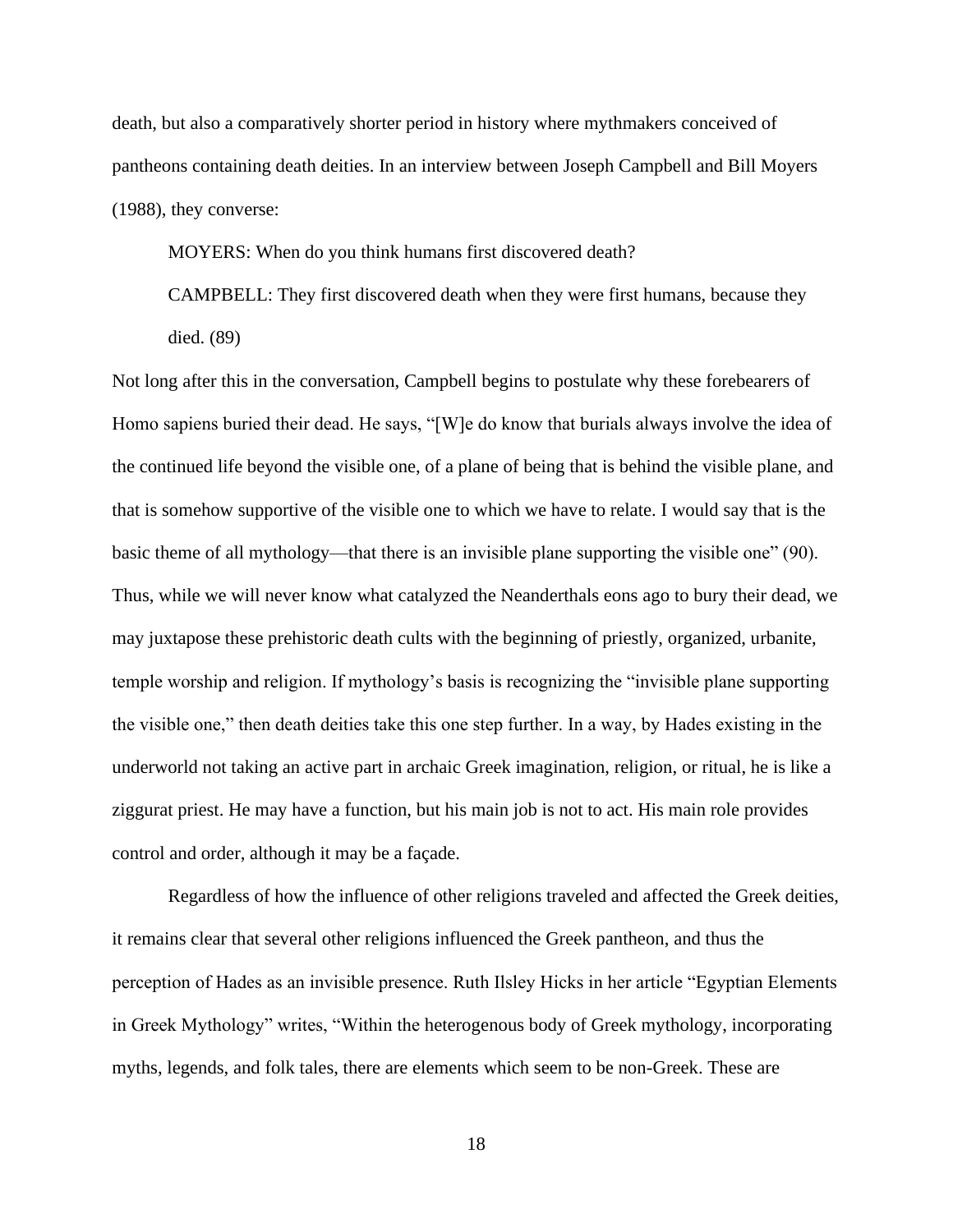death, but also a comparatively shorter period in history where mythmakers conceived of pantheons containing death deities. In an interview between Joseph Campbell and Bill Moyers (1988), they converse:

> MOYERS: When do you think humans first discovered death?
>
> CAMPBELL: They first discovered death when they were first humans, because they died. (89)

Not long after this in the conversation, Campbell begins to postulate why these forebearers of Homo sapiens buried their dead. He says, "[W]e do know that burials always involve the idea of the continued life beyond the visible one, of a plane of being that is behind the visible plane, and that is somehow supportive of the visible one to which we have to relate. I would say that is the basic theme of all mythology—that there is an invisible plane supporting the visible one" (90). Thus, while we will never know what catalyzed the Neanderthals eons ago to bury their dead, we may juxtapose these prehistoric death cults with the beginning of priestly, organized, urbanite, temple worship and religion. If mythology's basis is recognizing the "invisible plane supporting the visible one," then death deities take this one step further. In a way, by Hades existing in the underworld not taking an active part in archaic Greek imagination, religion, or ritual, he is like a ziggurat priest. He may have a function, but his main job is not to act. His main role provides control and order, although it may be a façade.

Regardless of how the influence of other religions traveled and affected the Greek deities, it remains clear that several other religions influenced the Greek pantheon, and thus the perception of Hades as an invisible presence. Ruth Ilsley Hicks in her article "Egyptian Elements in Greek Mythology" writes, "Within the heterogenous body of Greek mythology, incorporating myths, legends, and folk tales, there are elements which seem to be non-Greek. These are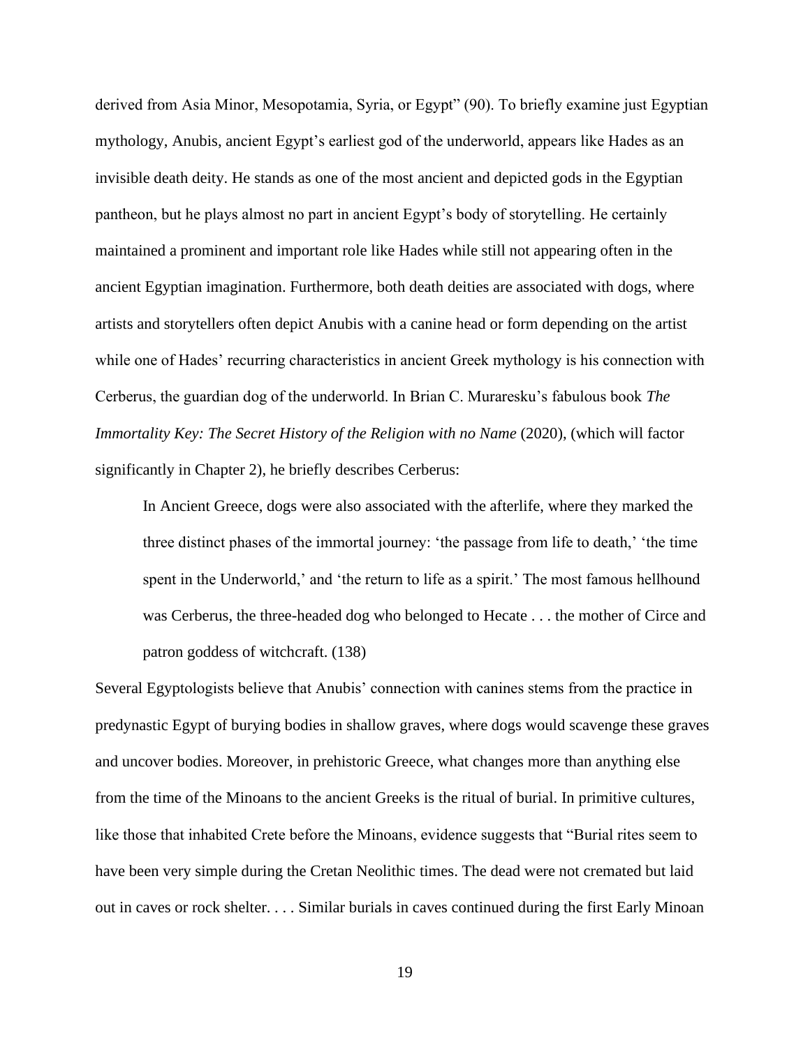derived from Asia Minor, Mesopotamia, Syria, or Egypt" (90). To briefly examine just Egyptian mythology, Anubis, ancient Egypt's earliest god of the underworld, appears like Hades as an invisible death deity. He stands as one of the most ancient and depicted gods in the Egyptian pantheon, but he plays almost no part in ancient Egypt's body of storytelling. He certainly maintained a prominent and important role like Hades while still not appearing often in the ancient Egyptian imagination. Furthermore, both death deities are associated with dogs, where artists and storytellers often depict Anubis with a canine head or form depending on the artist while one of Hades' recurring characteristics in ancient Greek mythology is his connection with Cerberus, the guardian dog of the underworld. In Brian C. Muraresku's fabulous book *The Immortality Key: The Secret History of the Religion with no Name* (2020), (which will factor significantly in Chapter 2), he briefly describes Cerberus:

> In Ancient Greece, dogs were also associated with the afterlife, where they marked the three distinct phases of the immortal journey: 'the passage from life to death,' 'the time spent in the Underworld,' and 'the return to life as a spirit.' The most famous hellhound was Cerberus, the three-headed dog who belonged to Hecate . . . the mother of Circe and patron goddess of witchcraft. (138)

Several Egyptologists believe that Anubis' connection with canines stems from the practice in predynastic Egypt of burying bodies in shallow graves, where dogs would scavenge these graves and uncover bodies. Moreover, in prehistoric Greece, what changes more than anything else from the time of the Minoans to the ancient Greeks is the ritual of burial. In primitive cultures, like those that inhabited Crete before the Minoans, evidence suggests that "Burial rites seem to have been very simple during the Cretan Neolithic times. The dead were not cremated but laid out in caves or rock shelter. . . . Similar burials in caves continued during the first Early Minoan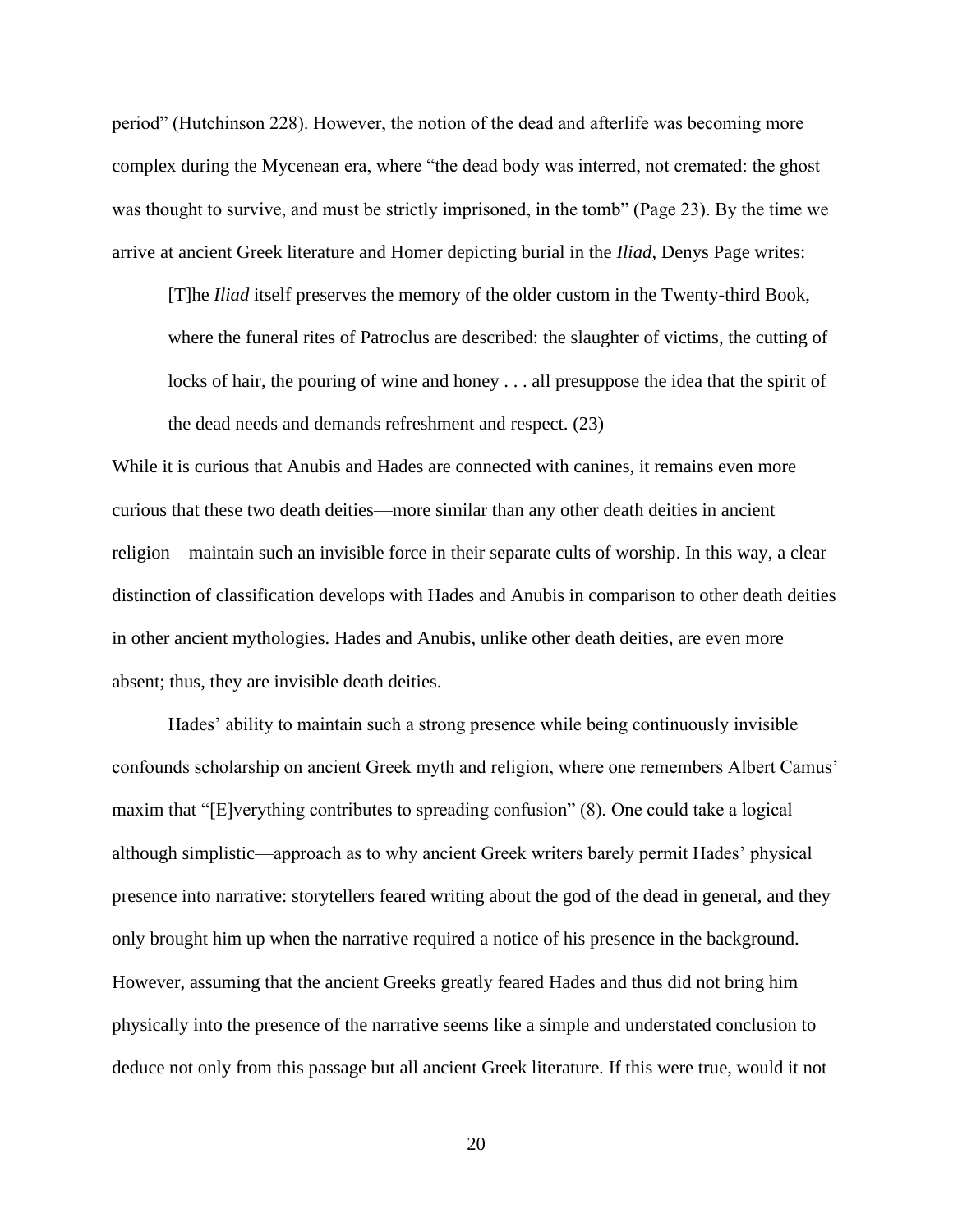period" (Hutchinson 228). However, the notion of the dead and afterlife was becoming more complex during the Mycenean era, where "the dead body was interred, not cremated: the ghost was thought to survive, and must be strictly imprisoned, in the tomb" (Page 23). By the time we arrive at ancient Greek literature and Homer depicting burial in the *Iliad*, Denys Page writes:

> [T]he *Iliad* itself preserves the memory of the older custom in the Twenty-third Book, where the funeral rites of Patroclus are described: the slaughter of victims, the cutting of locks of hair, the pouring of wine and honey . . . all presuppose the idea that the spirit of the dead needs and demands refreshment and respect. (23)

While it is curious that Anubis and Hades are connected with canines, it remains even more curious that these two death deities—more similar than any other death deities in ancient religion—maintain such an invisible force in their separate cults of worship. In this way, a clear distinction of classification develops with Hades and Anubis in comparison to other death deities in other ancient mythologies. Hades and Anubis, unlike other death deities, are even more absent; thus, they are invisible death deities.

Hades' ability to maintain such a strong presence while being continuously invisible confounds scholarship on ancient Greek myth and religion, where one remembers Albert Camus' maxim that "[E]verything contributes to spreading confusion" (8). One could take a logical—although simplistic—approach as to why ancient Greek writers barely permit Hades' physical presence into narrative: storytellers feared writing about the god of the dead in general, and they only brought him up when the narrative required a notice of his presence in the background. However, assuming that the ancient Greeks greatly feared Hades and thus did not bring him physically into the presence of the narrative seems like a simple and understated conclusion to deduce not only from this passage but all ancient Greek literature. If this were true, would it not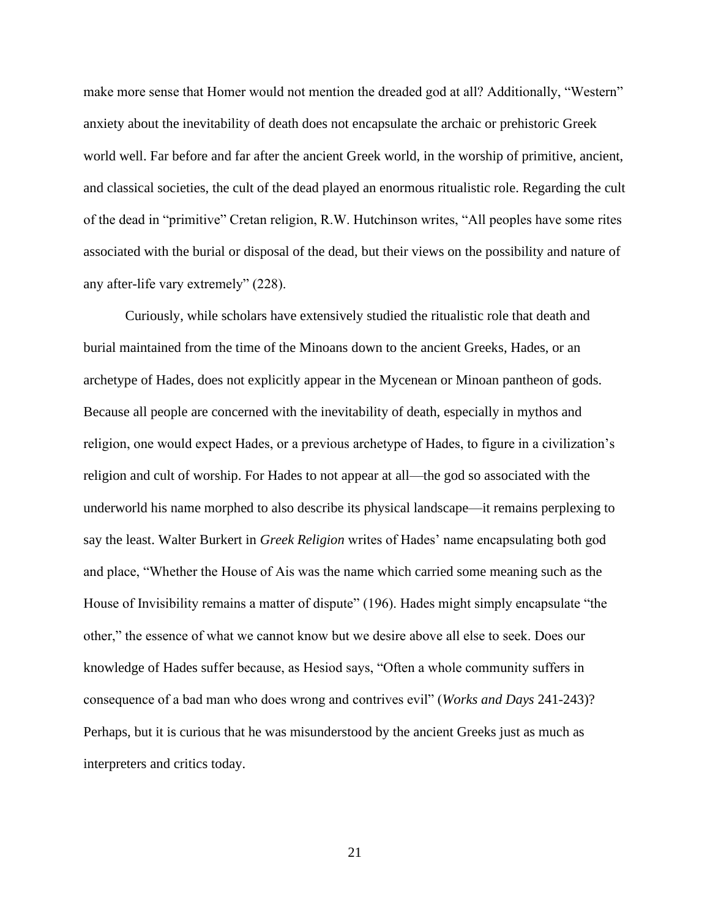make more sense that Homer would not mention the dreaded god at all? Additionally, "Western" anxiety about the inevitability of death does not encapsulate the archaic or prehistoric Greek world well. Far before and far after the ancient Greek world, in the worship of primitive, ancient, and classical societies, the cult of the dead played an enormous ritualistic role. Regarding the cult of the dead in "primitive" Cretan religion, R.W. Hutchinson writes, "All peoples have some rites associated with the burial or disposal of the dead, but their views on the possibility and nature of any after-life vary extremely" (228).

Curiously, while scholars have extensively studied the ritualistic role that death and burial maintained from the time of the Minoans down to the ancient Greeks, Hades, or an archetype of Hades, does not explicitly appear in the Mycenean or Minoan pantheon of gods. Because all people are concerned with the inevitability of death, especially in mythos and religion, one would expect Hades, or a previous archetype of Hades, to figure in a civilization's religion and cult of worship. For Hades to not appear at all—the god so associated with the underworld his name morphed to also describe its physical landscape—it remains perplexing to say the least. Walter Burkert in *Greek Religion* writes of Hades' name encapsulating both god and place, "Whether the House of Ais was the name which carried some meaning such as the House of Invisibility remains a matter of dispute" (196). Hades might simply encapsulate "the other," the essence of what we cannot know but we desire above all else to seek. Does our knowledge of Hades suffer because, as Hesiod says, "Often a whole community suffers in consequence of a bad man who does wrong and contrives evil" (*Works and Days* 241-243)? Perhaps, but it is curious that he was misunderstood by the ancient Greeks just as much as interpreters and critics today.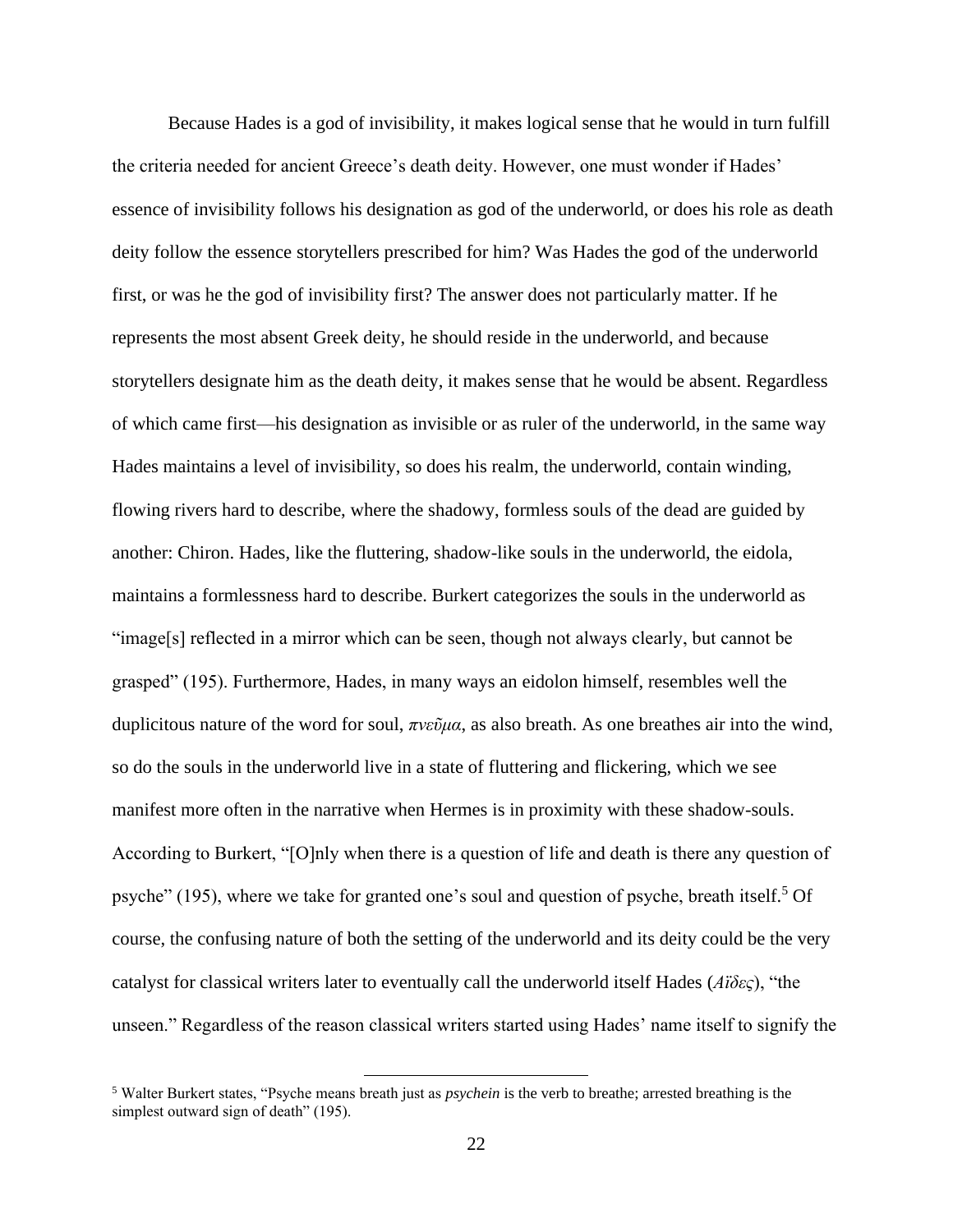Because Hades is a god of invisibility, it makes logical sense that he would in turn fulfill the criteria needed for ancient Greece's death deity. However, one must wonder if Hades' essence of invisibility follows his designation as god of the underworld, or does his role as death deity follow the essence storytellers prescribed for him? Was Hades the god of the underworld first, or was he the god of invisibility first? The answer does not particularly matter. If he represents the most absent Greek deity, he should reside in the underworld, and because storytellers designate him as the death deity, it makes sense that he would be absent. Regardless of which came first—his designation as invisible or as ruler of the underworld, in the same way Hades maintains a level of invisibility, so does his realm, the underworld, contain winding, flowing rivers hard to describe, where the shadowy, formless souls of the dead are guided by another: Chiron. Hades, like the fluttering, shadow-like souls in the underworld, the eidola, maintains a formlessness hard to describe. Burkert categorizes the souls in the underworld as "image[s] reflected in a mirror which can be seen, though not always clearly, but cannot be grasped" (195). Furthermore, Hades, in many ways an eidolon himself, resembles well the duplicitous nature of the word for soul, *πνεῦμα*, as also breath. As one breathes air into the wind, so do the souls in the underworld live in a state of fluttering and flickering, which we see manifest more often in the narrative when Hermes is in proximity with these shadow-souls. According to Burkert, "[O]nly when there is a question of life and death is there any question of psyche" (195), where we take for granted one's soul and question of psyche, breath itself.[5] Of course, the confusing nature of both the setting of the underworld and its deity could be the very catalyst for classical writers later to eventually call the underworld itself Hades (*Aΐδες*), "the unseen." Regardless of the reason classical writers started using Hades' name itself to signify the

---

[5] Walter Burkert states, "Psyche means breath just as *psychein* is the verb to breathe; arrested breathing is the simplest outward sign of death" (195).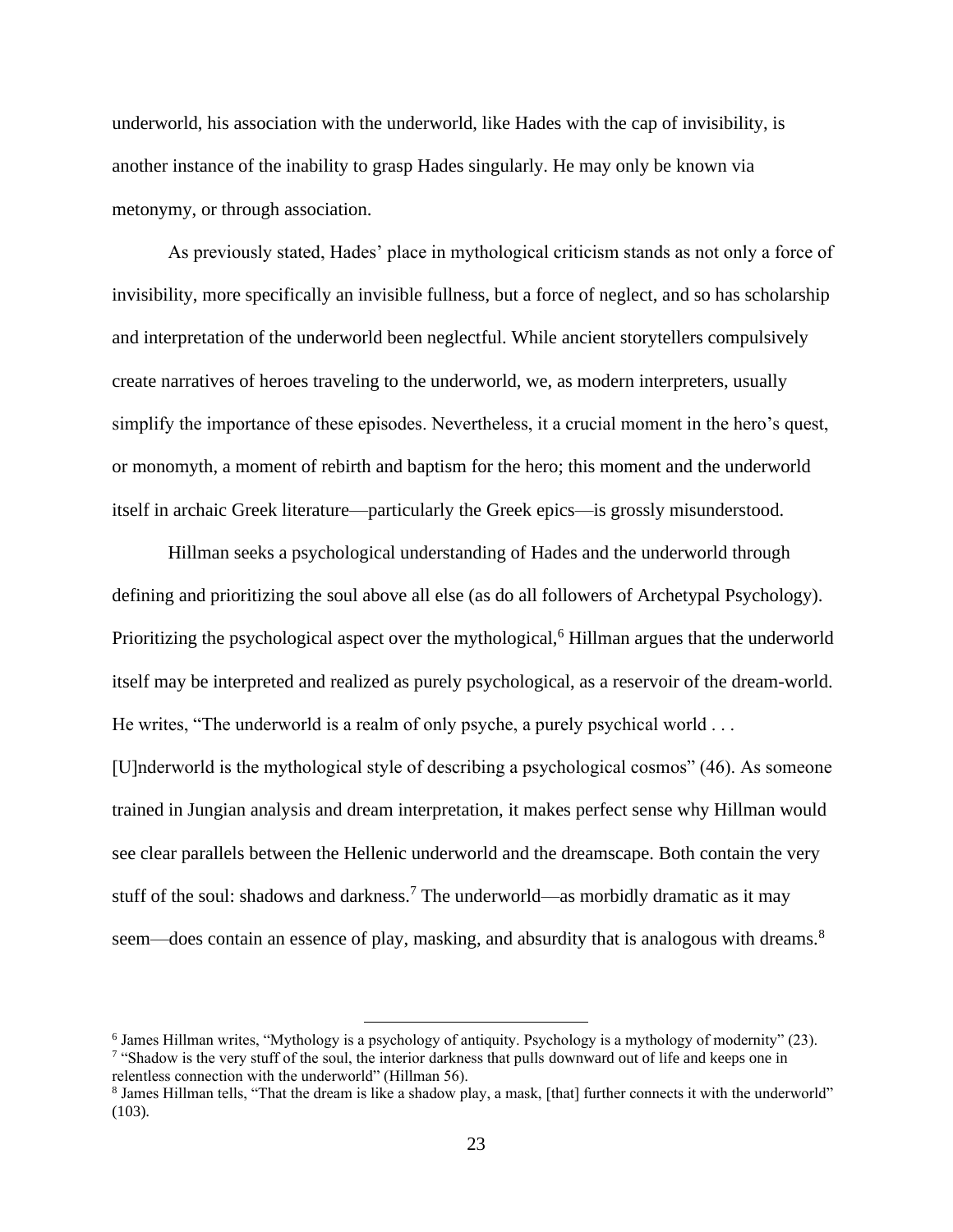underworld, his association with the underworld, like Hades with the cap of invisibility, is another instance of the inability to grasp Hades singularly. He may only be known via metonymy, or through association.

As previously stated, Hades' place in mythological criticism stands as not only a force of invisibility, more specifically an invisible fullness, but a force of neglect, and so has scholarship and interpretation of the underworld been neglectful. While ancient storytellers compulsively create narratives of heroes traveling to the underworld, we, as modern interpreters, usually simplify the importance of these episodes. Nevertheless, it a crucial moment in the hero's quest, or monomyth, a moment of rebirth and baptism for the hero; this moment and the underworld itself in archaic Greek literature—particularly the Greek epics—is grossly misunderstood.

Hillman seeks a psychological understanding of Hades and the underworld through defining and prioritizing the soul above all else (as do all followers of Archetypal Psychology). Prioritizing the psychological aspect over the mythological,[6] Hillman argues that the underworld itself may be interpreted and realized as purely psychological, as a reservoir of the dream-world. He writes, "The underworld is a realm of only psyche, a purely psychical world . . . [U]nderworld is the mythological style of describing a psychological cosmos" (46). As someone trained in Jungian analysis and dream interpretation, it makes perfect sense why Hillman would see clear parallels between the Hellenic underworld and the dreamscape. Both contain the very stuff of the soul: shadows and darkness.[7] The underworld—as morbidly dramatic as it may seem—does contain an essence of play, masking, and absurdity that is analogous with dreams.[8]

---

[6] James Hillman writes, "Mythology is a psychology of antiquity. Psychology is a mythology of modernity" (23).

[7] "Shadow is the very stuff of the soul, the interior darkness that pulls downward out of life and keeps one in relentless connection with the underworld" (Hillman 56).

[8] James Hillman tells, "That the dream is like a shadow play, a mask, [that] further connects it with the underworld" (103).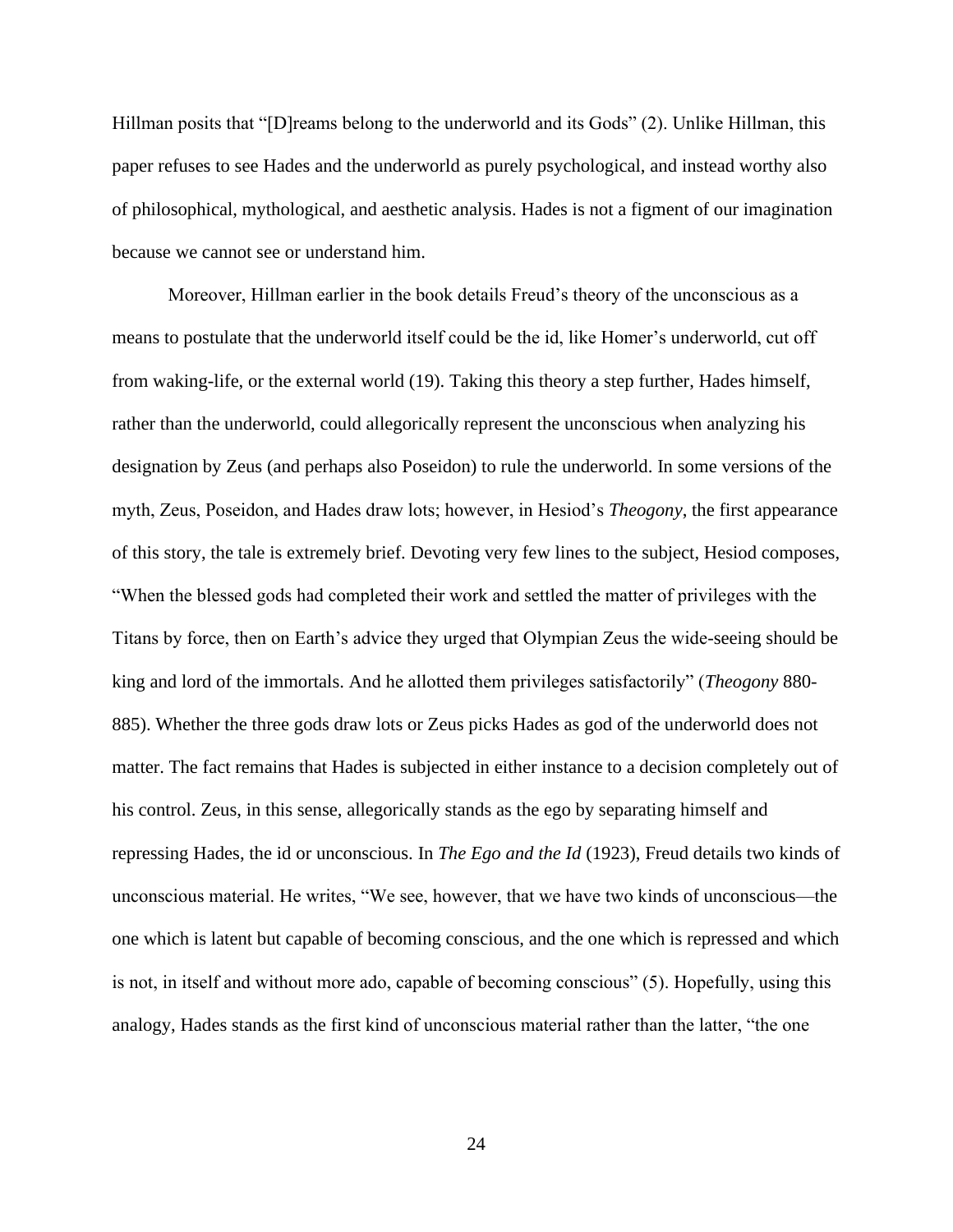Hillman posits that "[D]reams belong to the underworld and its Gods" (2). Unlike Hillman, this paper refuses to see Hades and the underworld as purely psychological, and instead worthy also of philosophical, mythological, and aesthetic analysis. Hades is not a figment of our imagination because we cannot see or understand him.

Moreover, Hillman earlier in the book details Freud's theory of the unconscious as a means to postulate that the underworld itself could be the id, like Homer's underworld, cut off from waking-life, or the external world (19). Taking this theory a step further, Hades himself, rather than the underworld, could allegorically represent the unconscious when analyzing his designation by Zeus (and perhaps also Poseidon) to rule the underworld. In some versions of the myth, Zeus, Poseidon, and Hades draw lots; however, in Hesiod's *Theogony*, the first appearance of this story, the tale is extremely brief. Devoting very few lines to the subject, Hesiod composes, "When the blessed gods had completed their work and settled the matter of privileges with the Titans by force, then on Earth's advice they urged that Olympian Zeus the wide-seeing should be king and lord of the immortals. And he allotted them privileges satisfactorily" (*Theogony* 880-885). Whether the three gods draw lots or Zeus picks Hades as god of the underworld does not matter. The fact remains that Hades is subjected in either instance to a decision completely out of his control. Zeus, in this sense, allegorically stands as the ego by separating himself and repressing Hades, the id or unconscious. In *The Ego and the Id* (1923), Freud details two kinds of unconscious material. He writes, "We see, however, that we have two kinds of unconscious—the one which is latent but capable of becoming conscious, and the one which is repressed and which is not, in itself and without more ado, capable of becoming conscious" (5). Hopefully, using this analogy, Hades stands as the first kind of unconscious material rather than the latter, "the one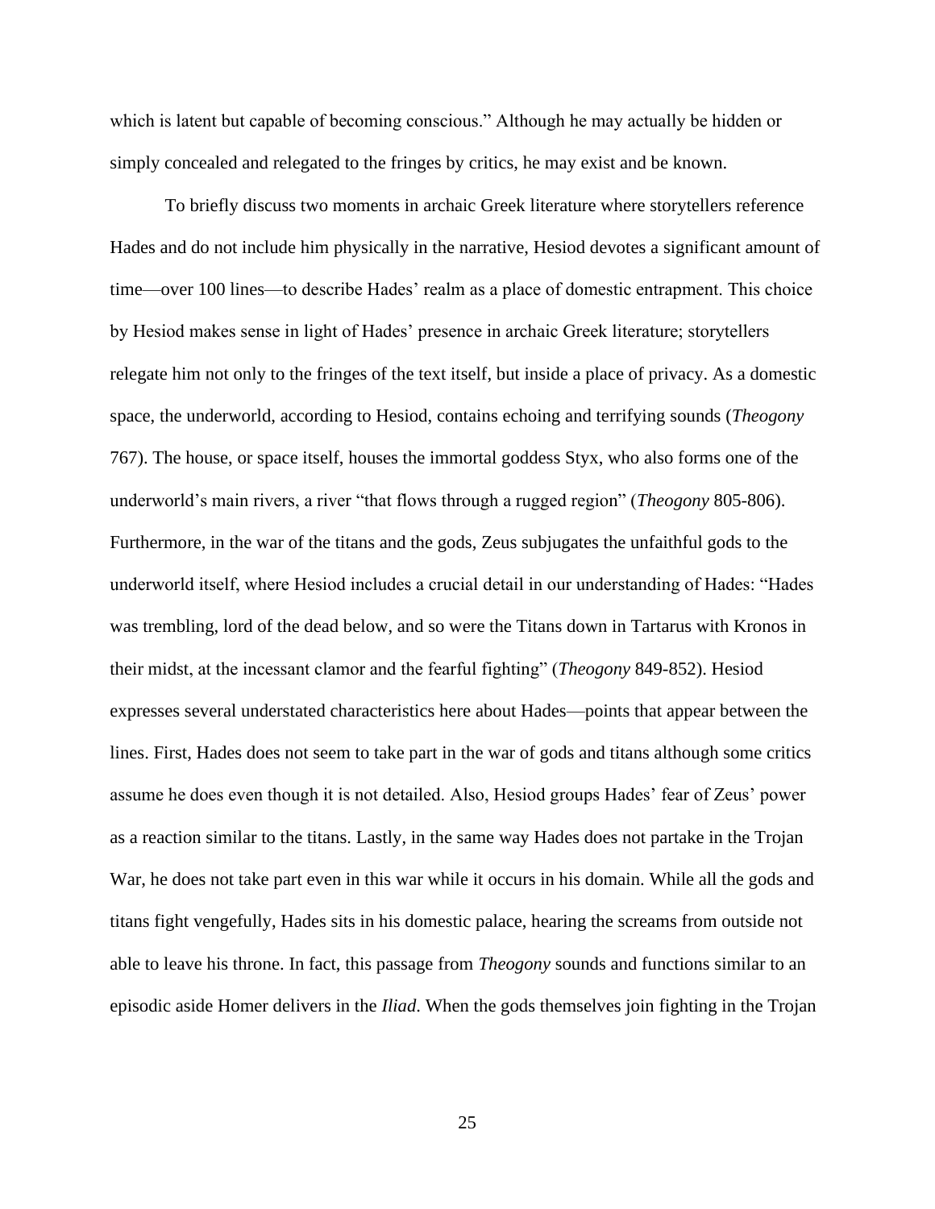which is latent but capable of becoming conscious." Although he may actually be hidden or simply concealed and relegated to the fringes by critics, he may exist and be known.

To briefly discuss two moments in archaic Greek literature where storytellers reference Hades and do not include him physically in the narrative, Hesiod devotes a significant amount of time—over 100 lines—to describe Hades' realm as a place of domestic entrapment. This choice by Hesiod makes sense in light of Hades' presence in archaic Greek literature; storytellers relegate him not only to the fringes of the text itself, but inside a place of privacy. As a domestic space, the underworld, according to Hesiod, contains echoing and terrifying sounds (*Theogony* 767). The house, or space itself, houses the immortal goddess Styx, who also forms one of the underworld's main rivers, a river "that flows through a rugged region" (*Theogony* 805-806). Furthermore, in the war of the titans and the gods, Zeus subjugates the unfaithful gods to the underworld itself, where Hesiod includes a crucial detail in our understanding of Hades: "Hades was trembling, lord of the dead below, and so were the Titans down in Tartarus with Kronos in their midst, at the incessant clamor and the fearful fighting" (*Theogony* 849-852). Hesiod expresses several understated characteristics here about Hades—points that appear between the lines. First, Hades does not seem to take part in the war of gods and titans although some critics assume he does even though it is not detailed. Also, Hesiod groups Hades' fear of Zeus' power as a reaction similar to the titans. Lastly, in the same way Hades does not partake in the Trojan War, he does not take part even in this war while it occurs in his domain. While all the gods and titans fight vengefully, Hades sits in his domestic palace, hearing the screams from outside not able to leave his throne. In fact, this passage from *Theogony* sounds and functions similar to an episodic aside Homer delivers in the *Iliad*. When the gods themselves join fighting in the Trojan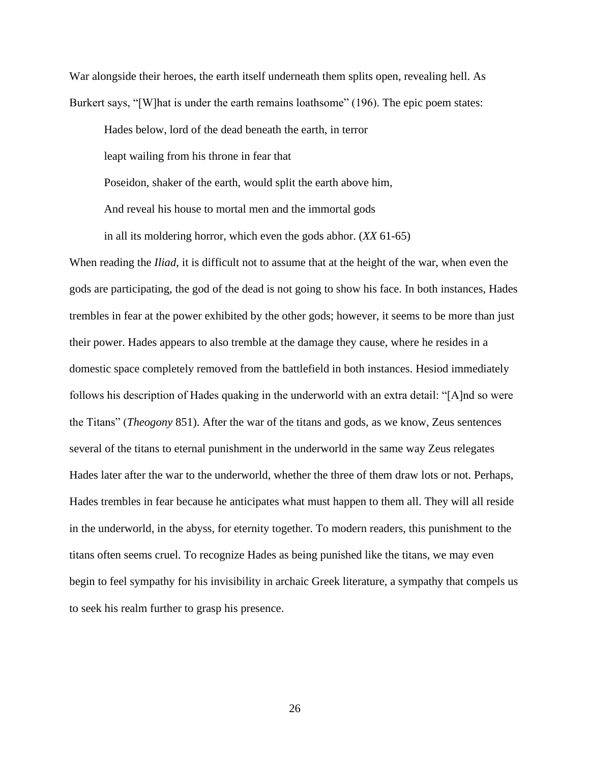War alongside their heroes, the earth itself underneath them splits open, revealing hell. As Burkert says, "[W]hat is under the earth remains loathsome" (196). The epic poem states:

> Hades below, lord of the dead beneath the earth, in terror
> leapt wailing from his throne in fear that
> Poseidon, shaker of the earth, would split the earth above him,
> And reveal his house to mortal men and the immortal gods
> in all its moldering horror, which even the gods abhor. (*XX* 61-65)

When reading the *Iliad*, it is difficult not to assume that at the height of the war, when even the gods are participating, the god of the dead is not going to show his face. In both instances, Hades trembles in fear at the power exhibited by the other gods; however, it seems to be more than just their power. Hades appears to also tremble at the damage they cause, where he resides in a domestic space completely removed from the battlefield in both instances. Hesiod immediately follows his description of Hades quaking in the underworld with an extra detail: "[A]nd so were the Titans" (*Theogony* 851). After the war of the titans and gods, as we know, Zeus sentences several of the titans to eternal punishment in the underworld in the same way Zeus relegates Hades later after the war to the underworld, whether the three of them draw lots or not. Perhaps, Hades trembles in fear because he anticipates what must happen to them all. They will all reside in the underworld, in the abyss, for eternity together. To modern readers, this punishment to the titans often seems cruel. To recognize Hades as being punished like the titans, we may even begin to feel sympathy for his invisibility in archaic Greek literature, a sympathy that compels us to seek his realm further to grasp his presence.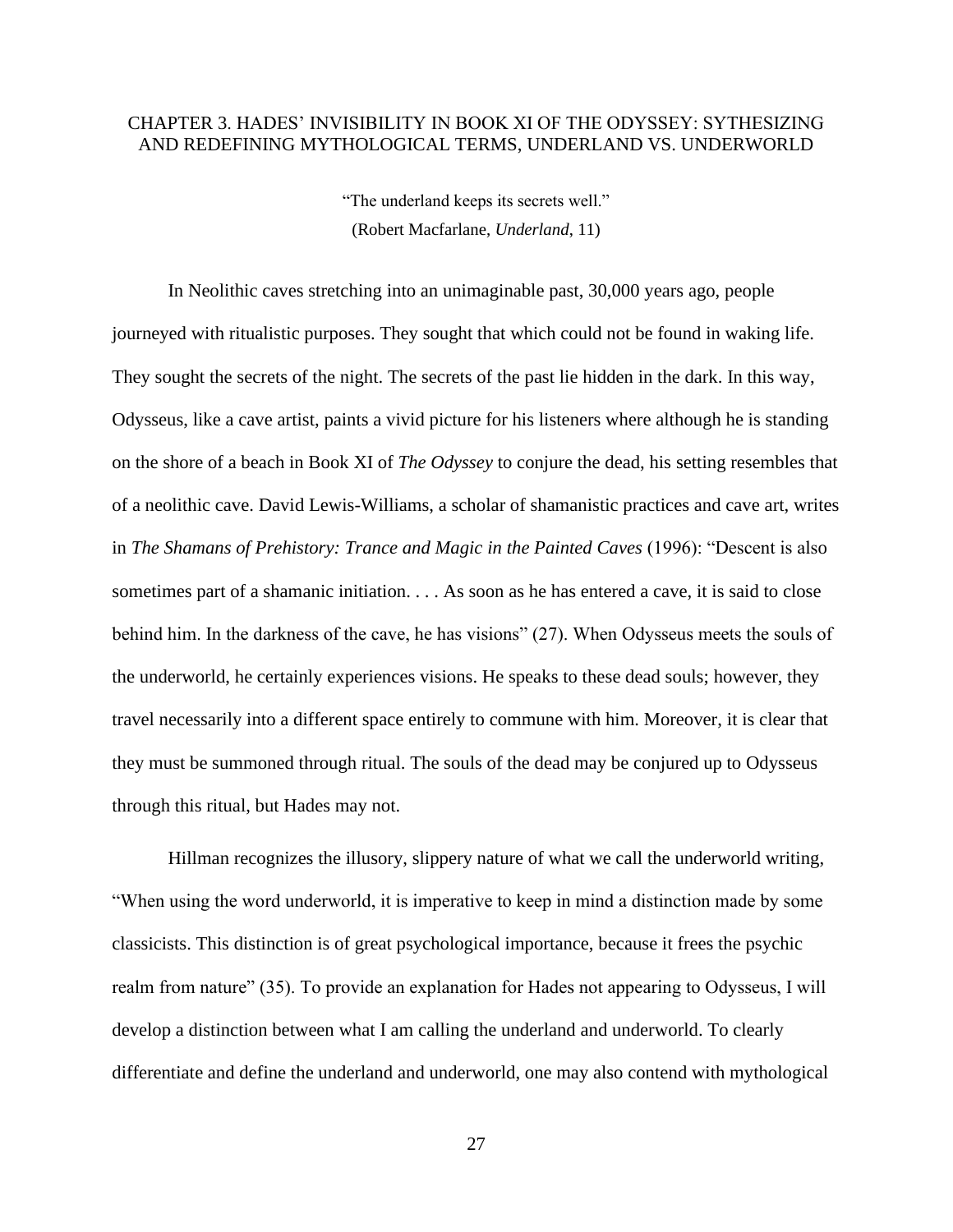# CHAPTER 3. HADES' INVISIBILITY IN BOOK XI OF THE ODYSSEY: SYTHESIZING AND REDEFINING MYTHOLOGICAL TERMS, UNDERLAND VS. UNDERWORLD

"The underland keeps its secrets well."
(Robert Macfarlane, *Underland*, 11)

In Neolithic caves stretching into an unimaginable past, 30,000 years ago, people journeyed with ritualistic purposes. They sought that which could not be found in waking life. They sought the secrets of the night. The secrets of the past lie hidden in the dark. In this way, Odysseus, like a cave artist, paints a vivid picture for his listeners where although he is standing on the shore of a beach in Book XI of *The Odyssey* to conjure the dead, his setting resembles that of a neolithic cave. David Lewis-Williams, a scholar of shamanistic practices and cave art, writes in *The Shamans of Prehistory: Trance and Magic in the Painted Caves* (1996): "Descent is also sometimes part of a shamanic initiation. . . . As soon as he has entered a cave, it is said to close behind him. In the darkness of the cave, he has visions" (27). When Odysseus meets the souls of the underworld, he certainly experiences visions. He speaks to these dead souls; however, they travel necessarily into a different space entirely to commune with him. Moreover, it is clear that they must be summoned through ritual. The souls of the dead may be conjured up to Odysseus through this ritual, but Hades may not.

Hillman recognizes the illusory, slippery nature of what we call the underworld writing, "When using the word underworld, it is imperative to keep in mind a distinction made by some classicists. This distinction is of great psychological importance, because it frees the psychic realm from nature" (35). To provide an explanation for Hades not appearing to Odysseus, I will develop a distinction between what I am calling the underland and underworld. To clearly differentiate and define the underland and underworld, one may also contend with mythological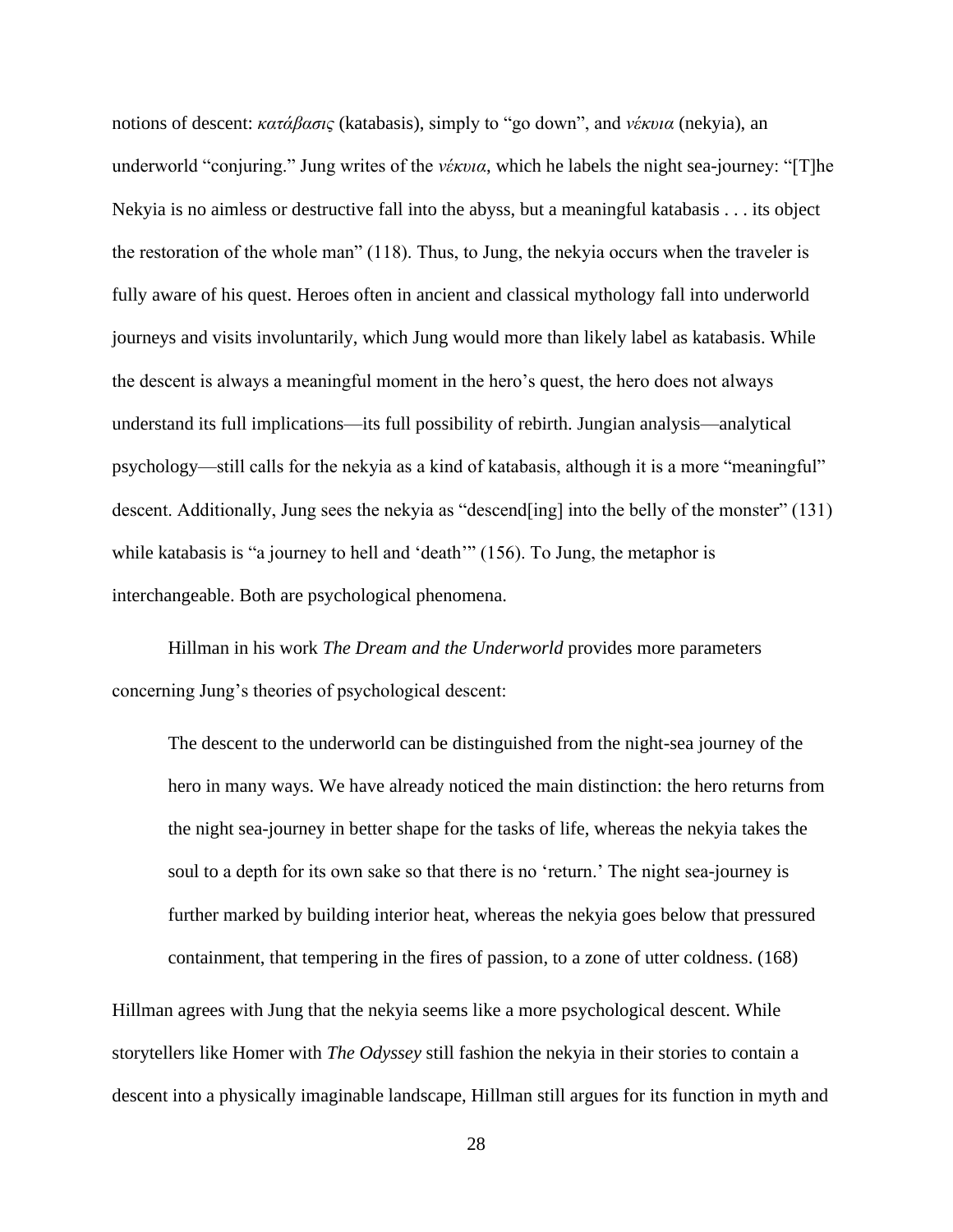notions of descent: *κατάβασις* (katabasis), simply to "go down", and *νέκυια* (nekyia), an underworld "conjuring." Jung writes of the *νέκυια*, which he labels the night sea-journey: "[T]he Nekyia is no aimless or destructive fall into the abyss, but a meaningful katabasis . . . its object the restoration of the whole man" (118). Thus, to Jung, the nekyia occurs when the traveler is fully aware of his quest. Heroes often in ancient and classical mythology fall into underworld journeys and visits involuntarily, which Jung would more than likely label as katabasis. While the descent is always a meaningful moment in the hero's quest, the hero does not always understand its full implications—its full possibility of rebirth. Jungian analysis—analytical psychology—still calls for the nekyia as a kind of katabasis, although it is a more "meaningful" descent. Additionally, Jung sees the nekyia as "descend[ing] into the belly of the monster" (131) while katabasis is "a journey to hell and 'death'" (156). To Jung, the metaphor is interchangeable. Both are psychological phenomena.

Hillman in his work *The Dream and the Underworld* provides more parameters concerning Jung's theories of psychological descent:

> The descent to the underworld can be distinguished from the night-sea journey of the hero in many ways. We have already noticed the main distinction: the hero returns from the night sea-journey in better shape for the tasks of life, whereas the nekyia takes the soul to a depth for its own sake so that there is no 'return.' The night sea-journey is further marked by building interior heat, whereas the nekyia goes below that pressured containment, that tempering in the fires of passion, to a zone of utter coldness. (168)

Hillman agrees with Jung that the nekyia seems like a more psychological descent. While storytellers like Homer with *The Odyssey* still fashion the nekyia in their stories to contain a descent into a physically imaginable landscape, Hillman still argues for its function in myth and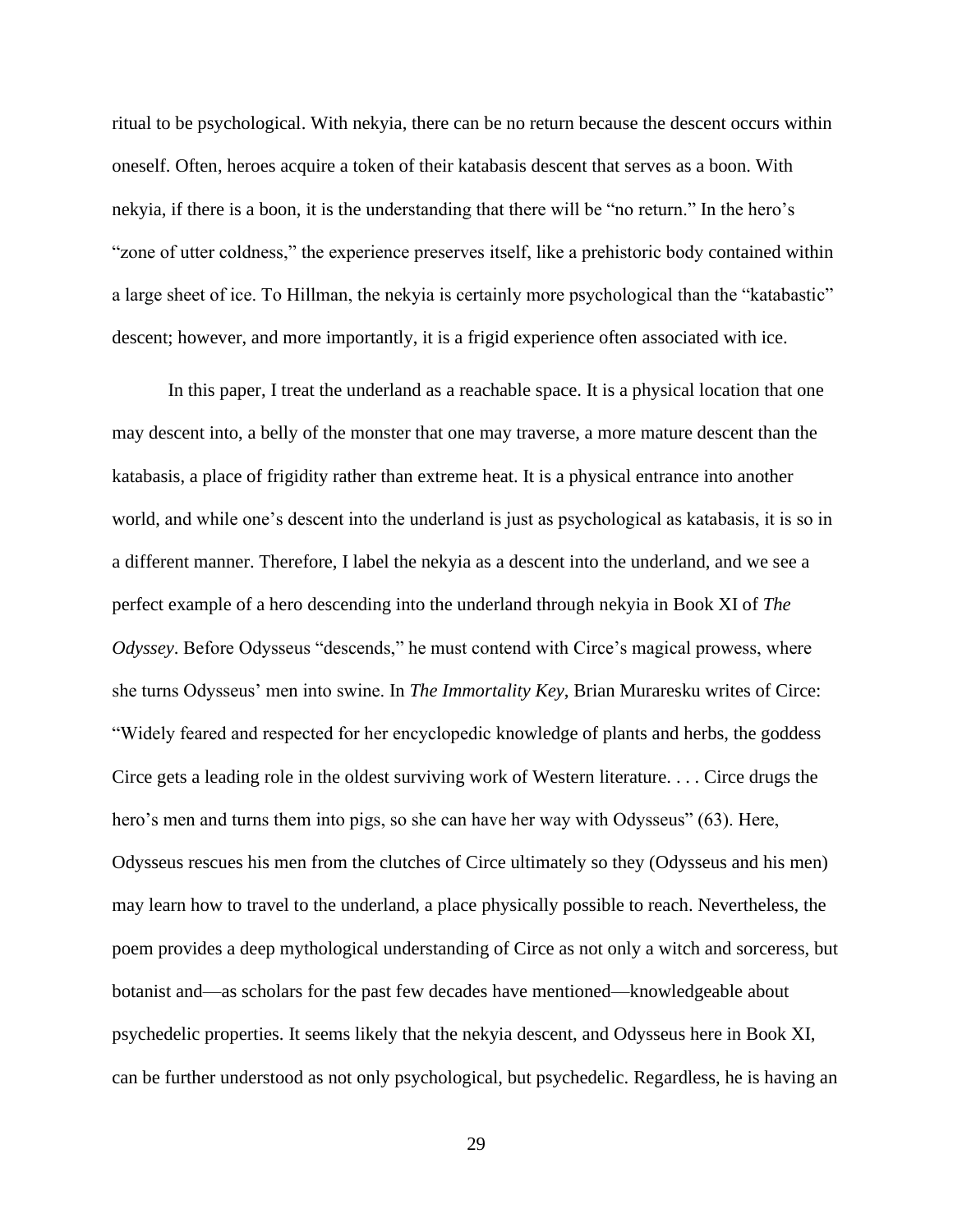ritual to be psychological. With nekyia, there can be no return because the descent occurs within oneself. Often, heroes acquire a token of their katabasis descent that serves as a boon. With nekyia, if there is a boon, it is the understanding that there will be "no return." In the hero's "zone of utter coldness," the experience preserves itself, like a prehistoric body contained within a large sheet of ice. To Hillman, the nekyia is certainly more psychological than the "katabastic" descent; however, and more importantly, it is a frigid experience often associated with ice.

In this paper, I treat the underland as a reachable space. It is a physical location that one may descent into, a belly of the monster that one may traverse, a more mature descent than the katabasis, a place of frigidity rather than extreme heat. It is a physical entrance into another world, and while one's descent into the underland is just as psychological as katabasis, it is so in a different manner. Therefore, I label the nekyia as a descent into the underland, and we see a perfect example of a hero descending into the underland through nekyia in Book XI of *The Odyssey*. Before Odysseus "descends," he must contend with Circe's magical prowess, where she turns Odysseus' men into swine. In *The Immortality Key*, Brian Muraresku writes of Circe: "Widely feared and respected for her encyclopedic knowledge of plants and herbs, the goddess Circe gets a leading role in the oldest surviving work of Western literature. . . . Circe drugs the hero's men and turns them into pigs, so she can have her way with Odysseus" (63). Here, Odysseus rescues his men from the clutches of Circe ultimately so they (Odysseus and his men) may learn how to travel to the underland, a place physically possible to reach. Nevertheless, the poem provides a deep mythological understanding of Circe as not only a witch and sorceress, but botanist and—as scholars for the past few decades have mentioned—knowledgeable about psychedelic properties. It seems likely that the nekyia descent, and Odysseus here in Book XI, can be further understood as not only psychological, but psychedelic. Regardless, he is having an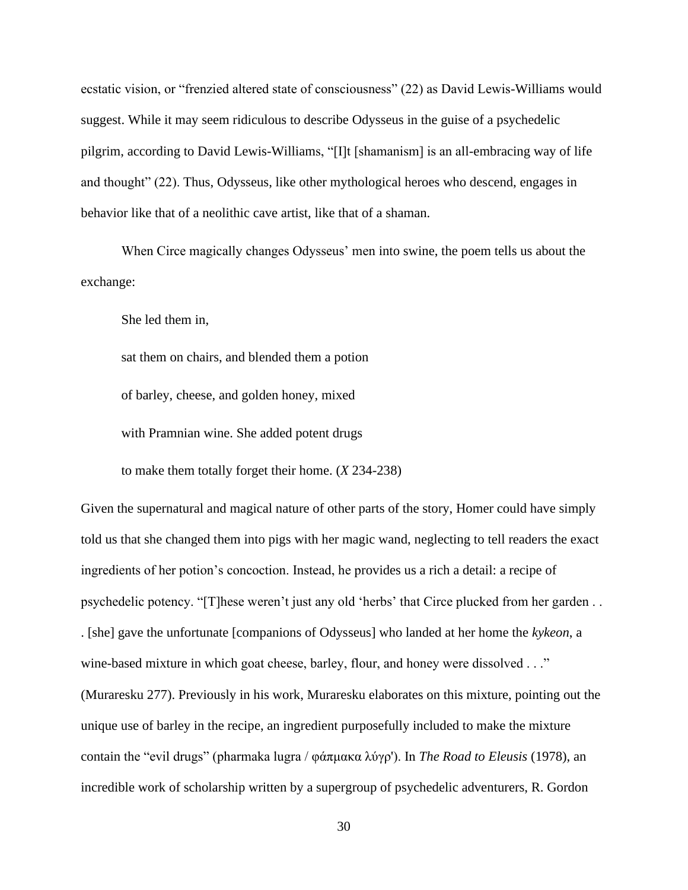ecstatic vision, or “frenzied altered state of consciousness” (22) as David Lewis-Williams would suggest. While it may seem ridiculous to describe Odysseus in the guise of a psychedelic pilgrim, according to David Lewis-Williams, “[I]t [shamanism] is an all-embracing way of life and thought” (22). Thus, Odysseus, like other mythological heroes who descend, engages in behavior like that of a neolithic cave artist, like that of a shaman.

When Circe magically changes Odysseus’ men into swine, the poem tells us about the exchange:

> She led them in,
>
> sat them on chairs, and blended them a potion
>
> of barley, cheese, and golden honey, mixed
>
> with Pramnian wine. She added potent drugs
>
> to make them totally forget their home. (*X* 234-238)

Given the supernatural and magical nature of other parts of the story, Homer could have simply told us that she changed them into pigs with her magic wand, neglecting to tell readers the exact ingredients of her potion’s concoction. Instead, he provides us a rich a detail: a recipe of psychedelic potency. “[T]hese weren’t just any old ‘herbs’ that Circe plucked from her garden . . . [she] gave the unfortunate [companions of Odysseus] who landed at her home the *kykeon*, a wine-based mixture in which goat cheese, barley, flour, and honey were dissolved . . .” (Muraresku 277). Previously in his work, Muraresku elaborates on this mixture, pointing out the unique use of barley in the recipe, an ingredient purposefully included to make the mixture contain the “evil drugs” (pharmaka lugra / φάπμακα λύγρ'). In *The Road to Eleusis* (1978), an incredible work of scholarship written by a supergroup of psychedelic adventurers, R. Gordon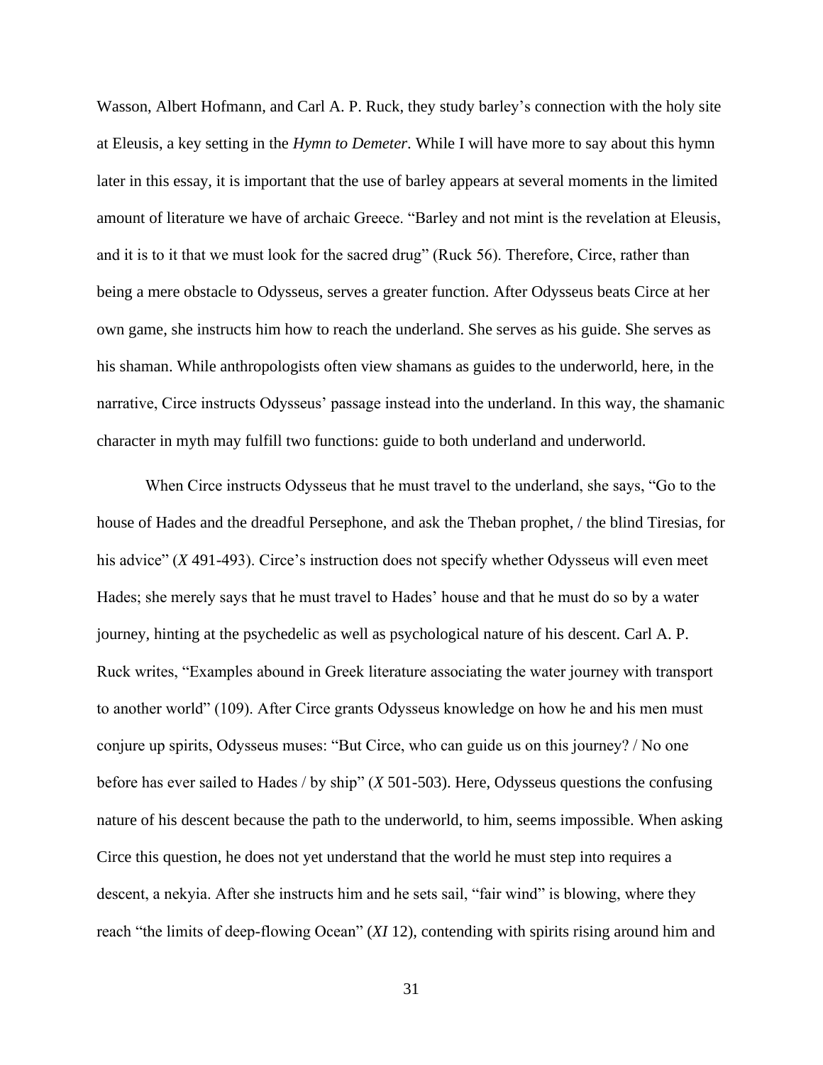Wasson, Albert Hofmann, and Carl A. P. Ruck, they study barley's connection with the holy site at Eleusis, a key setting in the *Hymn to Demeter*. While I will have more to say about this hymn later in this essay, it is important that the use of barley appears at several moments in the limited amount of literature we have of archaic Greece. "Barley and not mint is the revelation at Eleusis, and it is to it that we must look for the sacred drug" (Ruck 56). Therefore, Circe, rather than being a mere obstacle to Odysseus, serves a greater function. After Odysseus beats Circe at her own game, she instructs him how to reach the underland. She serves as his guide. She serves as his shaman. While anthropologists often view shamans as guides to the underworld, here, in the narrative, Circe instructs Odysseus' passage instead into the underland. In this way, the shamanic character in myth may fulfill two functions: guide to both underland and underworld.

When Circe instructs Odysseus that he must travel to the underland, she says, "Go to the house of Hades and the dreadful Persephone, and ask the Theban prophet, / the blind Tiresias, for his advice" (*X* 491-493). Circe's instruction does not specify whether Odysseus will even meet Hades; she merely says that he must travel to Hades' house and that he must do so by a water journey, hinting at the psychedelic as well as psychological nature of his descent. Carl A. P. Ruck writes, "Examples abound in Greek literature associating the water journey with transport to another world" (109). After Circe grants Odysseus knowledge on how he and his men must conjure up spirits, Odysseus muses: "But Circe, who can guide us on this journey? / No one before has ever sailed to Hades / by ship" (*X* 501-503). Here, Odysseus questions the confusing nature of his descent because the path to the underworld, to him, seems impossible. When asking Circe this question, he does not yet understand that the world he must step into requires a descent, a nekyia. After she instructs him and he sets sail, "fair wind" is blowing, where they reach "the limits of deep-flowing Ocean" (*XI* 12), contending with spirits rising around him and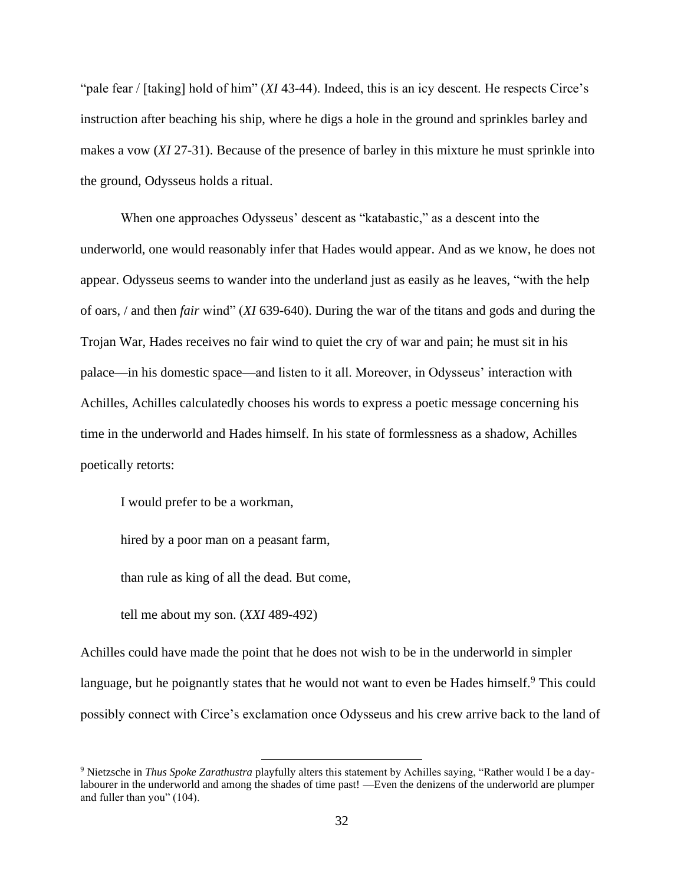"pale fear / [taking] hold of him" (*XI* 43-44). Indeed, this is an icy descent. He respects Circe's instruction after beaching his ship, where he digs a hole in the ground and sprinkles barley and makes a vow (*XI* 27-31). Because of the presence of barley in this mixture he must sprinkle into the ground, Odysseus holds a ritual.

When one approaches Odysseus' descent as "katabastic," as a descent into the underworld, one would reasonably infer that Hades would appear. And as we know, he does not appear. Odysseus seems to wander into the underland just as easily as he leaves, "with the help of oars, / and then *fair* wind" (*XI* 639-640). During the war of the titans and gods and during the Trojan War, Hades receives no fair wind to quiet the cry of war and pain; he must sit in his palace—in his domestic space—and listen to it all. Moreover, in Odysseus' interaction with Achilles, Achilles calculatedly chooses his words to express a poetic message concerning his time in the underworld and Hades himself. In his state of formlessness as a shadow, Achilles poetically retorts:

> I would prefer to be a workman,
>
> hired by a poor man on a peasant farm,
>
> than rule as king of all the dead. But come,
>
> tell me about my son. (*XXI* 489-492)

Achilles could have made the point that he does not wish to be in the underworld in simpler language, but he poignantly states that he would not want to even be Hades himself.[9] This could possibly connect with Circe's exclamation once Odysseus and his crew arrive back to the land of

[9] Nietzsche in *Thus Spoke Zarathustra* playfully alters this statement by Achilles saying, "Rather would I be a day-labourer in the underworld and among the shades of time past! —Even the denizens of the underworld are plumper and fuller than you" (104).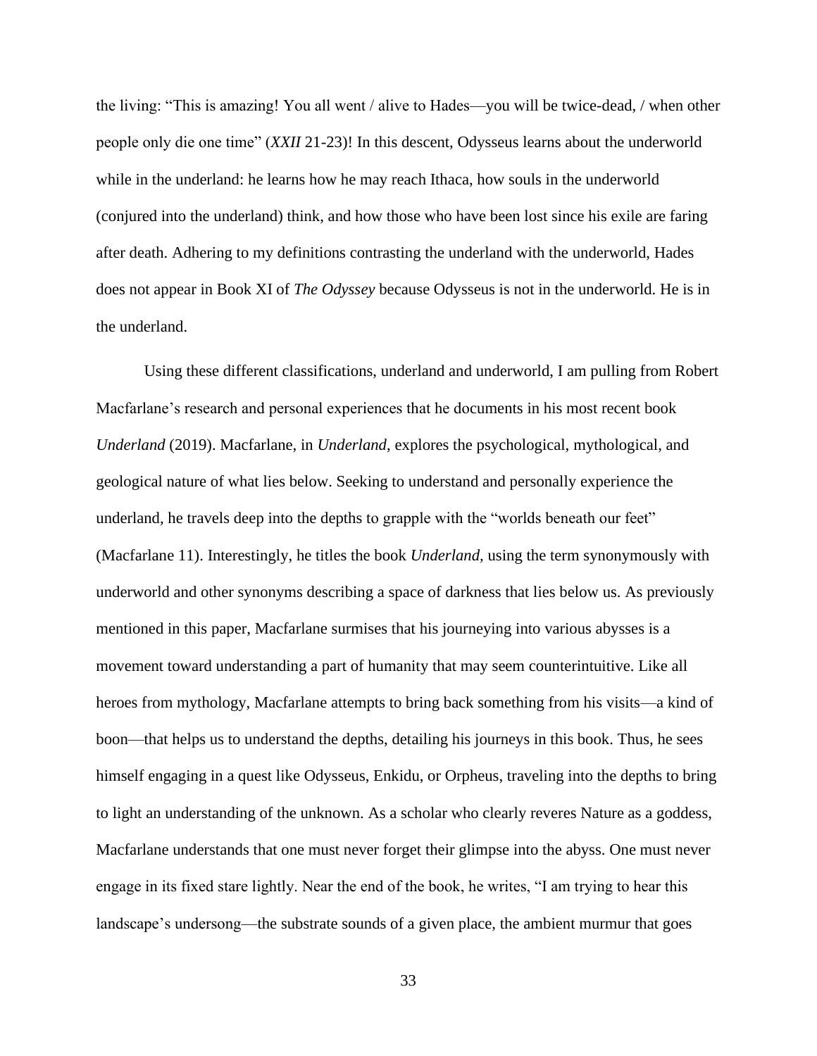the living: "This is amazing! You all went / alive to Hades—you will be twice-dead, / when other people only die one time" (*XXII* 21-23)! In this descent, Odysseus learns about the underworld while in the underland: he learns how he may reach Ithaca, how souls in the underworld (conjured into the underland) think, and how those who have been lost since his exile are faring after death. Adhering to my definitions contrasting the underland with the underworld, Hades does not appear in Book XI of *The Odyssey* because Odysseus is not in the underworld. He is in the underland.

Using these different classifications, underland and underworld, I am pulling from Robert Macfarlane's research and personal experiences that he documents in his most recent book *Underland* (2019). Macfarlane, in *Underland*, explores the psychological, mythological, and geological nature of what lies below. Seeking to understand and personally experience the underland, he travels deep into the depths to grapple with the "worlds beneath our feet" (Macfarlane 11). Interestingly, he titles the book *Underland*, using the term synonymously with underworld and other synonyms describing a space of darkness that lies below us. As previously mentioned in this paper, Macfarlane surmises that his journeying into various abysses is a movement toward understanding a part of humanity that may seem counterintuitive. Like all heroes from mythology, Macfarlane attempts to bring back something from his visits—a kind of boon—that helps us to understand the depths, detailing his journeys in this book. Thus, he sees himself engaging in a quest like Odysseus, Enkidu, or Orpheus, traveling into the depths to bring to light an understanding of the unknown. As a scholar who clearly reveres Nature as a goddess, Macfarlane understands that one must never forget their glimpse into the abyss. One must never engage in its fixed stare lightly. Near the end of the book, he writes, "I am trying to hear this landscape's undersong—the substrate sounds of a given place, the ambient murmur that goes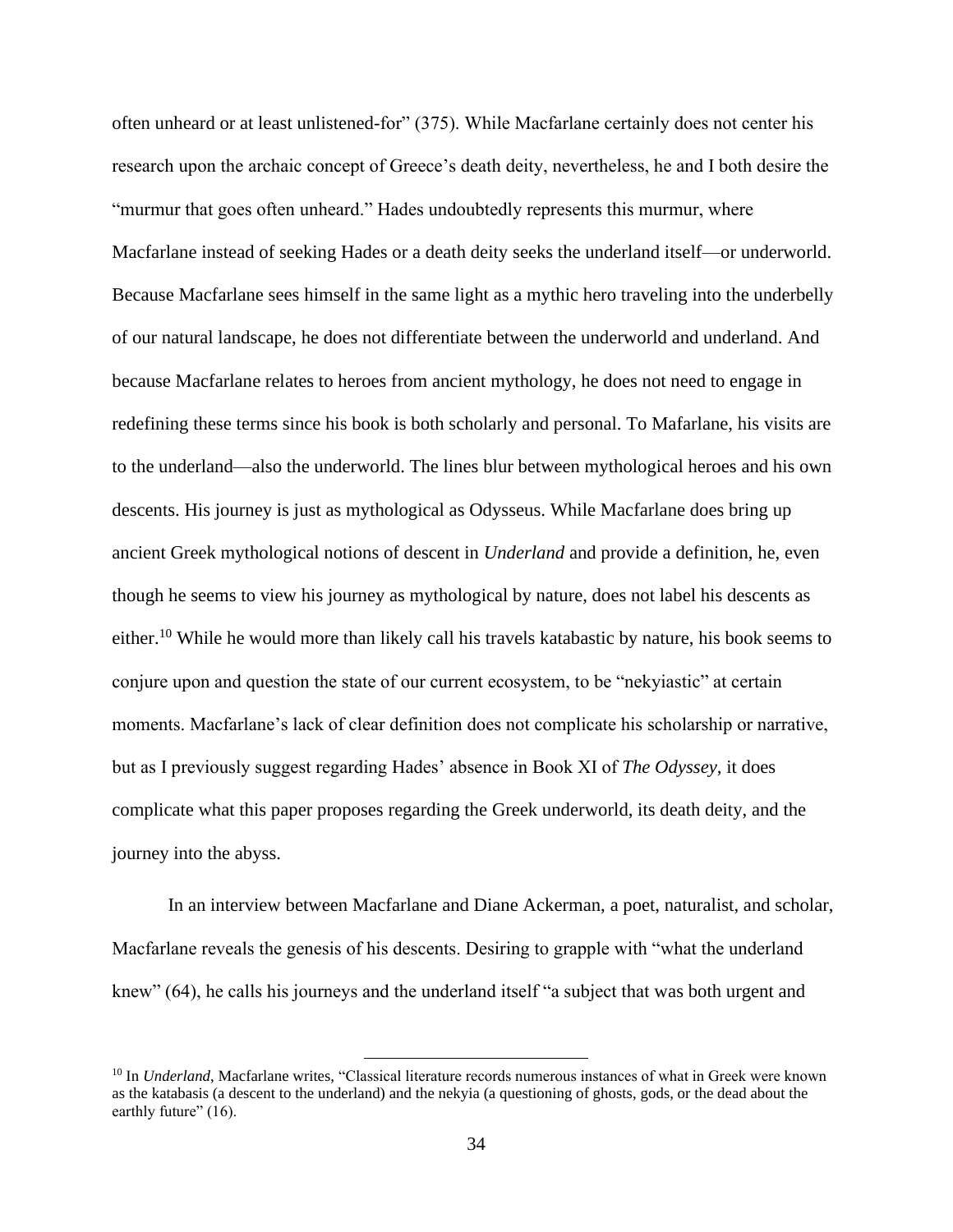often unheard or at least unlistened-for" (375). While Macfarlane certainly does not center his research upon the archaic concept of Greece's death deity, nevertheless, he and I both desire the "murmur that goes often unheard." Hades undoubtedly represents this murmur, where Macfarlane instead of seeking Hades or a death deity seeks the underland itself—or underworld. Because Macfarlane sees himself in the same light as a mythic hero traveling into the underbelly of our natural landscape, he does not differentiate between the underworld and underland. And because Macfarlane relates to heroes from ancient mythology, he does not need to engage in redefining these terms since his book is both scholarly and personal. To Mafarlane, his visits are to the underland—also the underworld. The lines blur between mythological heroes and his own descents. His journey is just as mythological as Odysseus. While Macfarlane does bring up ancient Greek mythological notions of descent in *Underland* and provide a definition, he, even though he seems to view his journey as mythological by nature, does not label his descents as either.[10] While he would more than likely call his travels katabastic by nature, his book seems to conjure upon and question the state of our current ecosystem, to be "nekyiastic" at certain moments. Macfarlane's lack of clear definition does not complicate his scholarship or narrative, but as I previously suggest regarding Hades' absence in Book XI of *The Odyssey*, it does complicate what this paper proposes regarding the Greek underworld, its death deity, and the journey into the abyss.

In an interview between Macfarlane and Diane Ackerman, a poet, naturalist, and scholar, Macfarlane reveals the genesis of his descents. Desiring to grapple with "what the underland knew" (64), he calls his journeys and the underland itself "a subject that was both urgent and

---

[10] In *Underland*, Macfarlane writes, "Classical literature records numerous instances of what in Greek were known as the katabasis (a descent to the underland) and the nekyia (a questioning of ghosts, gods, or the dead about the earthly future" (16).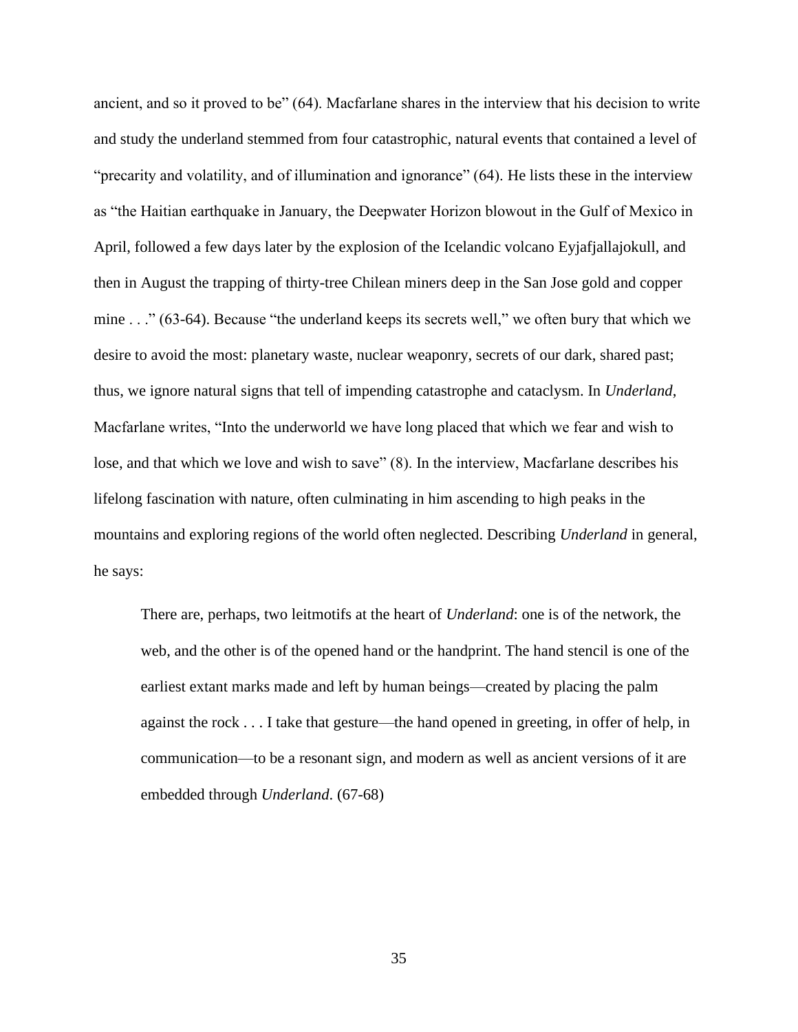ancient, and so it proved to be" (64). Macfarlane shares in the interview that his decision to write and study the underland stemmed from four catastrophic, natural events that contained a level of "precarity and volatility, and of illumination and ignorance" (64). He lists these in the interview as "the Haitian earthquake in January, the Deepwater Horizon blowout in the Gulf of Mexico in April, followed a few days later by the explosion of the Icelandic volcano Eyjafjallajokull, and then in August the trapping of thirty-tree Chilean miners deep in the San Jose gold and copper mine . . ." (63-64). Because "the underland keeps its secrets well," we often bury that which we desire to avoid the most: planetary waste, nuclear weaponry, secrets of our dark, shared past; thus, we ignore natural signs that tell of impending catastrophe and cataclysm. In *Underland*, Macfarlane writes, "Into the underworld we have long placed that which we fear and wish to lose, and that which we love and wish to save" (8). In the interview, Macfarlane describes his lifelong fascination with nature, often culminating in him ascending to high peaks in the mountains and exploring regions of the world often neglected. Describing *Underland* in general, he says:

> There are, perhaps, two leitmotifs at the heart of *Underland*: one is of the network, the web, and the other is of the opened hand or the handprint. The hand stencil is one of the earliest extant marks made and left by human beings—created by placing the palm against the rock . . . I take that gesture—the hand opened in greeting, in offer of help, in communication—to be a resonant sign, and modern as well as ancient versions of it are embedded through *Underland*. (67-68)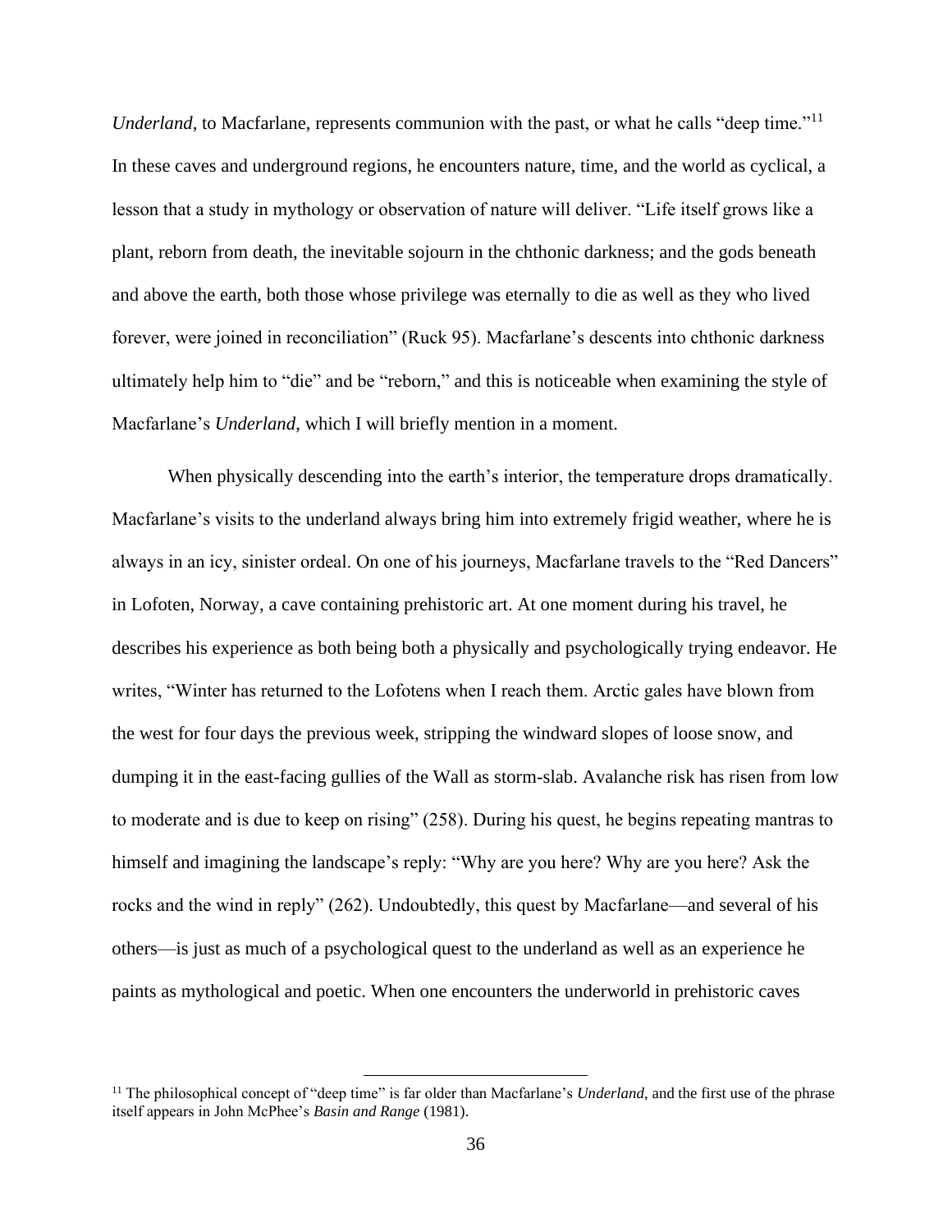*Underland*, to Macfarlane, represents communion with the past, or what he calls "deep time."[11] In these caves and underground regions, he encounters nature, time, and the world as cyclical, a lesson that a study in mythology or observation of nature will deliver. "Life itself grows like a plant, reborn from death, the inevitable sojourn in the chthonic darkness; and the gods beneath and above the earth, both those whose privilege was eternally to die as well as they who lived forever, were joined in reconciliation" (Ruck 95). Macfarlane's descents into chthonic darkness ultimately help him to "die" and be "reborn," and this is noticeable when examining the style of Macfarlane's *Underland*, which I will briefly mention in a moment.

When physically descending into the earth's interior, the temperature drops dramatically. Macfarlane's visits to the underland always bring him into extremely frigid weather, where he is always in an icy, sinister ordeal. On one of his journeys, Macfarlane travels to the "Red Dancers" in Lofoten, Norway, a cave containing prehistoric art. At one moment during his travel, he describes his experience as both being both a physically and psychologically trying endeavor. He writes, "Winter has returned to the Lofotens when I reach them. Arctic gales have blown from the west for four days the previous week, stripping the windward slopes of loose snow, and dumping it in the east-facing gullies of the Wall as storm-slab. Avalanche risk has risen from low to moderate and is due to keep on rising" (258). During his quest, he begins repeating mantras to himself and imagining the landscape's reply: "Why are you here? Why are you here? Ask the rocks and the wind in reply" (262). Undoubtedly, this quest by Macfarlane—and several of his others—is just as much of a psychological quest to the underland as well as an experience he paints as mythological and poetic. When one encounters the underworld in prehistoric caves

[11] The philosophical concept of "deep time" is far older than Macfarlane's *Underland*, and the first use of the phrase itself appears in John McPhee's *Basin and Range* (1981).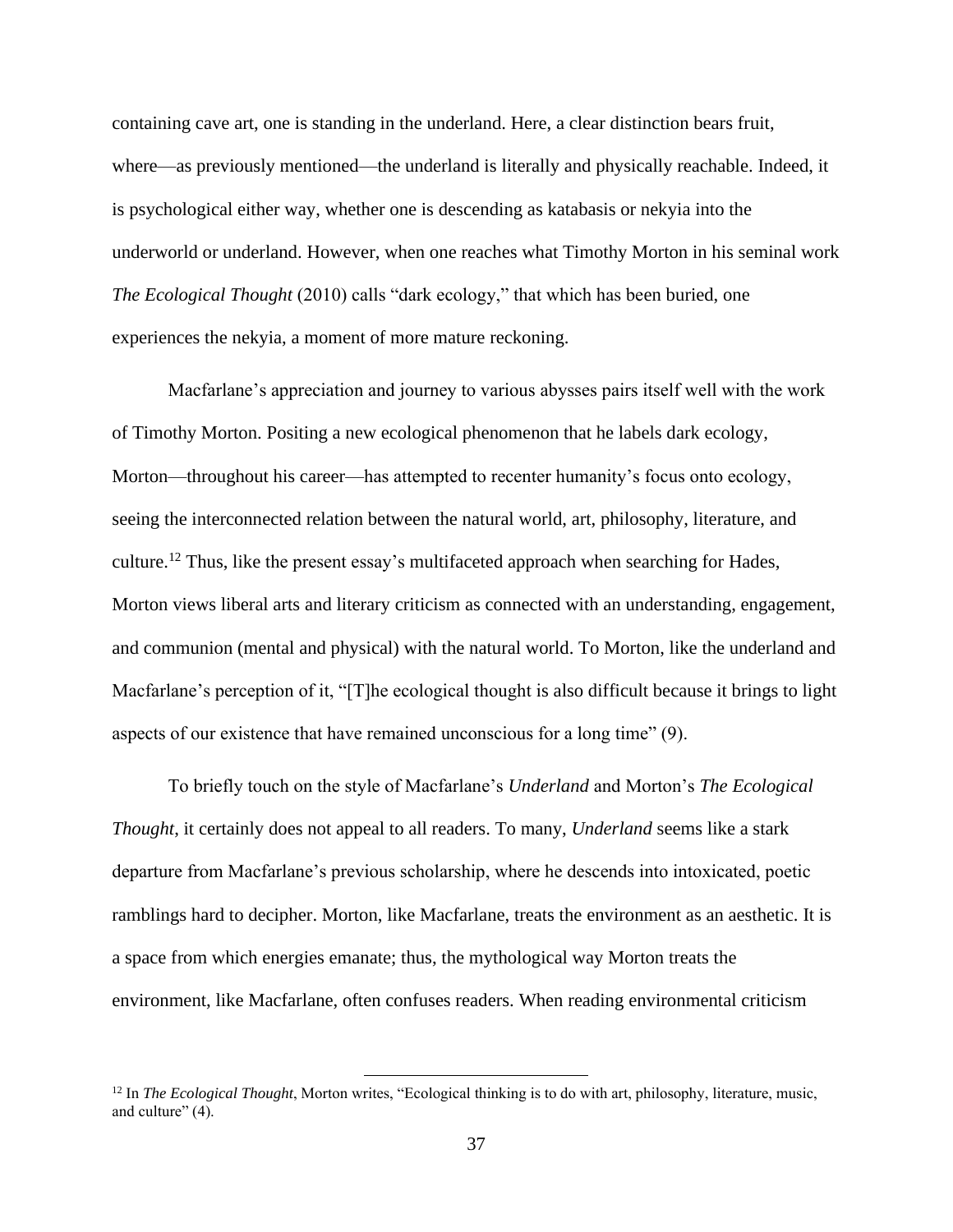containing cave art, one is standing in the underland. Here, a clear distinction bears fruit, where—as previously mentioned—the underland is literally and physically reachable. Indeed, it is psychological either way, whether one is descending as katabasis or nekyia into the underworld or underland. However, when one reaches what Timothy Morton in his seminal work *The Ecological Thought* (2010) calls "dark ecology," that which has been buried, one experiences the nekyia, a moment of more mature reckoning.

Macfarlane's appreciation and journey to various abysses pairs itself well with the work of Timothy Morton. Positing a new ecological phenomenon that he labels dark ecology, Morton—throughout his career—has attempted to recenter humanity's focus onto ecology, seeing the interconnected relation between the natural world, art, philosophy, literature, and culture.[12] Thus, like the present essay's multifaceted approach when searching for Hades, Morton views liberal arts and literary criticism as connected with an understanding, engagement, and communion (mental and physical) with the natural world. To Morton, like the underland and Macfarlane's perception of it, "[T]he ecological thought is also difficult because it brings to light aspects of our existence that have remained unconscious for a long time" (9).

To briefly touch on the style of Macfarlane's *Underland* and Morton's *The Ecological Thought*, it certainly does not appeal to all readers. To many, *Underland* seems like a stark departure from Macfarlane's previous scholarship, where he descends into intoxicated, poetic ramblings hard to decipher. Morton, like Macfarlane, treats the environment as an aesthetic. It is a space from which energies emanate; thus, the mythological way Morton treats the environment, like Macfarlane, often confuses readers. When reading environmental criticism

[12] In *The Ecological Thought*, Morton writes, "Ecological thinking is to do with art, philosophy, literature, music, and culture" (4).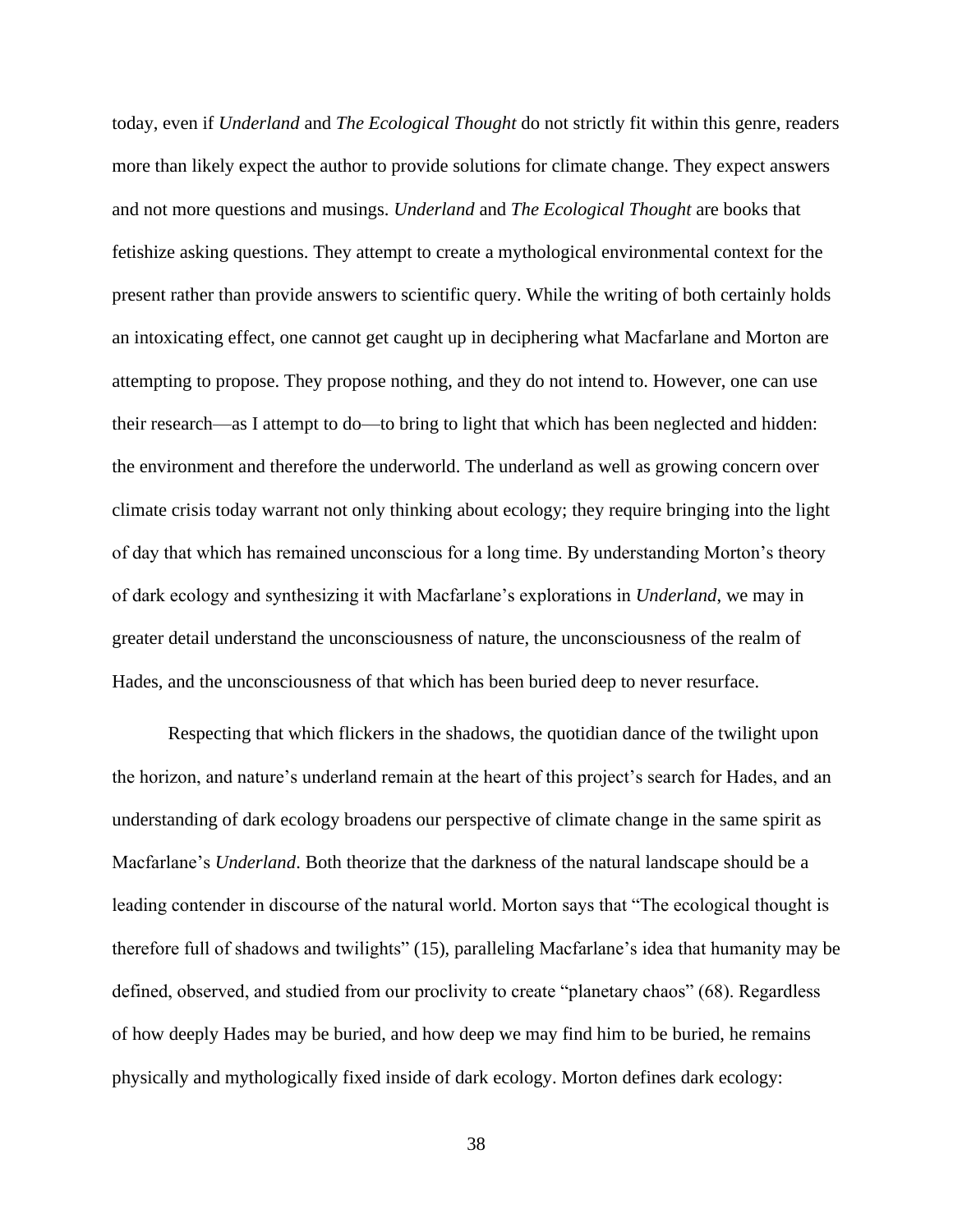today, even if *Underland* and *The Ecological Thought* do not strictly fit within this genre, readers more than likely expect the author to provide solutions for climate change. They expect answers and not more questions and musings. *Underland* and *The Ecological Thought* are books that fetishize asking questions. They attempt to create a mythological environmental context for the present rather than provide answers to scientific query. While the writing of both certainly holds an intoxicating effect, one cannot get caught up in deciphering what Macfarlane and Morton are attempting to propose. They propose nothing, and they do not intend to. However, one can use their research—as I attempt to do—to bring to light that which has been neglected and hidden: the environment and therefore the underworld. The underland as well as growing concern over climate crisis today warrant not only thinking about ecology; they require bringing into the light of day that which has remained unconscious for a long time. By understanding Morton's theory of dark ecology and synthesizing it with Macfarlane's explorations in *Underland*, we may in greater detail understand the unconsciousness of nature, the unconsciousness of the realm of Hades, and the unconsciousness of that which has been buried deep to never resurface.

Respecting that which flickers in the shadows, the quotidian dance of the twilight upon the horizon, and nature's underland remain at the heart of this project's search for Hades, and an understanding of dark ecology broadens our perspective of climate change in the same spirit as Macfarlane's *Underland*. Both theorize that the darkness of the natural landscape should be a leading contender in discourse of the natural world. Morton says that "The ecological thought is therefore full of shadows and twilights" (15), paralleling Macfarlane's idea that humanity may be defined, observed, and studied from our proclivity to create "planetary chaos" (68). Regardless of how deeply Hades may be buried, and how deep we may find him to be buried, he remains physically and mythologically fixed inside of dark ecology. Morton defines dark ecology: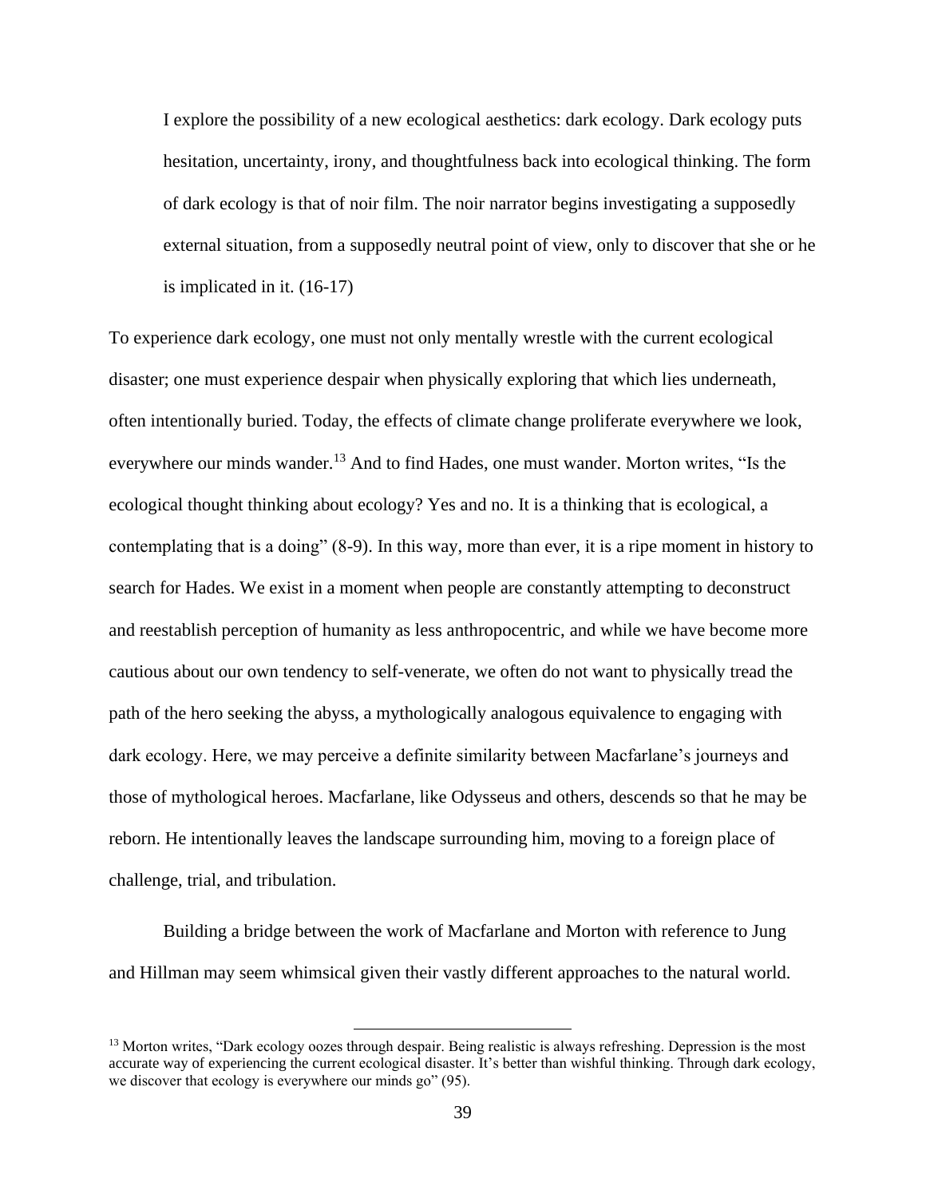> I explore the possibility of a new ecological aesthetics: dark ecology. Dark ecology puts hesitation, uncertainty, irony, and thoughtfulness back into ecological thinking. The form of dark ecology is that of noir film. The noir narrator begins investigating a supposedly external situation, from a supposedly neutral point of view, only to discover that she or he is implicated in it. (16-17)

To experience dark ecology, one must not only mentally wrestle with the current ecological disaster; one must experience despair when physically exploring that which lies underneath, often intentionally buried. Today, the effects of climate change proliferate everywhere we look, everywhere our minds wander.[13] And to find Hades, one must wander. Morton writes, "Is the ecological thought thinking about ecology? Yes and no. It is a thinking that is ecological, a contemplating that is a doing" (8-9). In this way, more than ever, it is a ripe moment in history to search for Hades. We exist in a moment when people are constantly attempting to deconstruct and reestablish perception of humanity as less anthropocentric, and while we have become more cautious about our own tendency to self-venerate, we often do not want to physically tread the path of the hero seeking the abyss, a mythologically analogous equivalence to engaging with dark ecology. Here, we may perceive a definite similarity between Macfarlane's journeys and those of mythological heroes. Macfarlane, like Odysseus and others, descends so that he may be reborn. He intentionally leaves the landscape surrounding him, moving to a foreign place of challenge, trial, and tribulation.

Building a bridge between the work of Macfarlane and Morton with reference to Jung and Hillman may seem whimsical given their vastly different approaches to the natural world.

---

[13] Morton writes, "Dark ecology oozes through despair. Being realistic is always refreshing. Depression is the most accurate way of experiencing the current ecological disaster. It's better than wishful thinking. Through dark ecology, we discover that ecology is everywhere our minds go" (95).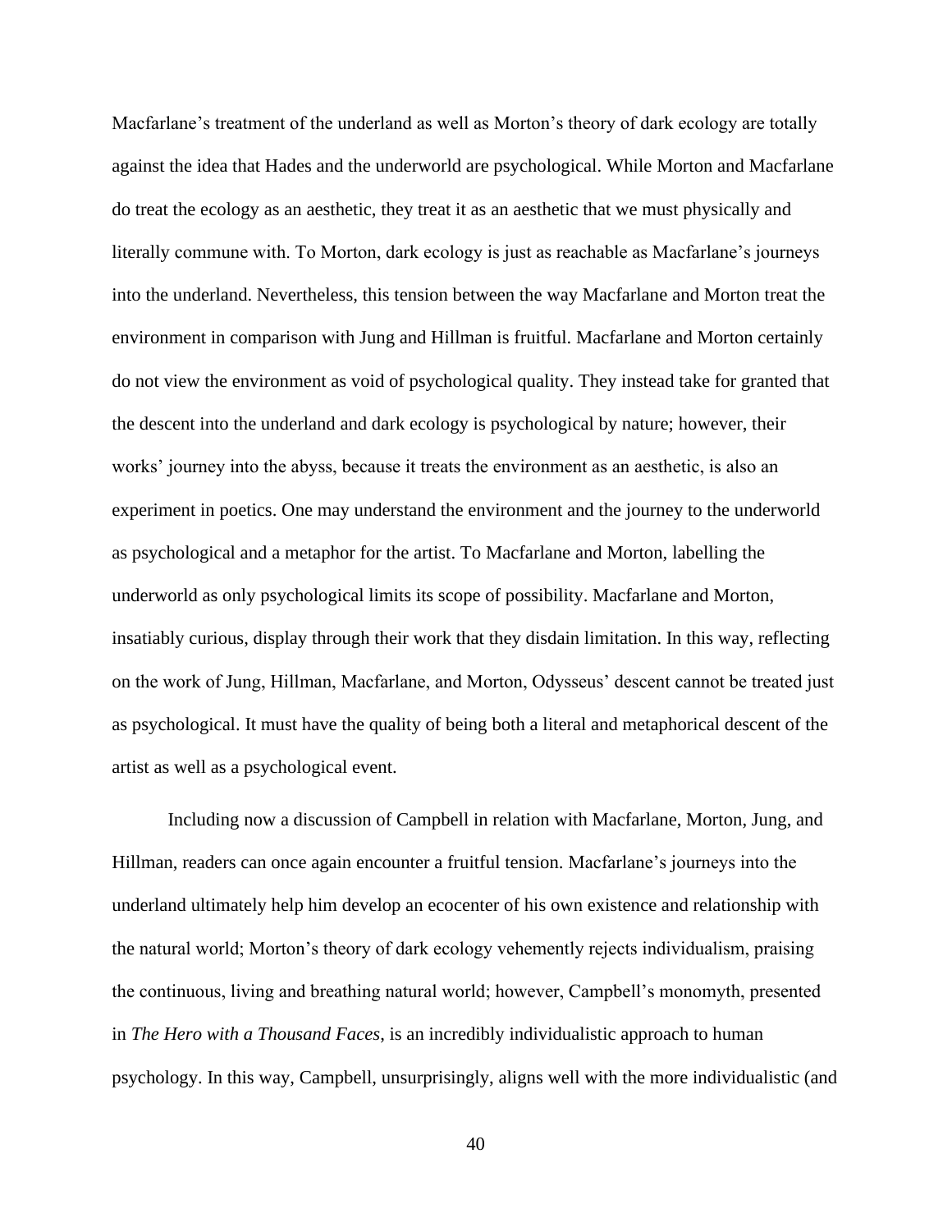Macfarlane's treatment of the underland as well as Morton's theory of dark ecology are totally against the idea that Hades and the underworld are psychological. While Morton and Macfarlane do treat the ecology as an aesthetic, they treat it as an aesthetic that we must physically and literally commune with. To Morton, dark ecology is just as reachable as Macfarlane's journeys into the underland. Nevertheless, this tension between the way Macfarlane and Morton treat the environment in comparison with Jung and Hillman is fruitful. Macfarlane and Morton certainly do not view the environment as void of psychological quality. They instead take for granted that the descent into the underland and dark ecology is psychological by nature; however, their works' journey into the abyss, because it treats the environment as an aesthetic, is also an experiment in poetics. One may understand the environment and the journey to the underworld as psychological and a metaphor for the artist. To Macfarlane and Morton, labelling the underworld as only psychological limits its scope of possibility. Macfarlane and Morton, insatiably curious, display through their work that they disdain limitation. In this way, reflecting on the work of Jung, Hillman, Macfarlane, and Morton, Odysseus' descent cannot be treated just as psychological. It must have the quality of being both a literal and metaphorical descent of the artist as well as a psychological event.

Including now a discussion of Campbell in relation with Macfarlane, Morton, Jung, and Hillman, readers can once again encounter a fruitful tension. Macfarlane's journeys into the underland ultimately help him develop an ecocenter of his own existence and relationship with the natural world; Morton's theory of dark ecology vehemently rejects individualism, praising the continuous, living and breathing natural world; however, Campbell's monomyth, presented in *The Hero with a Thousand Faces*, is an incredibly individualistic approach to human psychology. In this way, Campbell, unsurprisingly, aligns well with the more individualistic (and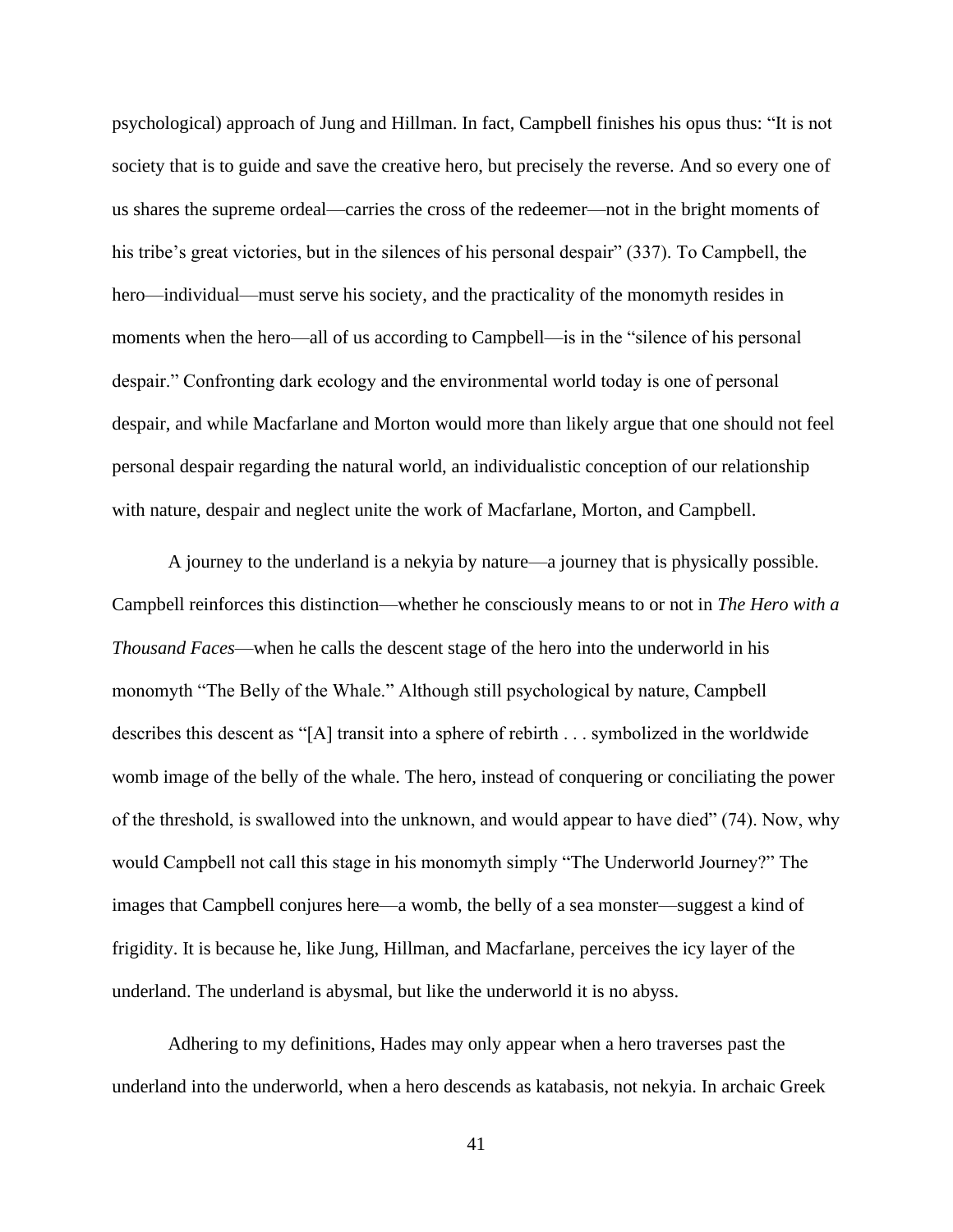psychological) approach of Jung and Hillman. In fact, Campbell finishes his opus thus: "It is not society that is to guide and save the creative hero, but precisely the reverse. And so every one of us shares the supreme ordeal—carries the cross of the redeemer—not in the bright moments of his tribe's great victories, but in the silences of his personal despair" (337). To Campbell, the hero—individual—must serve his society, and the practicality of the monomyth resides in moments when the hero—all of us according to Campbell—is in the "silence of his personal despair." Confronting dark ecology and the environmental world today is one of personal despair, and while Macfarlane and Morton would more than likely argue that one should not feel personal despair regarding the natural world, an individualistic conception of our relationship with nature, despair and neglect unite the work of Macfarlane, Morton, and Campbell.

A journey to the underland is a nekyia by nature—a journey that is physically possible. Campbell reinforces this distinction—whether he consciously means to or not in *The Hero with a Thousand Faces*—when he calls the descent stage of the hero into the underworld in his monomyth "The Belly of the Whale." Although still psychological by nature, Campbell describes this descent as "[A] transit into a sphere of rebirth . . . symbolized in the worldwide womb image of the belly of the whale. The hero, instead of conquering or conciliating the power of the threshold, is swallowed into the unknown, and would appear to have died" (74). Now, why would Campbell not call this stage in his monomyth simply "The Underworld Journey?" The images that Campbell conjures here—a womb, the belly of a sea monster—suggest a kind of frigidity. It is because he, like Jung, Hillman, and Macfarlane, perceives the icy layer of the underland. The underland is abysmal, but like the underworld it is no abyss.

Adhering to my definitions, Hades may only appear when a hero traverses past the underland into the underworld, when a hero descends as katabasis, not nekyia. In archaic Greek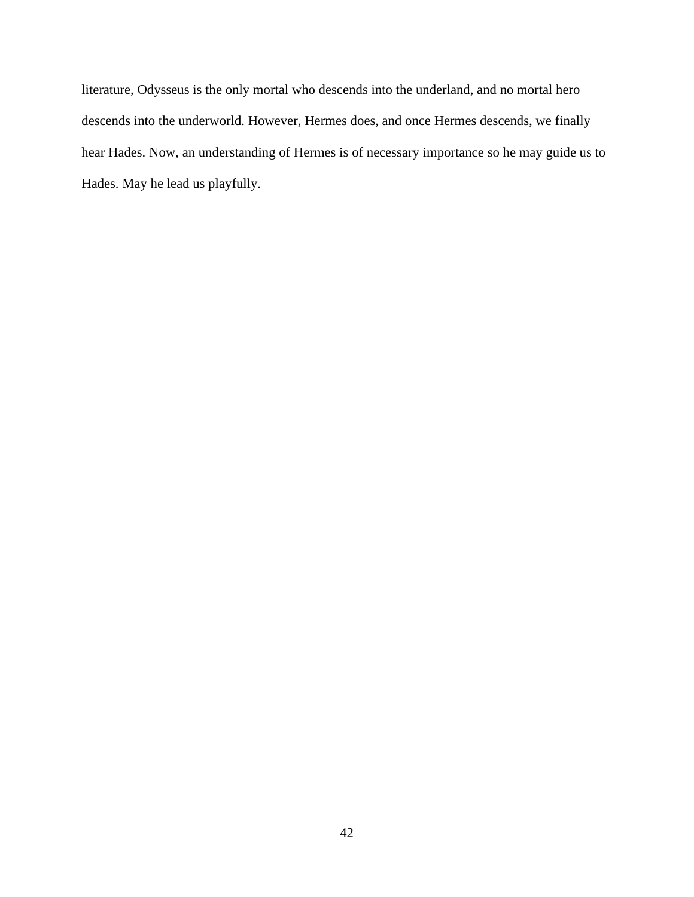literature, Odysseus is the only mortal who descends into the underland, and no mortal hero descends into the underworld. However, Hermes does, and once Hermes descends, we finally hear Hades. Now, an understanding of Hermes is of necessary importance so he may guide us to Hades. May he lead us playfully.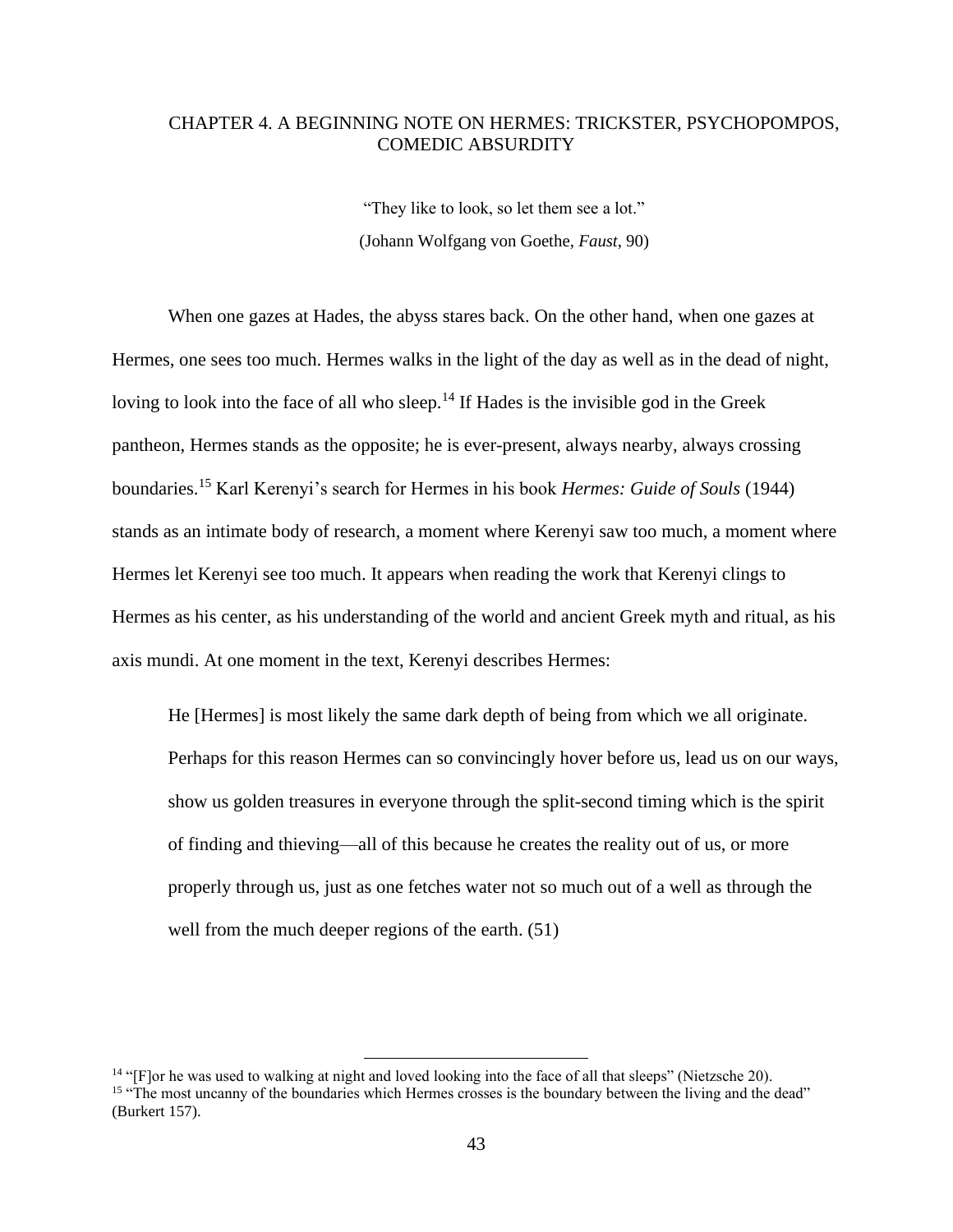# CHAPTER 4. A BEGINNING NOTE ON HERMES: TRICKSTER, PSYCHOPOMPOS, COMEDIC ABSURDITY

> "They like to look, so let them see a lot."
> (Johann Wolfgang von Goethe, *Faust*, 90)

When one gazes at Hades, the abyss stares back. On the other hand, when one gazes at Hermes, one sees too much. Hermes walks in the light of the day as well as in the dead of night, loving to look into the face of all who sleep.[14] If Hades is the invisible god in the Greek pantheon, Hermes stands as the opposite; he is ever-present, always nearby, always crossing boundaries.[15] Karl Kerenyi's search for Hermes in his book *Hermes: Guide of Souls* (1944) stands as an intimate body of research, a moment where Kerenyi saw too much, a moment where Hermes let Kerenyi see too much. It appears when reading the work that Kerenyi clings to Hermes as his center, as his understanding of the world and ancient Greek myth and ritual, as his axis mundi. At one moment in the text, Kerenyi describes Hermes:

> He [Hermes] is most likely the same dark depth of being from which we all originate. Perhaps for this reason Hermes can so convincingly hover before us, lead us on our ways, show us golden treasures in everyone through the split-second timing which is the spirit of finding and thieving—all of this because he creates the reality out of us, or more properly through us, just as one fetches water not so much out of a well as through the well from the much deeper regions of the earth. (51)

---

[14] "[F]or he was used to walking at night and loved looking into the face of all that sleeps" (Nietzsche 20).

[15] "The most uncanny of the boundaries which Hermes crosses is the boundary between the living and the dead" (Burkert 157).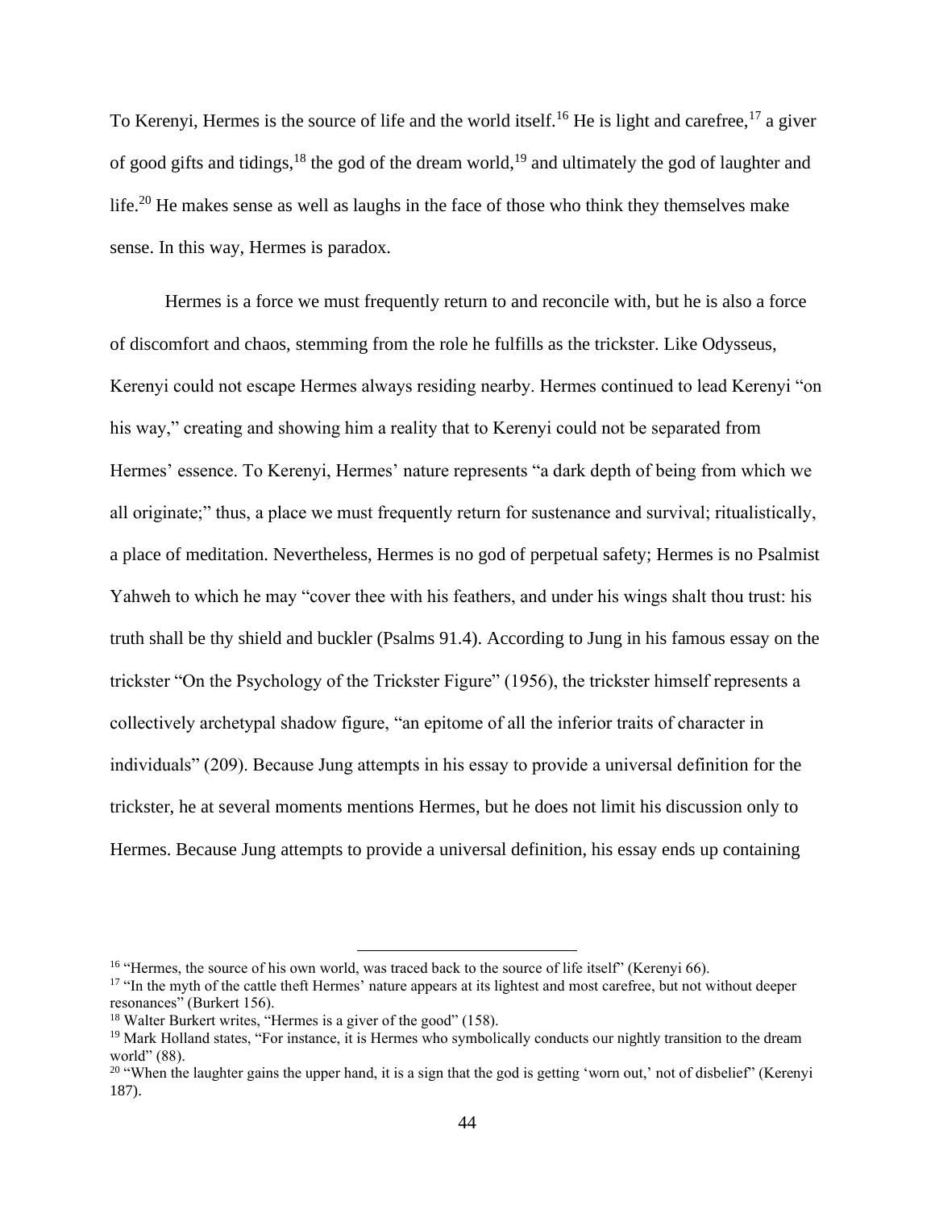To Kerenyi, Hermes is the source of life and the world itself.[16] He is light and carefree,[17] a giver of good gifts and tidings,[18] the god of the dream world,[19] and ultimately the god of laughter and life.[20] He makes sense as well as laughs in the face of those who think they themselves make sense. In this way, Hermes is paradox.

Hermes is a force we must frequently return to and reconcile with, but he is also a force of discomfort and chaos, stemming from the role he fulfills as the trickster. Like Odysseus, Kerenyi could not escape Hermes always residing nearby. Hermes continued to lead Kerenyi "on his way," creating and showing him a reality that to Kerenyi could not be separated from Hermes' essence. To Kerenyi, Hermes' nature represents "a dark depth of being from which we all originate;" thus, a place we must frequently return for sustenance and survival; ritualistically, a place of meditation. Nevertheless, Hermes is no god of perpetual safety; Hermes is no Psalmist Yahweh to which he may "cover thee with his feathers, and under his wings shalt thou trust: his truth shall be thy shield and buckler (Psalms 91.4). According to Jung in his famous essay on the trickster "On the Psychology of the Trickster Figure" (1956), the trickster himself represents a collectively archetypal shadow figure, "an epitome of all the inferior traits of character in individuals" (209). Because Jung attempts in his essay to provide a universal definition for the trickster, he at several moments mentions Hermes, but he does not limit his discussion only to Hermes. Because Jung attempts to provide a universal definition, his essay ends up containing

---

[16] "Hermes, the source of his own world, was traced back to the source of life itself" (Kerenyi 66).

[17] "In the myth of the cattle theft Hermes' nature appears at its lightest and most carefree, but not without deeper resonances" (Burkert 156).

[18] Walter Burkert writes, "Hermes is a giver of the good" (158).

[19] Mark Holland states, "For instance, it is Hermes who symbolically conducts our nightly transition to the dream world" (88).

[20] "When the laughter gains the upper hand, it is a sign that the god is getting 'worn out,' not of disbelief" (Kerenyi 187).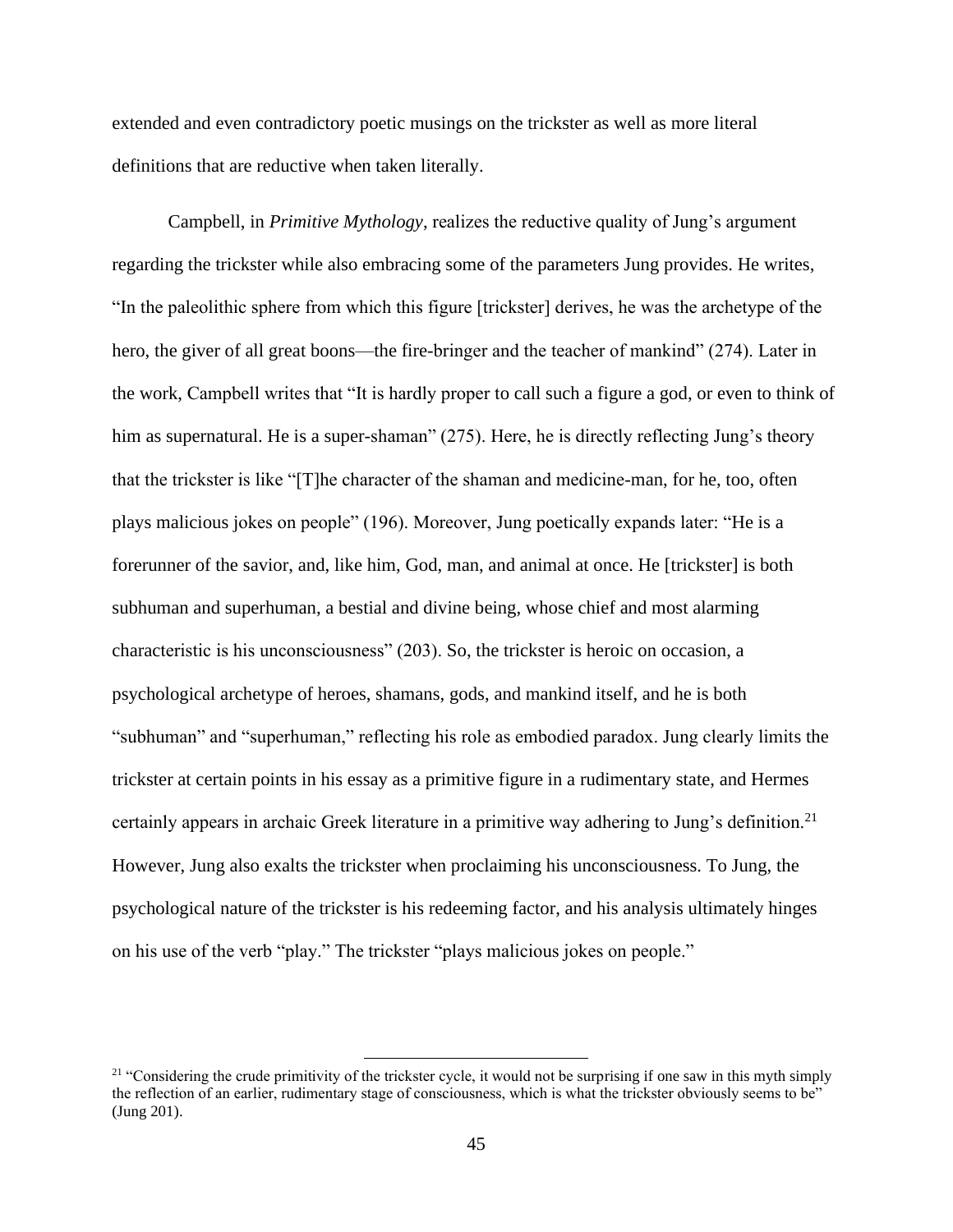extended and even contradictory poetic musings on the trickster as well as more literal definitions that are reductive when taken literally.

Campbell, in *Primitive Mythology*, realizes the reductive quality of Jung's argument regarding the trickster while also embracing some of the parameters Jung provides. He writes, "In the paleolithic sphere from which this figure [trickster] derives, he was the archetype of the hero, the giver of all great boons—the fire-bringer and the teacher of mankind" (274). Later in the work, Campbell writes that "It is hardly proper to call such a figure a god, or even to think of him as supernatural. He is a super-shaman" (275). Here, he is directly reflecting Jung's theory that the trickster is like "[T]he character of the shaman and medicine-man, for he, too, often plays malicious jokes on people" (196). Moreover, Jung poetically expands later: "He is a forerunner of the savior, and, like him, God, man, and animal at once. He [trickster] is both subhuman and superhuman, a bestial and divine being, whose chief and most alarming characteristic is his unconsciousness" (203). So, the trickster is heroic on occasion, a psychological archetype of heroes, shamans, gods, and mankind itself, and he is both "subhuman" and "superhuman," reflecting his role as embodied paradox. Jung clearly limits the trickster at certain points in his essay as a primitive figure in a rudimentary state, and Hermes certainly appears in archaic Greek literature in a primitive way adhering to Jung's definition.[21] However, Jung also exalts the trickster when proclaiming his unconsciousness. To Jung, the psychological nature of the trickster is his redeeming factor, and his analysis ultimately hinges on his use of the verb "play." The trickster "plays malicious jokes on people."

[21] "Considering the crude primitivity of the trickster cycle, it would not be surprising if one saw in this myth simply the reflection of an earlier, rudimentary stage of consciousness, which is what the trickster obviously seems to be" (Jung 201).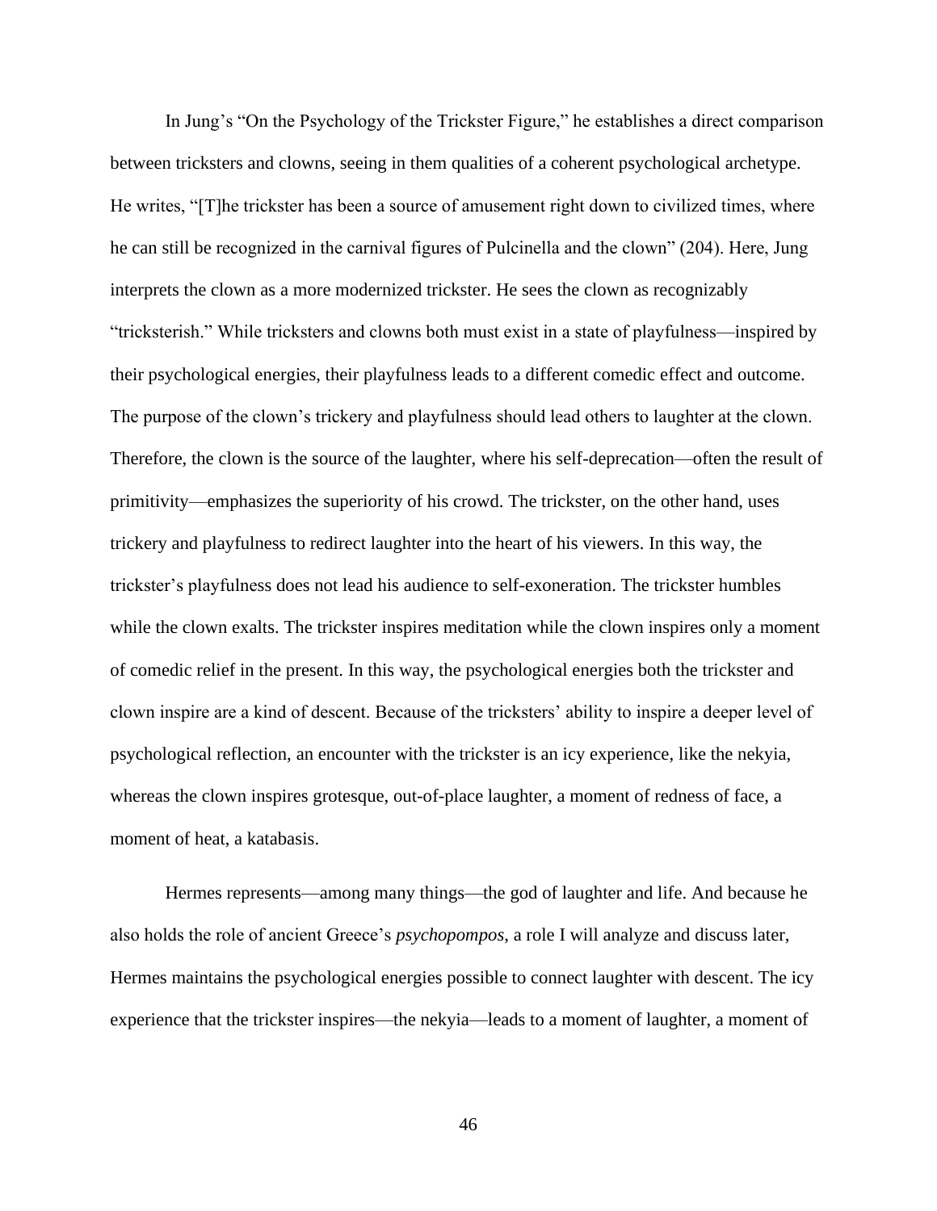In Jung's "On the Psychology of the Trickster Figure," he establishes a direct comparison between tricksters and clowns, seeing in them qualities of a coherent psychological archetype. He writes, "[T]he trickster has been a source of amusement right down to civilized times, where he can still be recognized in the carnival figures of Pulcinella and the clown" (204). Here, Jung interprets the clown as a more modernized trickster. He sees the clown as recognizably "tricksterish." While tricksters and clowns both must exist in a state of playfulness—inspired by their psychological energies, their playfulness leads to a different comedic effect and outcome. The purpose of the clown's trickery and playfulness should lead others to laughter at the clown. Therefore, the clown is the source of the laughter, where his self-deprecation—often the result of primitivity—emphasizes the superiority of his crowd. The trickster, on the other hand, uses trickery and playfulness to redirect laughter into the heart of his viewers. In this way, the trickster's playfulness does not lead his audience to self-exoneration. The trickster humbles while the clown exalts. The trickster inspires meditation while the clown inspires only a moment of comedic relief in the present. In this way, the psychological energies both the trickster and clown inspire are a kind of descent. Because of the tricksters' ability to inspire a deeper level of psychological reflection, an encounter with the trickster is an icy experience, like the nekyia, whereas the clown inspires grotesque, out-of-place laughter, a moment of redness of face, a moment of heat, a katabasis.

Hermes represents—among many things—the god of laughter and life. And because he also holds the role of ancient Greece's *psychopompos*, a role I will analyze and discuss later, Hermes maintains the psychological energies possible to connect laughter with descent. The icy experience that the trickster inspires—the nekyia—leads to a moment of laughter, a moment of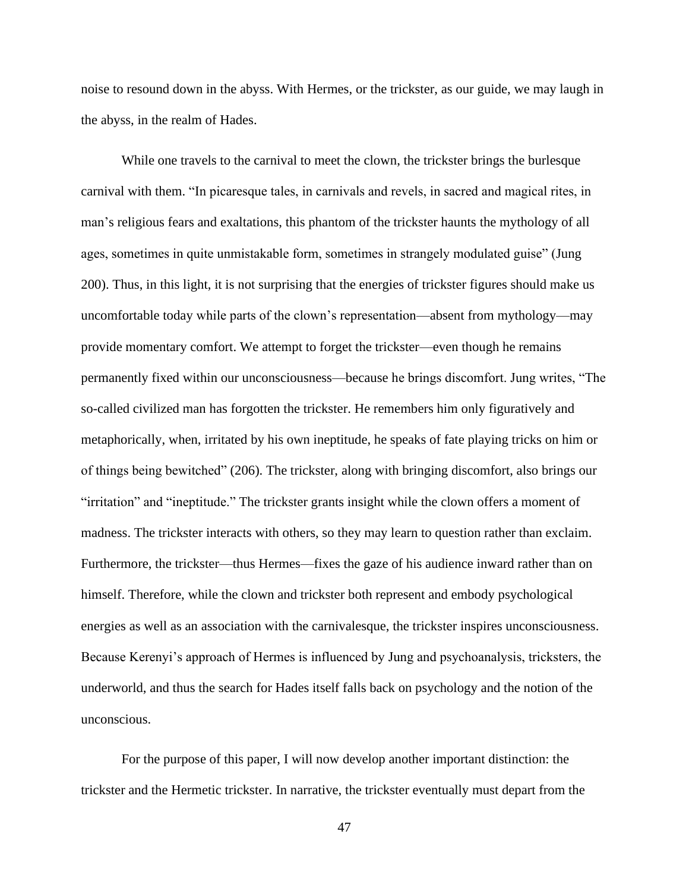noise to resound down in the abyss. With Hermes, or the trickster, as our guide, we may laugh in the abyss, in the realm of Hades.

While one travels to the carnival to meet the clown, the trickster brings the burlesque carnival with them. "In picaresque tales, in carnivals and revels, in sacred and magical rites, in man's religious fears and exaltations, this phantom of the trickster haunts the mythology of all ages, sometimes in quite unmistakable form, sometimes in strangely modulated guise" (Jung 200). Thus, in this light, it is not surprising that the energies of trickster figures should make us uncomfortable today while parts of the clown's representation—absent from mythology—may provide momentary comfort. We attempt to forget the trickster—even though he remains permanently fixed within our unconsciousness—because he brings discomfort. Jung writes, "The so-called civilized man has forgotten the trickster. He remembers him only figuratively and metaphorically, when, irritated by his own ineptitude, he speaks of fate playing tricks on him or of things being bewitched" (206). The trickster, along with bringing discomfort, also brings our "irritation" and "ineptitude." The trickster grants insight while the clown offers a moment of madness. The trickster interacts with others, so they may learn to question rather than exclaim. Furthermore, the trickster—thus Hermes—fixes the gaze of his audience inward rather than on himself. Therefore, while the clown and trickster both represent and embody psychological energies as well as an association with the carnivalesque, the trickster inspires unconsciousness. Because Kerenyi's approach of Hermes is influenced by Jung and psychoanalysis, tricksters, the underworld, and thus the search for Hades itself falls back on psychology and the notion of the unconscious.

For the purpose of this paper, I will now develop another important distinction: the trickster and the Hermetic trickster. In narrative, the trickster eventually must depart from the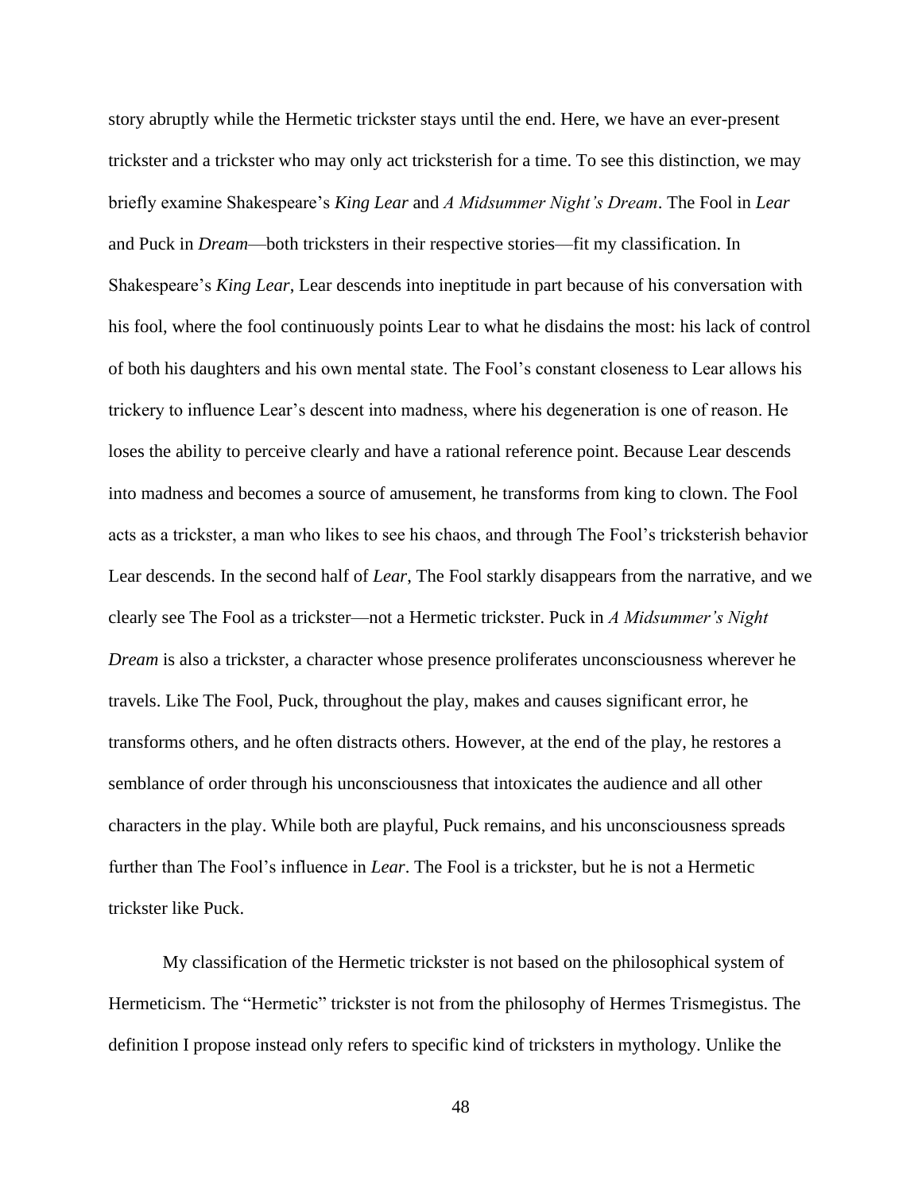story abruptly while the Hermetic trickster stays until the end. Here, we have an ever-present trickster and a trickster who may only act tricksterish for a time. To see this distinction, we may briefly examine Shakespeare's *King Lear* and *A Midsummer Night's Dream*. The Fool in *Lear* and Puck in *Dream*—both tricksters in their respective stories—fit my classification. In Shakespeare's *King Lear*, Lear descends into ineptitude in part because of his conversation with his fool, where the fool continuously points Lear to what he disdains the most: his lack of control of both his daughters and his own mental state. The Fool's constant closeness to Lear allows his trickery to influence Lear's descent into madness, where his degeneration is one of reason. He loses the ability to perceive clearly and have a rational reference point. Because Lear descends into madness and becomes a source of amusement, he transforms from king to clown. The Fool acts as a trickster, a man who likes to see his chaos, and through The Fool's tricksterish behavior Lear descends. In the second half of *Lear*, The Fool starkly disappears from the narrative, and we clearly see The Fool as a trickster—not a Hermetic trickster. Puck in *A Midsummer's Night Dream* is also a trickster, a character whose presence proliferates unconsciousness wherever he travels. Like The Fool, Puck, throughout the play, makes and causes significant error, he transforms others, and he often distracts others. However, at the end of the play, he restores a semblance of order through his unconsciousness that intoxicates the audience and all other characters in the play. While both are playful, Puck remains, and his unconsciousness spreads further than The Fool's influence in *Lear*. The Fool is a trickster, but he is not a Hermetic trickster like Puck.

My classification of the Hermetic trickster is not based on the philosophical system of Hermeticism. The "Hermetic" trickster is not from the philosophy of Hermes Trismegistus. The definition I propose instead only refers to specific kind of tricksters in mythology. Unlike the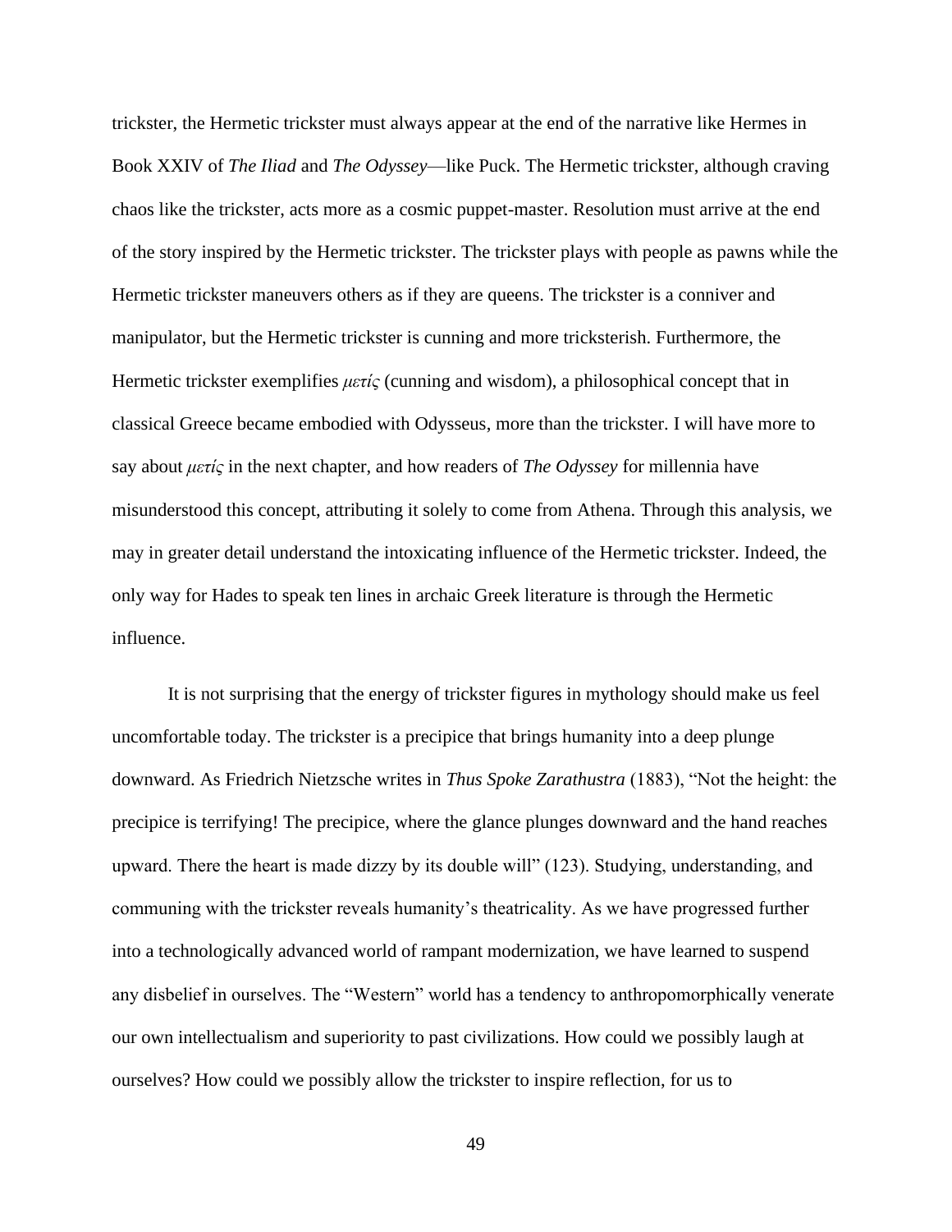trickster, the Hermetic trickster must always appear at the end of the narrative like Hermes in Book XXIV of *The Iliad* and *The Odyssey*—like Puck. The Hermetic trickster, although craving chaos like the trickster, acts more as a cosmic puppet-master. Resolution must arrive at the end of the story inspired by the Hermetic trickster. The trickster plays with people as pawns while the Hermetic trickster maneuvers others as if they are queens. The trickster is a conniver and manipulator, but the Hermetic trickster is cunning and more trickster­ish. Furthermore, the Hermetic trickster exemplifies *μετίς* (cunning and wisdom), a philosophical concept that in classical Greece became embodied with Odysseus, more than the trickster. I will have more to say about *μετίς* in the next chapter, and how readers of *The Odyssey* for millennia have misunderstood this concept, attributing it solely to come from Athena. Through this analysis, we may in greater detail understand the intoxicating influence of the Hermetic trickster. Indeed, the only way for Hades to speak ten lines in archaic Greek literature is through the Hermetic influence.

It is not surprising that the energy of trickster figures in mythology should make us feel uncomfortable today. The trickster is a precipice that brings humanity into a deep plunge downward. As Friedrich Nietzsche writes in *Thus Spoke Zarathustra* (1883), "Not the height: the precipice is terrifying! The precipice, where the glance plunges downward and the hand reaches upward. There the heart is made dizzy by its double will" (123). Studying, understanding, and communing with the trickster reveals humanity's theatricality. As we have progressed further into a technologically advanced world of rampant modernization, we have learned to suspend any disbelief in ourselves. The "Western" world has a tendency to anthropomorphically venerate our own intellectualism and superiority to past civilizations. How could we possibly laugh at ourselves? How could we possibly allow the trickster to inspire reflection, for us to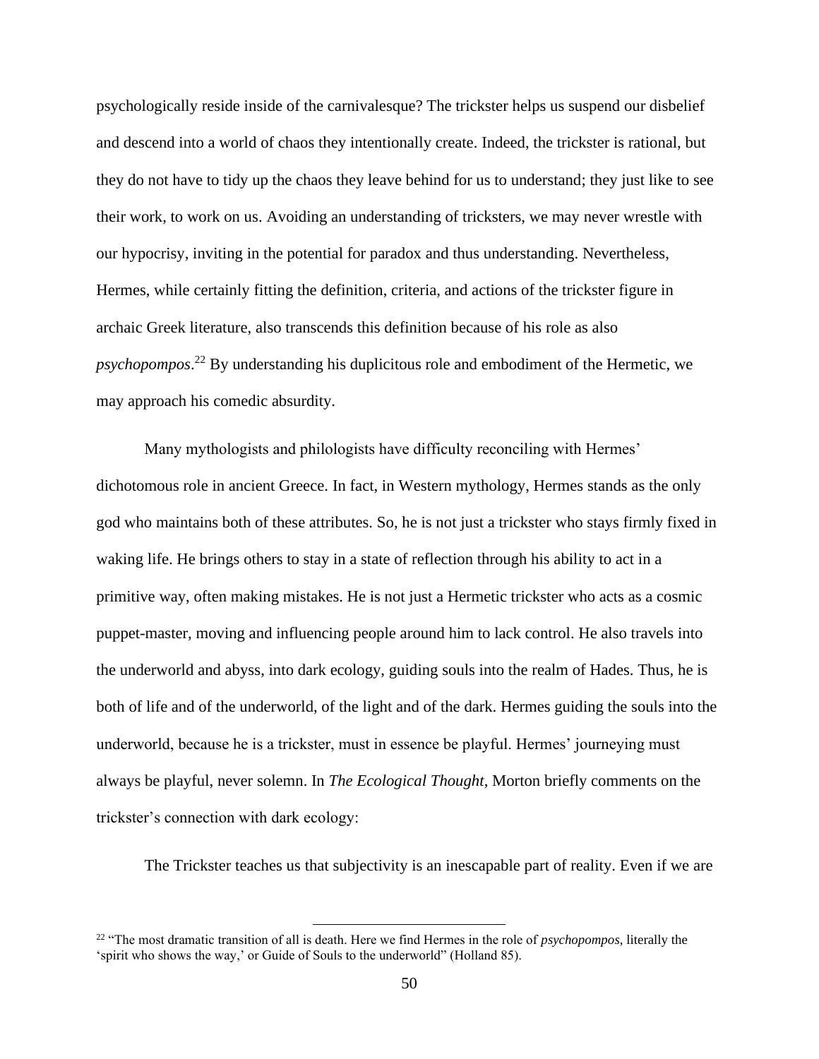psychologically reside inside of the carnivalesque? The trickster helps us suspend our disbelief and descend into a world of chaos they intentionally create. Indeed, the trickster is rational, but they do not have to tidy up the chaos they leave behind for us to understand; they just like to see their work, to work on us. Avoiding an understanding of tricksters, we may never wrestle with our hypocrisy, inviting in the potential for paradox and thus understanding. Nevertheless, Hermes, while certainly fitting the definition, criteria, and actions of the trickster figure in archaic Greek literature, also transcends this definition because of his role as also *psychopompos*.[22] By understanding his duplicitous role and embodiment of the Hermetic, we may approach his comedic absurdity.

Many mythologists and philologists have difficulty reconciling with Hermes' dichotomous role in ancient Greece. In fact, in Western mythology, Hermes stands as the only god who maintains both of these attributes. So, he is not just a trickster who stays firmly fixed in waking life. He brings others to stay in a state of reflection through his ability to act in a primitive way, often making mistakes. He is not just a Hermetic trickster who acts as a cosmic puppet-master, moving and influencing people around him to lack control. He also travels into the underworld and abyss, into dark ecology, guiding souls into the realm of Hades. Thus, he is both of life and of the underworld, of the light and of the dark. Hermes guiding the souls into the underworld, because he is a trickster, must in essence be playful. Hermes' journeying must always be playful, never solemn. In *The Ecological Thought*, Morton briefly comments on the trickster's connection with dark ecology:

The Trickster teaches us that subjectivity is an inescapable part of reality. Even if we are

[22] "The most dramatic transition of all is death. Here we find Hermes in the role of *psychopompos*, literally the 'spirit who shows the way,' or Guide of Souls to the underworld" (Holland 85).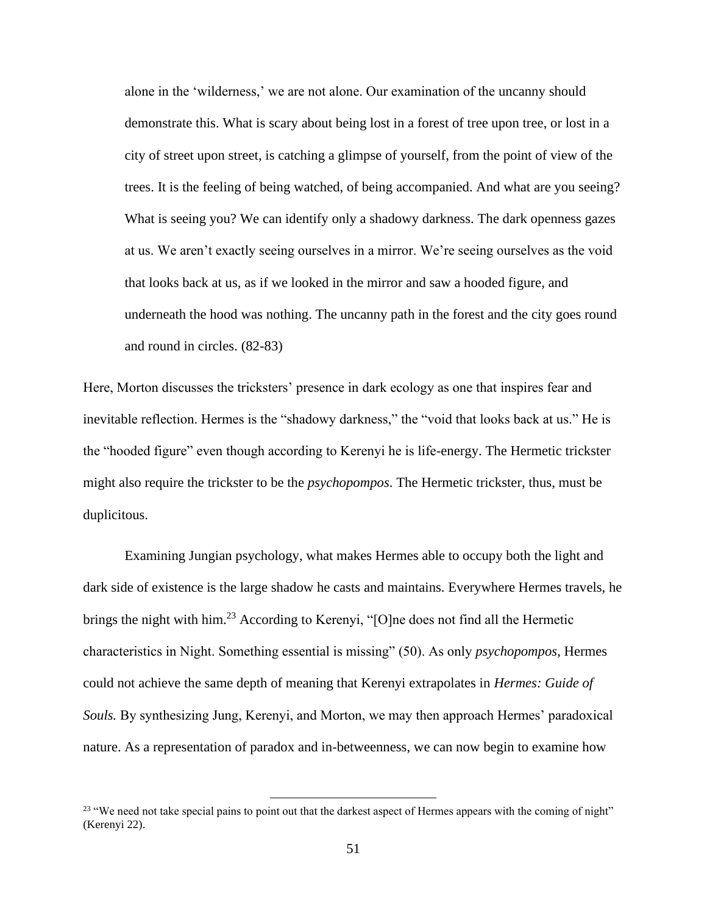> alone in the 'wilderness,' we are not alone. Our examination of the uncanny should demonstrate this. What is scary about being lost in a forest of tree upon tree, or lost in a city of street upon street, is catching a glimpse of yourself, from the point of view of the trees. It is the feeling of being watched, of being accompanied. And what are you seeing? What is seeing you? We can identify only a shadowy darkness. The dark openness gazes at us. We aren't exactly seeing ourselves in a mirror. We're seeing ourselves as the void that looks back at us, as if we looked in the mirror and saw a hooded figure, and underneath the hood was nothing. The uncanny path in the forest and the city goes round and round in circles. (82-83)

Here, Morton discusses the tricksters' presence in dark ecology as one that inspires fear and inevitable reflection. Hermes is the "shadowy darkness," the "void that looks back at us." He is the "hooded figure" even though according to Kerenyi he is life-energy. The Hermetic trickster might also require the trickster to be the *psychopompos*. The Hermetic trickster, thus, must be duplicitous.

Examining Jungian psychology, what makes Hermes able to occupy both the light and dark side of existence is the large shadow he casts and maintains. Everywhere Hermes travels, he brings the night with him.[23] According to Kerenyi, "[O]ne does not find all the Hermetic characteristics in Night. Something essential is missing" (50). As only *psychopompos*, Hermes could not achieve the same depth of meaning that Kerenyi extrapolates in *Hermes: Guide of Souls.* By synthesizing Jung, Kerenyi, and Morton, we may then approach Hermes' paradoxical nature. As a representation of paradox and in-betweenness, we can now begin to examine how

[23] "We need not take special pains to point out that the darkest aspect of Hermes appears with the coming of night" (Kerenyi 22).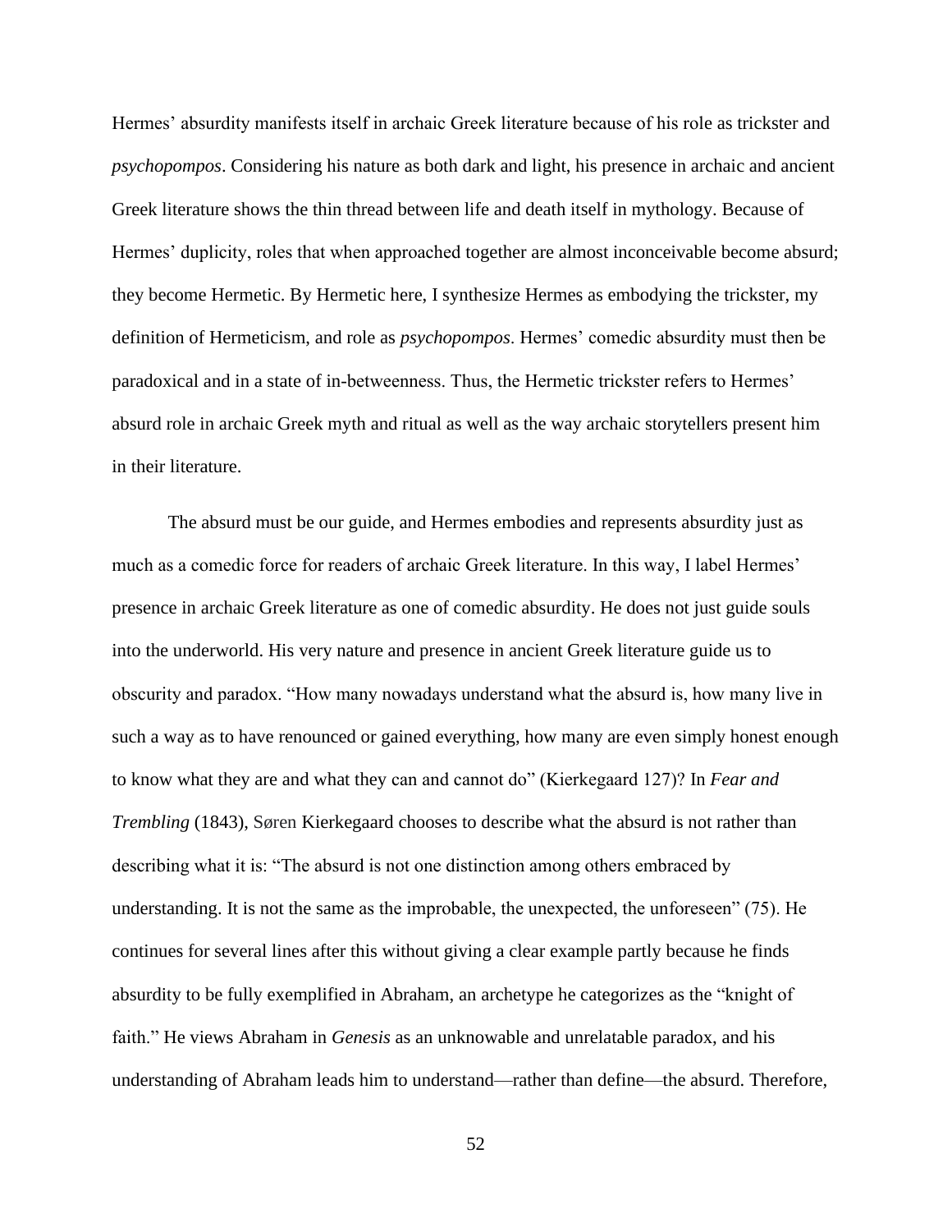Hermes' absurdity manifests itself in archaic Greek literature because of his role as trickster and *psychopompos*. Considering his nature as both dark and light, his presence in archaic and ancient Greek literature shows the thin thread between life and death itself in mythology. Because of Hermes' duplicity, roles that when approached together are almost inconceivable become absurd; they become Hermetic. By Hermetic here, I synthesize Hermes as embodying the trickster, my definition of Hermeticism, and role as *psychopompos*. Hermes' comedic absurdity must then be paradoxical and in a state of in-betweenness. Thus, the Hermetic trickster refers to Hermes' absurd role in archaic Greek myth and ritual as well as the way archaic storytellers present him in their literature.

The absurd must be our guide, and Hermes embodies and represents absurdity just as much as a comedic force for readers of archaic Greek literature. In this way, I label Hermes' presence in archaic Greek literature as one of comedic absurdity. He does not just guide souls into the underworld. His very nature and presence in ancient Greek literature guide us to obscurity and paradox. "How many nowadays understand what the absurd is, how many live in such a way as to have renounced or gained everything, how many are even simply honest enough to know what they are and what they can and cannot do" (Kierkegaard 127)? In *Fear and Trembling* (1843), Søren Kierkegaard chooses to describe what the absurd is not rather than describing what it is: "The absurd is not one distinction among others embraced by understanding. It is not the same as the improbable, the unexpected, the unforeseen" (75). He continues for several lines after this without giving a clear example partly because he finds absurdity to be fully exemplified in Abraham, an archetype he categorizes as the "knight of faith." He views Abraham in *Genesis* as an unknowable and unrelatable paradox, and his understanding of Abraham leads him to understand—rather than define—the absurd. Therefore,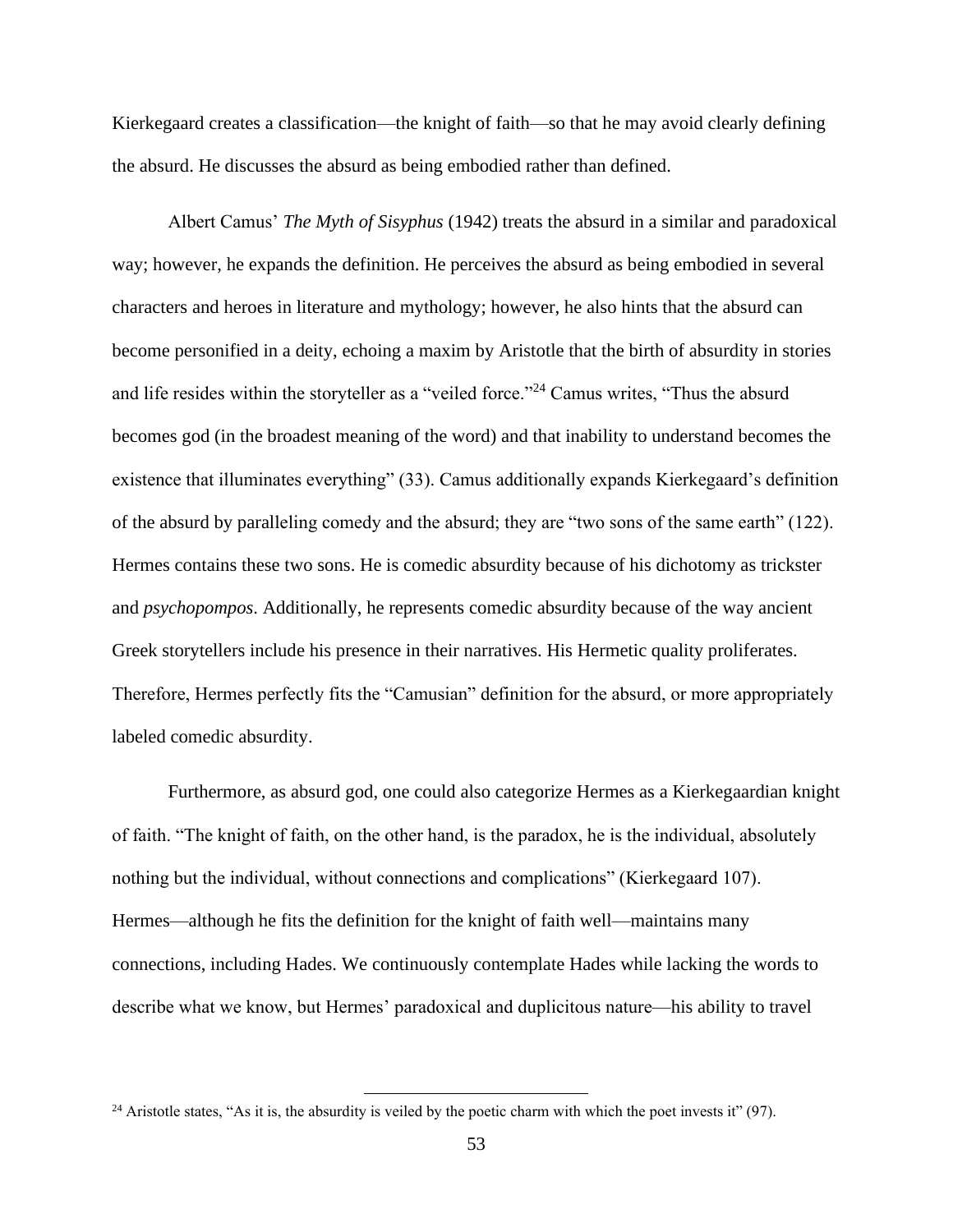Kierkegaard creates a classification—the knight of faith—so that he may avoid clearly defining the absurd. He discusses the absurd as being embodied rather than defined.

Albert Camus' *The Myth of Sisyphus* (1942) treats the absurd in a similar and paradoxical way; however, he expands the definition. He perceives the absurd as being embodied in several characters and heroes in literature and mythology; however, he also hints that the absurd can become personified in a deity, echoing a maxim by Aristotle that the birth of absurdity in stories and life resides within the storyteller as a "veiled force."[24] Camus writes, "Thus the absurd becomes god (in the broadest meaning of the word) and that inability to understand becomes the existence that illuminates everything" (33). Camus additionally expands Kierkegaard's definition of the absurd by paralleling comedy and the absurd; they are "two sons of the same earth" (122). Hermes contains these two sons. He is comedic absurdity because of his dichotomy as trickster and *psychopompos*. Additionally, he represents comedic absurdity because of the way ancient Greek storytellers include his presence in their narratives. His Hermetic quality proliferates. Therefore, Hermes perfectly fits the "Camusian" definition for the absurd, or more appropriately labeled comedic absurdity.

Furthermore, as absurd god, one could also categorize Hermes as a Kierkegaardian knight of faith. "The knight of faith, on the other hand, is the paradox, he is the individual, absolutely nothing but the individual, without connections and complications" (Kierkegaard 107). Hermes—although he fits the definition for the knight of faith well—maintains many connections, including Hades. We continuously contemplate Hades while lacking the words to describe what we know, but Hermes' paradoxical and duplicitous nature—his ability to travel

[24] Aristotle states, "As it is, the absurdity is veiled by the poetic charm with which the poet invests it" (97).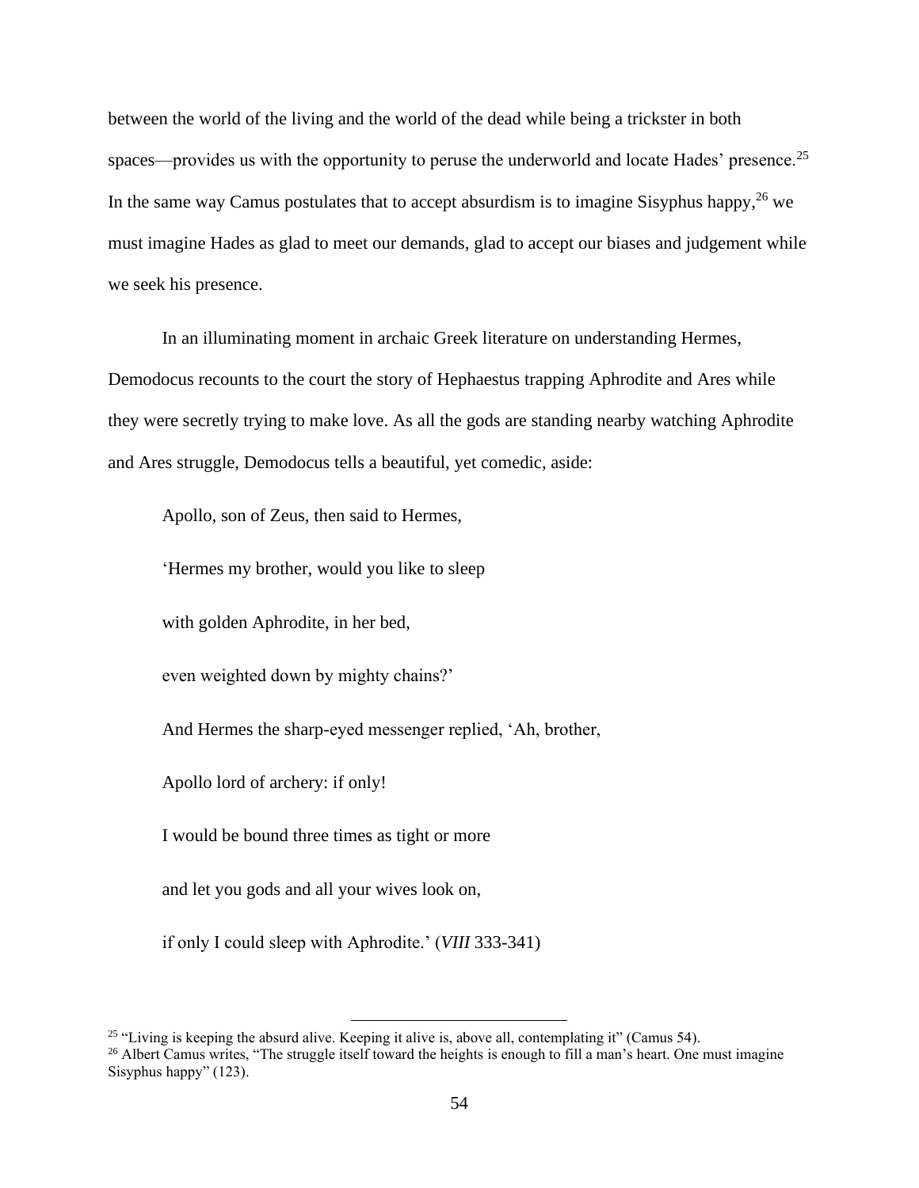between the world of the living and the world of the dead while being a trickster in both spaces—provides us with the opportunity to peruse the underworld and locate Hades' presence.[25] In the same way Camus postulates that to accept absurdism is to imagine Sisyphus happy,[26] we must imagine Hades as glad to meet our demands, glad to accept our biases and judgement while we seek his presence.

In an illuminating moment in archaic Greek literature on understanding Hermes, Demodocus recounts to the court the story of Hephaestus trapping Aphrodite and Ares while they were secretly trying to make love. As all the gods are standing nearby watching Aphrodite and Ares struggle, Demodocus tells a beautiful, yet comedic, aside:

> Apollo, son of Zeus, then said to Hermes,
>
> 'Hermes my brother, would you like to sleep
>
> with golden Aphrodite, in her bed,
>
> even weighted down by mighty chains?'
>
> And Hermes the sharp-eyed messenger replied, 'Ah, brother,
>
> Apollo lord of archery: if only!
>
> I would be bound three times as tight or more
>
> and let you gods and all your wives look on,
>
> if only I could sleep with Aphrodite.' (*VIII* 333-341)

---

[25] "Living is keeping the absurd alive. Keeping it alive is, above all, contemplating it" (Camus 54).

[26] Albert Camus writes, "The struggle itself toward the heights is enough to fill a man's heart. One must imagine Sisyphus happy" (123).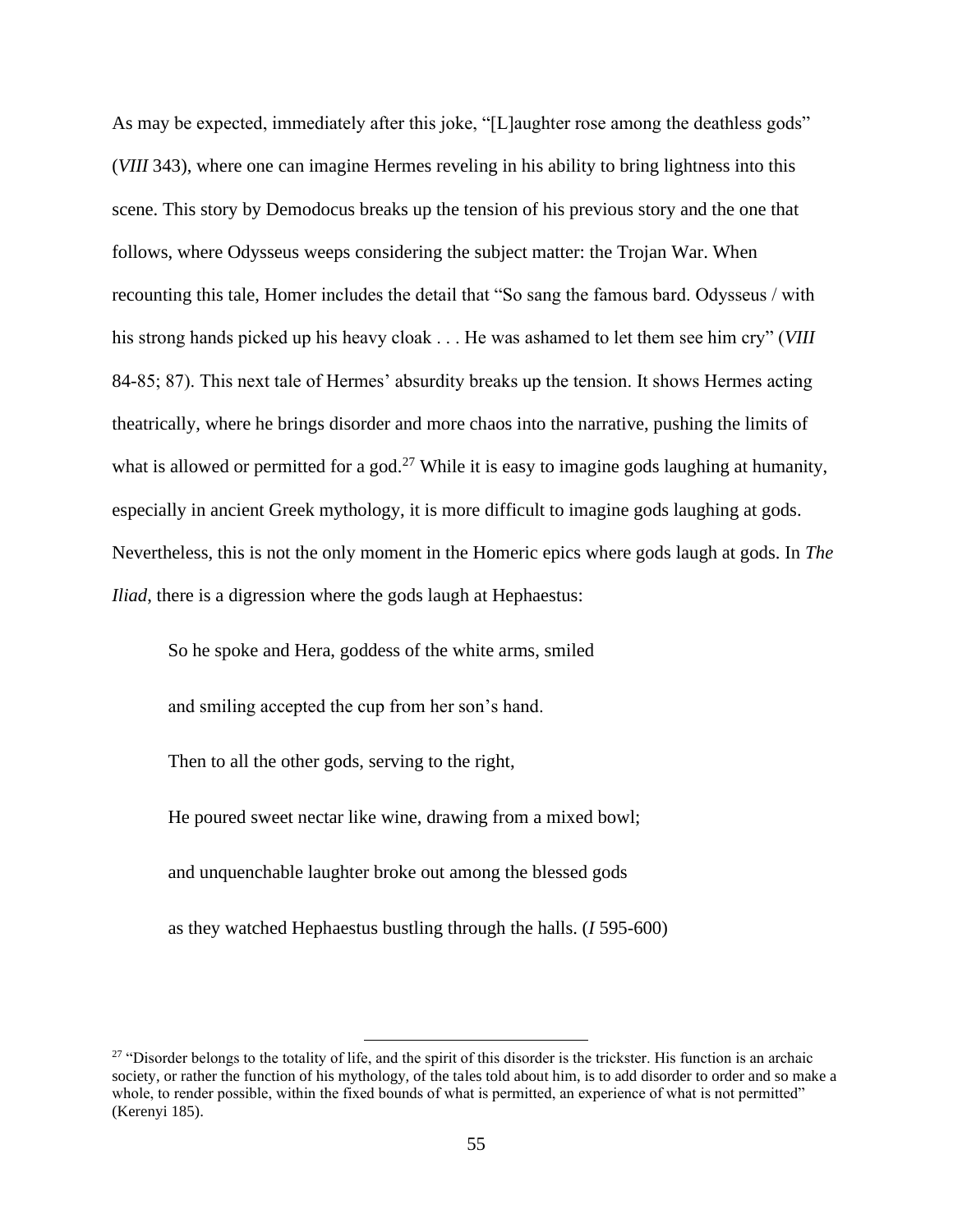As may be expected, immediately after this joke, "[L]aughter rose among the deathless gods" (*VIII* 343), where one can imagine Hermes reveling in his ability to bring lightness into this scene. This story by Demodocus breaks up the tension of his previous story and the one that follows, where Odysseus weeps considering the subject matter: the Trojan War. When recounting this tale, Homer includes the detail that "So sang the famous bard. Odysseus / with his strong hands picked up his heavy cloak . . . He was ashamed to let them see him cry" (*VIII* 84-85; 87). This next tale of Hermes' absurdity breaks up the tension. It shows Hermes acting theatrically, where he brings disorder and more chaos into the narrative, pushing the limits of what is allowed or permitted for a god.[27] While it is easy to imagine gods laughing at humanity, especially in ancient Greek mythology, it is more difficult to imagine gods laughing at gods. Nevertheless, this is not the only moment in the Homeric epics where gods laugh at gods. In *The Iliad*, there is a digression where the gods laugh at Hephaestus:

> So he spoke and Hera, goddess of the white arms, smiled
>
> and smiling accepted the cup from her son's hand.
>
> Then to all the other gods, serving to the right,
>
> He poured sweet nectar like wine, drawing from a mixed bowl;
>
> and unquenchable laughter broke out among the blessed gods
>
> as they watched Hephaestus bustling through the halls. (*I* 595-600)

[27] "Disorder belongs to the totality of life, and the spirit of this disorder is the trickster. His function is an archaic society, or rather the function of his mythology, of the tales told about him, is to add disorder to order and so make a whole, to render possible, within the fixed bounds of what is permitted, an experience of what is not permitted" (Kerenyi 185).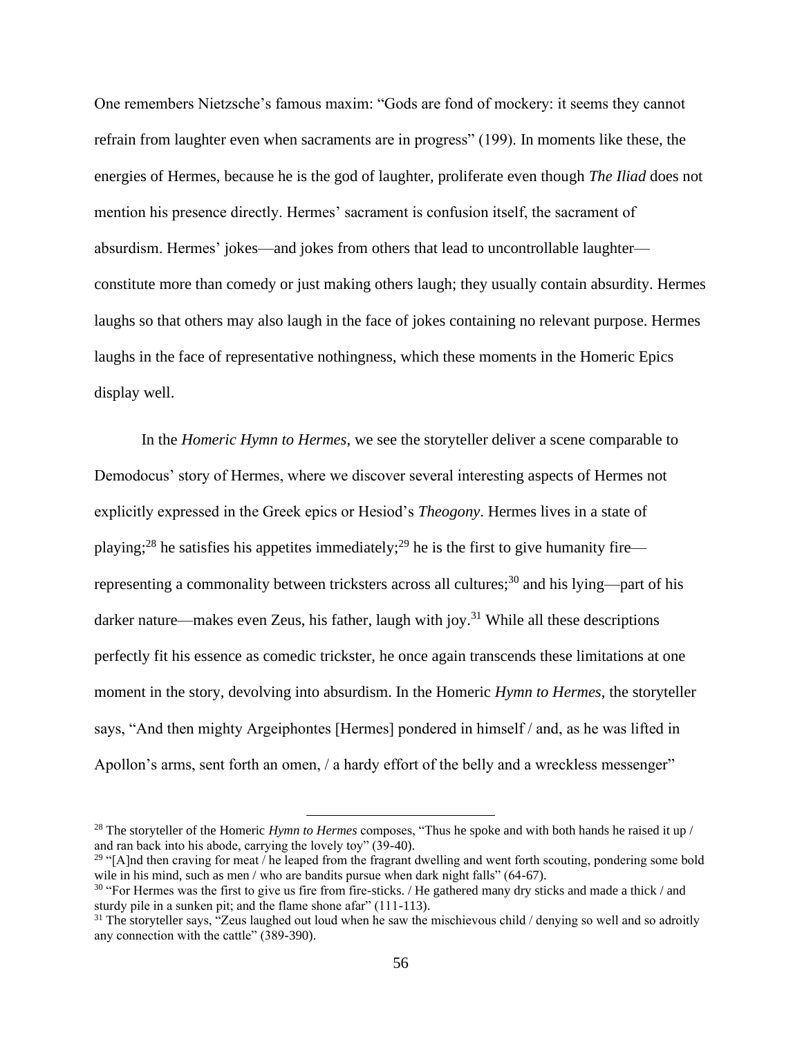One remembers Nietzsche's famous maxim: "Gods are fond of mockery: it seems they cannot refrain from laughter even when sacraments are in progress" (199). In moments like these, the energies of Hermes, because he is the god of laughter, proliferate even though *The Iliad* does not mention his presence directly. Hermes' sacrament is confusion itself, the sacrament of absurdism. Hermes' jokes—and jokes from others that lead to uncontrollable laughter—constitute more than comedy or just making others laugh; they usually contain absurdity. Hermes laughs so that others may also laugh in the face of jokes containing no relevant purpose. Hermes laughs in the face of representative nothingness, which these moments in the Homeric Epics display well.

In the *Homeric Hymn to Hermes*, we see the storyteller deliver a scene comparable to Demodocus' story of Hermes, where we discover several interesting aspects of Hermes not explicitly expressed in the Greek epics or Hesiod's *Theogony*. Hermes lives in a state of playing;[28] he satisfies his appetites immediately;[29] he is the first to give humanity fire—representing a commonality between tricksters across all cultures;[30] and his lying—part of his darker nature—makes even Zeus, his father, laugh with joy.[31] While all these descriptions perfectly fit his essence as comedic trickster, he once again transcends these limitations at one moment in the story, devolving into absurdism. In the Homeric *Hymn to Hermes*, the storyteller says, "And then mighty Argeiphontes [Hermes] pondered in himself / and, as he was lifted in Apollon's arms, sent forth an omen, / a hardy effort of the belly and a wreckless messenger"

---

[28] The storyteller of the Homeric *Hymn to Hermes* composes, "Thus he spoke and with both hands he raised it up / and ran back into his abode, carrying the lovely toy" (39-40).

[29] "[A]nd then craving for meat / he leaped from the fragrant dwelling and went forth scouting, pondering some bold wile in his mind, such as men / who are bandits pursue when dark night falls" (64-67).

[30] "For Hermes was the first to give us fire from fire-sticks. / He gathered many dry sticks and made a thick / and sturdy pile in a sunken pit; and the flame shone afar" (111-113).

[31] The storyteller says, "Zeus laughed out loud when he saw the mischievous child / denying so well and so adroitly any connection with the cattle" (389-390).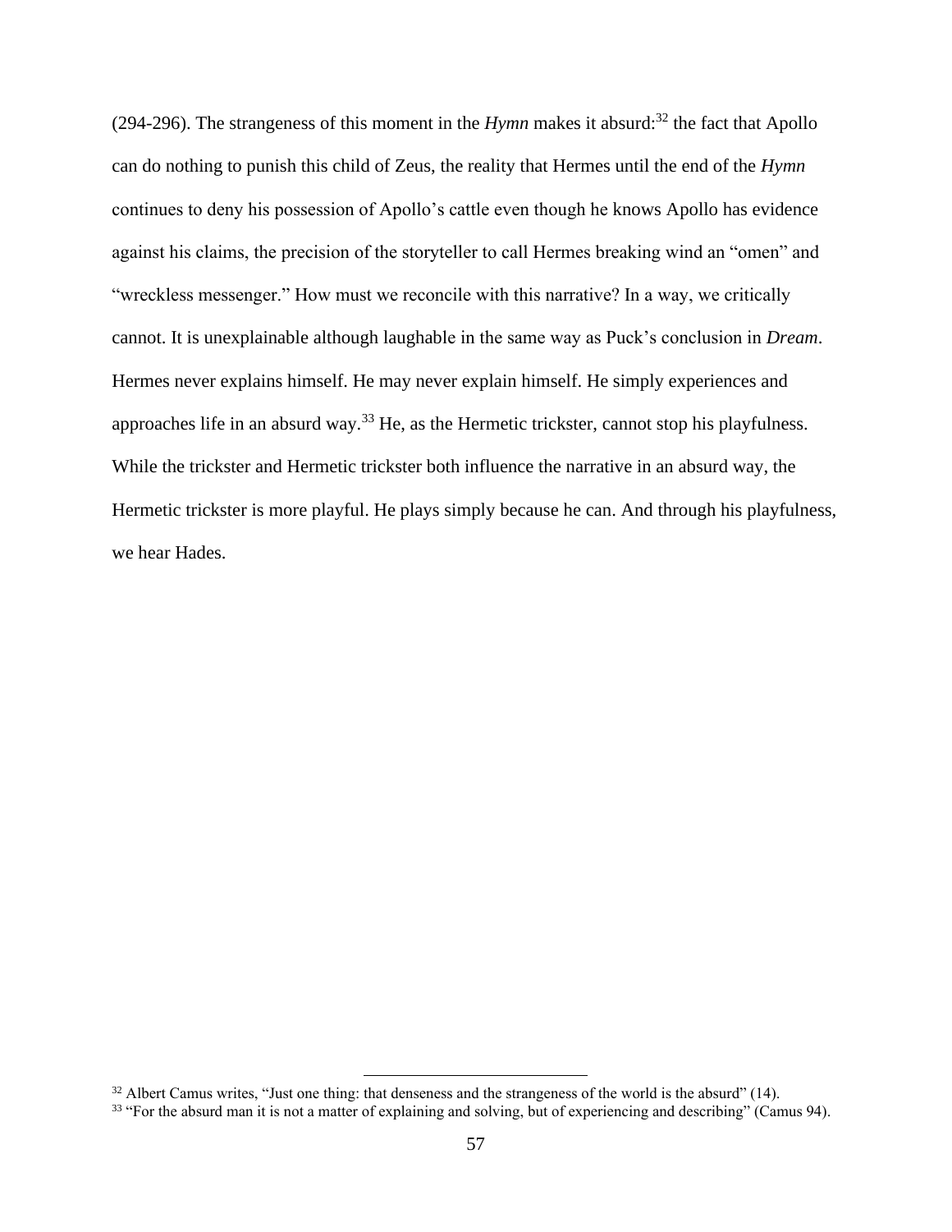(294-296). The strangeness of this moment in the *Hymn* makes it absurd:[32] the fact that Apollo can do nothing to punish this child of Zeus, the reality that Hermes until the end of the *Hymn* continues to deny his possession of Apollo's cattle even though he knows Apollo has evidence against his claims, the precision of the storyteller to call Hermes breaking wind an "omen" and "wreckless messenger." How must we reconcile with this narrative? In a way, we critically cannot. It is unexplainable although laughable in the same way as Puck's conclusion in *Dream*. Hermes never explains himself. He may never explain himself. He simply experiences and approaches life in an absurd way.[33] He, as the Hermetic trickster, cannot stop his playfulness. While the trickster and Hermetic trickster both influence the narrative in an absurd way, the Hermetic trickster is more playful. He plays simply because he can. And through his playfulness, we hear Hades.

---

[32] Albert Camus writes, "Just one thing: that denseness and the strangeness of the world is the absurd" (14).

[33] "For the absurd man it is not a matter of explaining and solving, but of experiencing and describing" (Camus 94).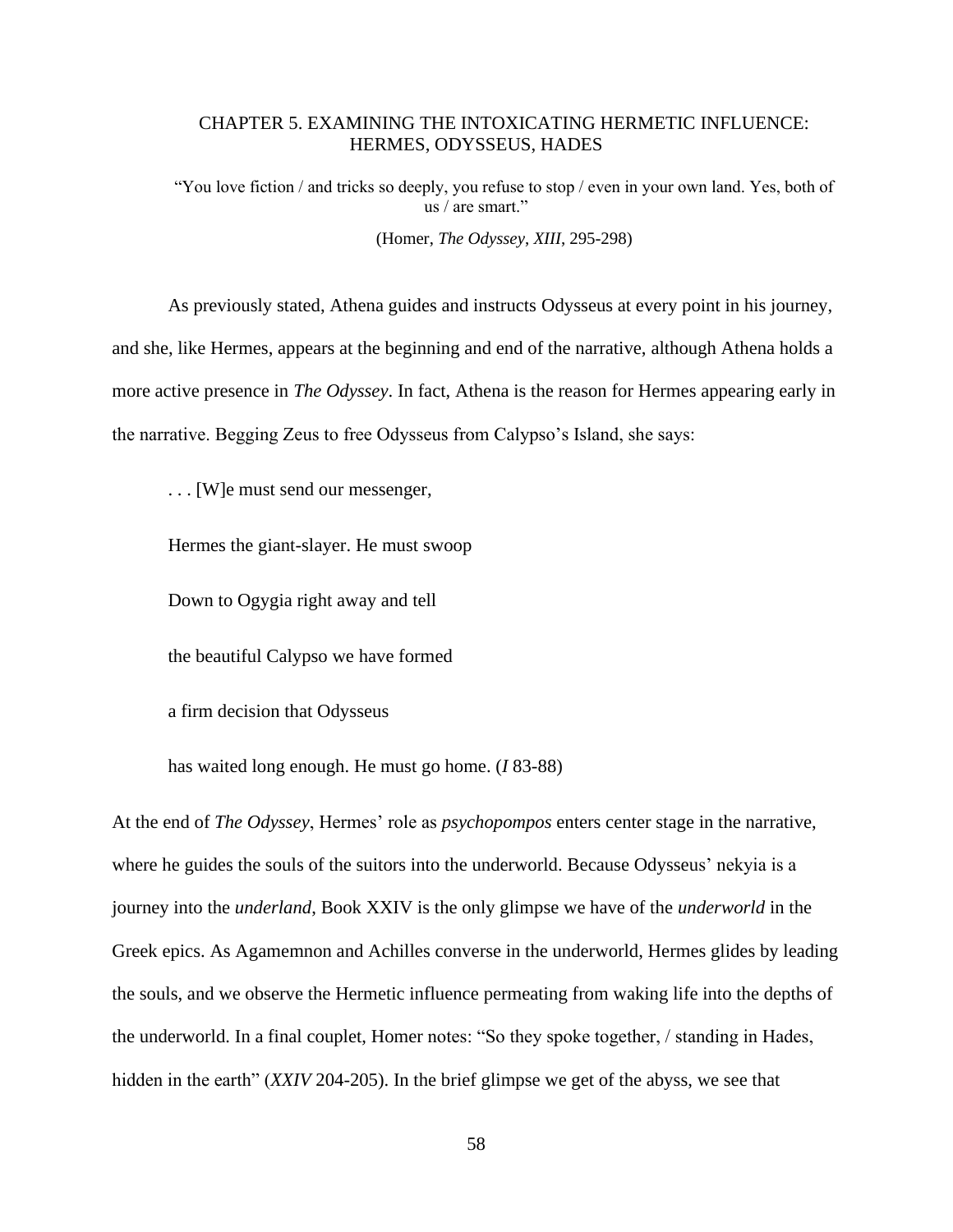# CHAPTER 5. EXAMINING THE INTOXICATING HERMETIC INFLUENCE: HERMES, ODYSSEUS, HADES

"You love fiction / and tricks so deeply, you refuse to stop / even in your own land. Yes, both of us / are smart."

(Homer, *The Odyssey*, *XIII*, 295-298)

As previously stated, Athena guides and instructs Odysseus at every point in his journey, and she, like Hermes, appears at the beginning and end of the narrative, although Athena holds a more active presence in *The Odyssey*. In fact, Athena is the reason for Hermes appearing early in the narrative. Begging Zeus to free Odysseus from Calypso's Island, she says:

> . . . [W]e must send our messenger,
>
> Hermes the giant-slayer. He must swoop
>
> Down to Ogygia right away and tell
>
> the beautiful Calypso we have formed
>
> a firm decision that Odysseus
>
> has waited long enough. He must go home. (*I* 83-88)

At the end of *The Odyssey*, Hermes' role as *psychopompos* enters center stage in the narrative, where he guides the souls of the suitors into the underworld. Because Odysseus' nekyia is a journey into the *underland*, Book XXIV is the only glimpse we have of the *underworld* in the Greek epics. As Agamemnon and Achilles converse in the underworld, Hermes glides by leading the souls, and we observe the Hermetic influence permeating from waking life into the depths of the underworld. In a final couplet, Homer notes: "So they spoke together, / standing in Hades, hidden in the earth" (*XXIV* 204-205). In the brief glimpse we get of the abyss, we see that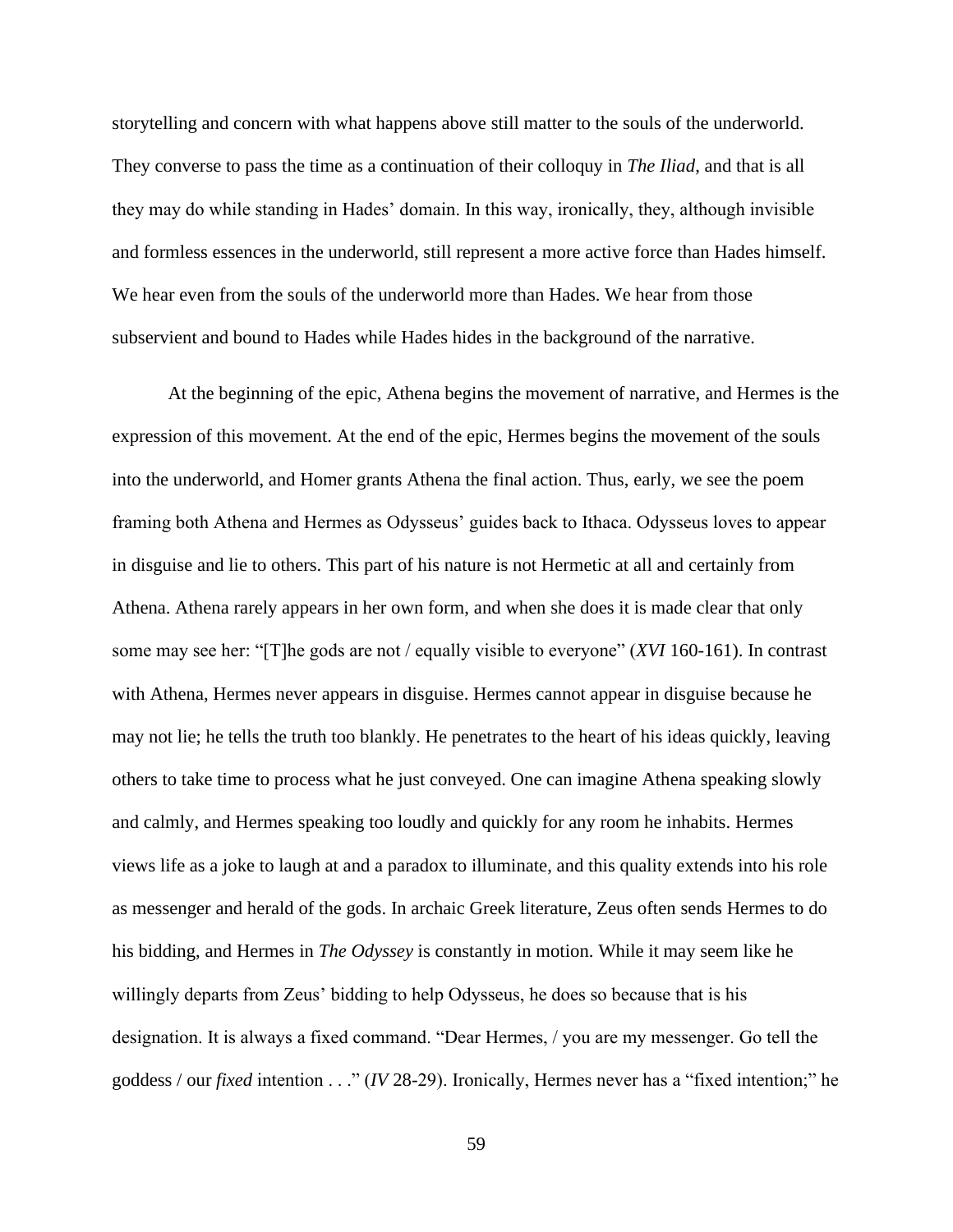storytelling and concern with what happens above still matter to the souls of the underworld. They converse to pass the time as a continuation of their colloquy in *The Iliad*, and that is all they may do while standing in Hades' domain. In this way, ironically, they, although invisible and formless essences in the underworld, still represent a more active force than Hades himself. We hear even from the souls of the underworld more than Hades. We hear from those subservient and bound to Hades while Hades hides in the background of the narrative.

At the beginning of the epic, Athena begins the movement of narrative, and Hermes is the expression of this movement. At the end of the epic, Hermes begins the movement of the souls into the underworld, and Homer grants Athena the final action. Thus, early, we see the poem framing both Athena and Hermes as Odysseus' guides back to Ithaca. Odysseus loves to appear in disguise and lie to others. This part of his nature is not Hermetic at all and certainly from Athena. Athena rarely appears in her own form, and when she does it is made clear that only some may see her: "[T]he gods are not / equally visible to everyone" (*XVI* 160-161). In contrast with Athena, Hermes never appears in disguise. Hermes cannot appear in disguise because he may not lie; he tells the truth too blankly. He penetrates to the heart of his ideas quickly, leaving others to take time to process what he just conveyed. One can imagine Athena speaking slowly and calmly, and Hermes speaking too loudly and quickly for any room he inhabits. Hermes views life as a joke to laugh at and a paradox to illuminate, and this quality extends into his role as messenger and herald of the gods. In archaic Greek literature, Zeus often sends Hermes to do his bidding, and Hermes in *The Odyssey* is constantly in motion. While it may seem like he willingly departs from Zeus' bidding to help Odysseus, he does so because that is his designation. It is always a fixed command. "Dear Hermes, / you are my messenger. Go tell the goddess / our *fixed* intention . . ." (*IV* 28-29). Ironically, Hermes never has a "fixed intention;" he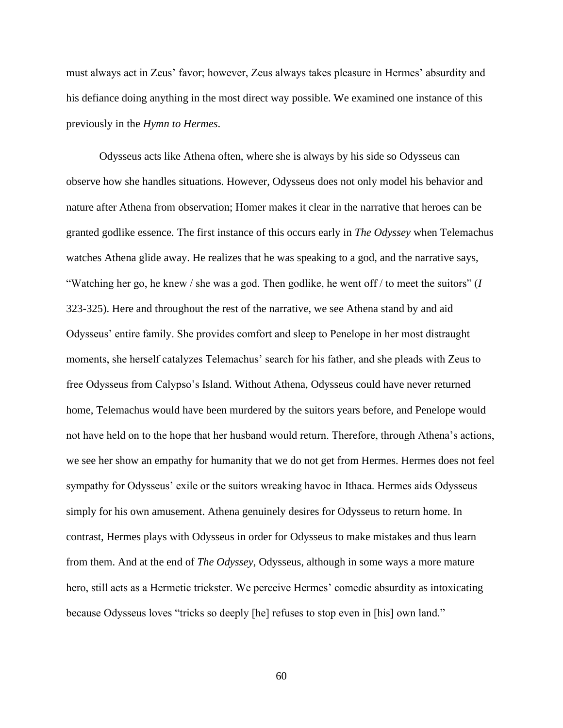must always act in Zeus' favor; however, Zeus always takes pleasure in Hermes' absurdity and his defiance doing anything in the most direct way possible. We examined one instance of this previously in the *Hymn to Hermes*.

Odysseus acts like Athena often, where she is always by his side so Odysseus can observe how she handles situations. However, Odysseus does not only model his behavior and nature after Athena from observation; Homer makes it clear in the narrative that heroes can be granted godlike essence. The first instance of this occurs early in *The Odyssey* when Telemachus watches Athena glide away. He realizes that he was speaking to a god, and the narrative says, "Watching her go, he knew / she was a god. Then godlike, he went off / to meet the suitors" (*I* 323-325). Here and throughout the rest of the narrative, we see Athena stand by and aid Odysseus' entire family. She provides comfort and sleep to Penelope in her most distraught moments, she herself catalyzes Telemachus' search for his father, and she pleads with Zeus to free Odysseus from Calypso's Island. Without Athena, Odysseus could have never returned home, Telemachus would have been murdered by the suitors years before, and Penelope would not have held on to the hope that her husband would return. Therefore, through Athena's actions, we see her show an empathy for humanity that we do not get from Hermes. Hermes does not feel sympathy for Odysseus' exile or the suitors wreaking havoc in Ithaca. Hermes aids Odysseus simply for his own amusement. Athena genuinely desires for Odysseus to return home. In contrast, Hermes plays with Odysseus in order for Odysseus to make mistakes and thus learn from them. And at the end of *The Odyssey*, Odysseus, although in some ways a more mature hero, still acts as a Hermetic trickster. We perceive Hermes' comedic absurdity as intoxicating because Odysseus loves "tricks so deeply [he] refuses to stop even in [his] own land."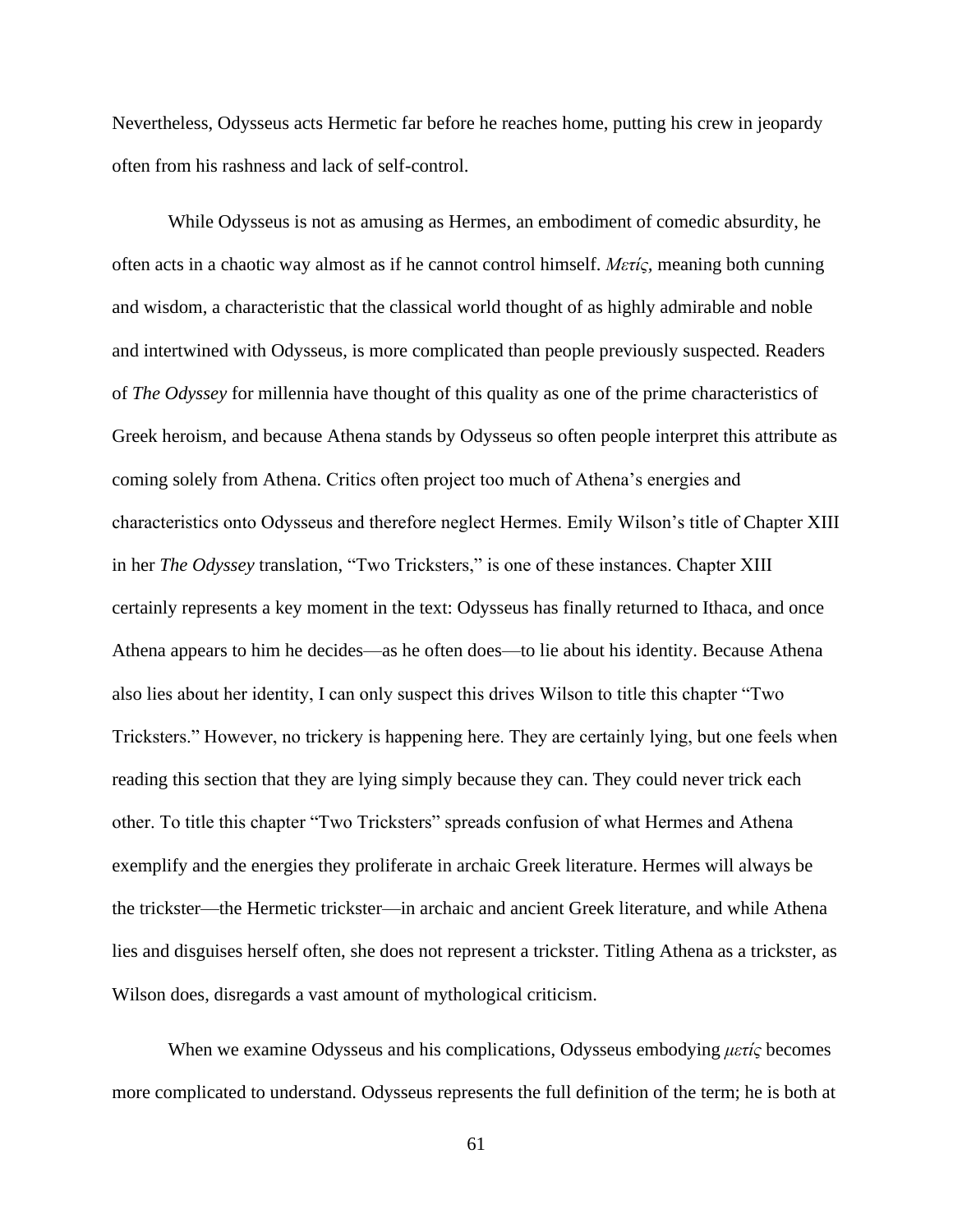Nevertheless, Odysseus acts Hermetic far before he reaches home, putting his crew in jeopardy often from his rashness and lack of self-control.

While Odysseus is not as amusing as Hermes, an embodiment of comedic absurdity, he often acts in a chaotic way almost as if he cannot control himself. *Μετίς*, meaning both cunning and wisdom, a characteristic that the classical world thought of as highly admirable and noble and intertwined with Odysseus, is more complicated than people previously suspected. Readers of *The Odyssey* for millennia have thought of this quality as one of the prime characteristics of Greek heroism, and because Athena stands by Odysseus so often people interpret this attribute as coming solely from Athena. Critics often project too much of Athena's energies and characteristics onto Odysseus and therefore neglect Hermes. Emily Wilson's title of Chapter XIII in her *The Odyssey* translation, "Two Tricksters," is one of these instances. Chapter XIII certainly represents a key moment in the text: Odysseus has finally returned to Ithaca, and once Athena appears to him he decides—as he often does—to lie about his identity. Because Athena also lies about her identity, I can only suspect this drives Wilson to title this chapter "Two Tricksters." However, no trickery is happening here. They are certainly lying, but one feels when reading this section that they are lying simply because they can. They could never trick each other. To title this chapter "Two Tricksters" spreads confusion of what Hermes and Athena exemplify and the energies they proliferate in archaic Greek literature. Hermes will always be the trickster—the Hermetic trickster—in archaic and ancient Greek literature, and while Athena lies and disguises herself often, she does not represent a trickster. Titling Athena as a trickster, as Wilson does, disregards a vast amount of mythological criticism.

When we examine Odysseus and his complications, Odysseus embodying *μετίς* becomes more complicated to understand. Odysseus represents the full definition of the term; he is both at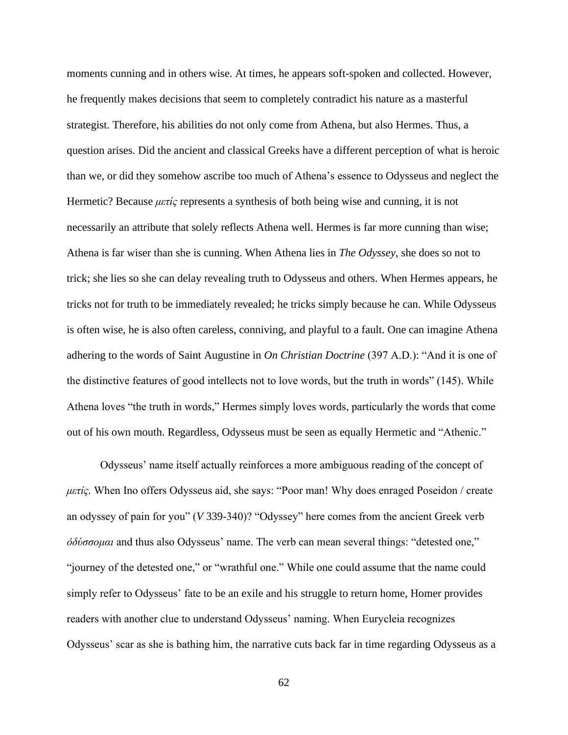moments cunning and in others wise. At times, he appears soft-spoken and collected. However, he frequently makes decisions that seem to completely contradict his nature as a masterful strategist. Therefore, his abilities do not only come from Athena, but also Hermes. Thus, a question arises. Did the ancient and classical Greeks have a different perception of what is heroic than we, or did they somehow ascribe too much of Athena's essence to Odysseus and neglect the Hermetic? Because *μετίς* represents a synthesis of both being wise and cunning, it is not necessarily an attribute that solely reflects Athena well. Hermes is far more cunning than wise; Athena is far wiser than she is cunning. When Athena lies in *The Odyssey*, she does so not to trick; she lies so she can delay revealing truth to Odysseus and others. When Hermes appears, he tricks not for truth to be immediately revealed; he tricks simply because he can. While Odysseus is often wise, he is also often careless, conniving, and playful to a fault. One can imagine Athena adhering to the words of Saint Augustine in *On Christian Doctrine* (397 A.D.): "And it is one of the distinctive features of good intellects not to love words, but the truth in words" (145). While Athena loves "the truth in words," Hermes simply loves words, particularly the words that come out of his own mouth. Regardless, Odysseus must be seen as equally Hermetic and "Athenic."

Odysseus' name itself actually reinforces a more ambiguous reading of the concept of *μετίς*. When Ino offers Odysseus aid, she says: "Poor man! Why does enraged Poseidon / create an odyssey of pain for you" (*V* 339-340)? "Odyssey" here comes from the ancient Greek verb *ὀδύσσομαι* and thus also Odysseus' name. The verb can mean several things: "detested one," "journey of the detested one," or "wrathful one." While one could assume that the name could simply refer to Odysseus' fate to be an exile and his struggle to return home, Homer provides readers with another clue to understand Odysseus' naming. When Eurycleia recognizes Odysseus' scar as she is bathing him, the narrative cuts back far in time regarding Odysseus as a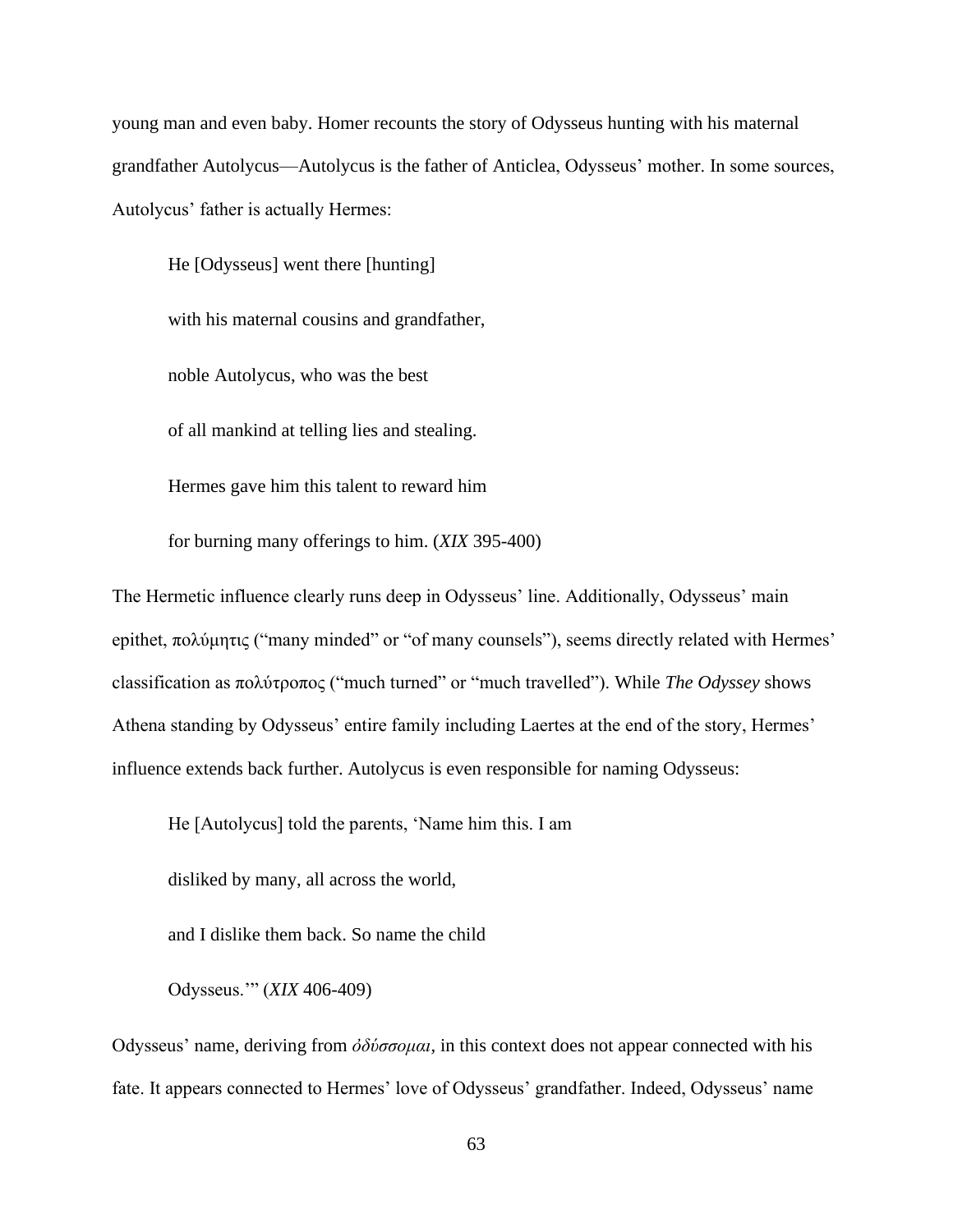young man and even baby. Homer recounts the story of Odysseus hunting with his maternal grandfather Autolycus—Autolycus is the father of Anticlea, Odysseus' mother. In some sources, Autolycus' father is actually Hermes:

> He [Odysseus] went there [hunting]
>
> with his maternal cousins and grandfather,
>
> noble Autolycus, who was the best
>
> of all mankind at telling lies and stealing.
>
> Hermes gave him this talent to reward him
>
> for burning many offerings to him. (*XIX* 395-400)

The Hermetic influence clearly runs deep in Odysseus' line. Additionally, Odysseus' main epithet, πολύμητις ("many minded" or "of many counsels"), seems directly related with Hermes' classification as πολύτροπος ("much turned" or "much travelled"). While *The Odyssey* shows Athena standing by Odysseus' entire family including Laertes at the end of the story, Hermes' influence extends back further. Autolycus is even responsible for naming Odysseus:

> He [Autolycus] told the parents, 'Name him this. I am
>
> disliked by many, all across the world,
>
> and I dislike them back. So name the child
>
> Odysseus.'" (*XIX* 406-409)

Odysseus' name, deriving from *ὀδύσσομαι*, in this context does not appear connected with his fate. It appears connected to Hermes' love of Odysseus' grandfather. Indeed, Odysseus' name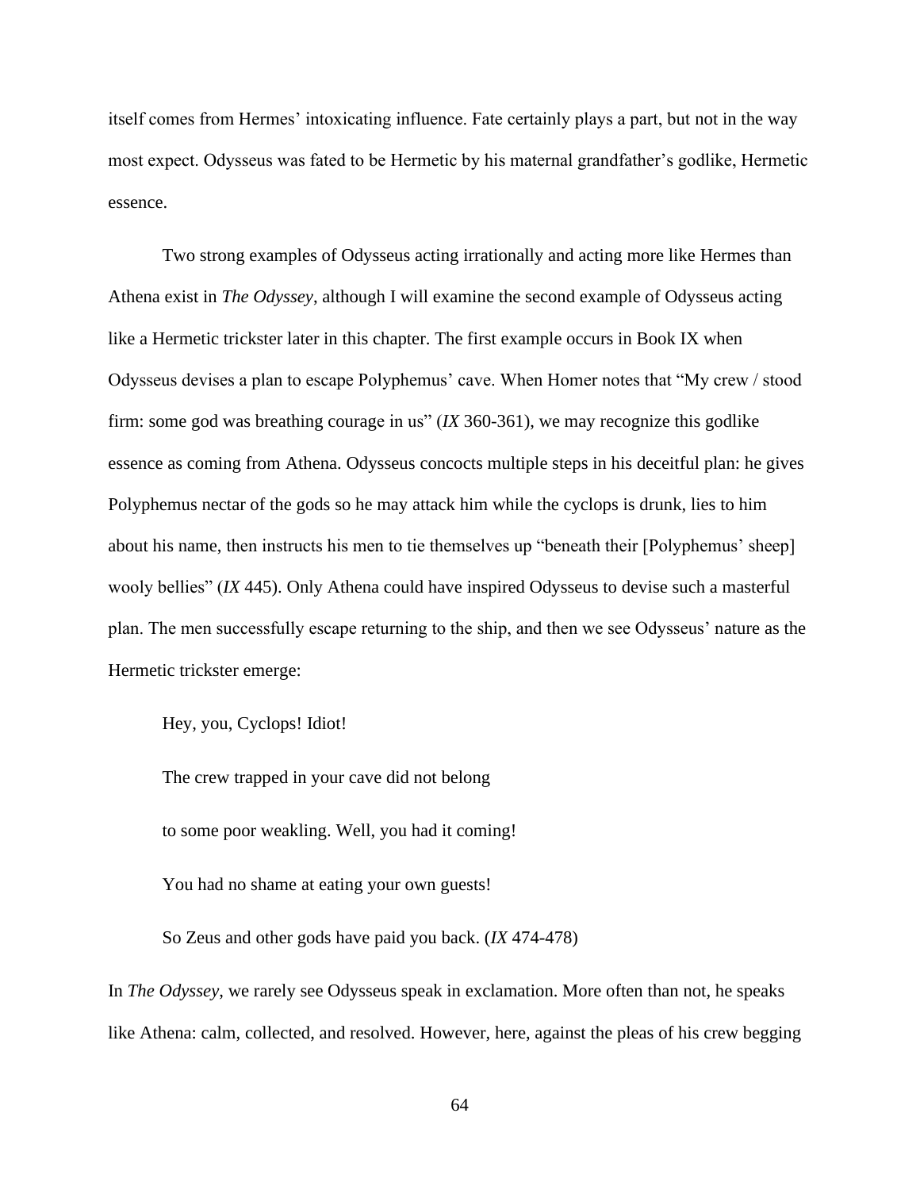itself comes from Hermes' intoxicating influence. Fate certainly plays a part, but not in the way most expect. Odysseus was fated to be Hermetic by his maternal grandfather's godlike, Hermetic essence.

Two strong examples of Odysseus acting irrationally and acting more like Hermes than Athena exist in *The Odyssey*, although I will examine the second example of Odysseus acting like a Hermetic trickster later in this chapter. The first example occurs in Book IX when Odysseus devises a plan to escape Polyphemus' cave. When Homer notes that "My crew / stood firm: some god was breathing courage in us" (*IX* 360-361), we may recognize this godlike essence as coming from Athena. Odysseus concocts multiple steps in his deceitful plan: he gives Polyphemus nectar of the gods so he may attack him while the cyclops is drunk, lies to him about his name, then instructs his men to tie themselves up "beneath their [Polyphemus' sheep] wooly bellies" (*IX* 445). Only Athena could have inspired Odysseus to devise such a masterful plan. The men successfully escape returning to the ship, and then we see Odysseus' nature as the Hermetic trickster emerge:

> Hey, you, Cyclops! Idiot!
>
> The crew trapped in your cave did not belong
>
> to some poor weakling. Well, you had it coming!
>
> You had no shame at eating your own guests!
>
> So Zeus and other gods have paid you back. (*IX* 474-478)

In *The Odyssey*, we rarely see Odysseus speak in exclamation. More often than not, he speaks like Athena: calm, collected, and resolved. However, here, against the pleas of his crew begging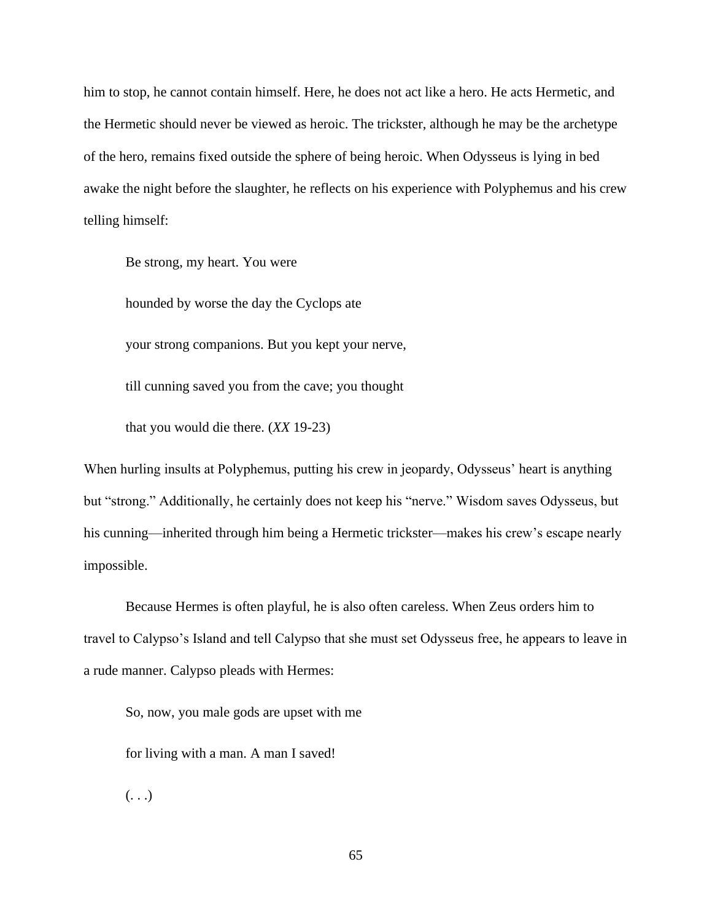him to stop, he cannot contain himself. Here, he does not act like a hero. He acts Hermetic, and the Hermetic should never be viewed as heroic. The trickster, although he may be the archetype of the hero, remains fixed outside the sphere of being heroic. When Odysseus is lying in bed awake the night before the slaughter, he reflects on his experience with Polyphemus and his crew telling himself:

> Be strong, my heart. You were
>
> hounded by worse the day the Cyclops ate
>
> your strong companions. But you kept your nerve,
>
> till cunning saved you from the cave; you thought
>
> that you would die there. (*XX* 19-23)

When hurling insults at Polyphemus, putting his crew in jeopardy, Odysseus' heart is anything but "strong." Additionally, he certainly does not keep his "nerve." Wisdom saves Odysseus, but his cunning—inherited through him being a Hermetic trickster—makes his crew's escape nearly impossible.

Because Hermes is often playful, he is also often careless. When Zeus orders him to travel to Calypso's Island and tell Calypso that she must set Odysseus free, he appears to leave in a rude manner. Calypso pleads with Hermes:

> So, now, you male gods are upset with me
>
> for living with a man. A man I saved!
>
> (. . .)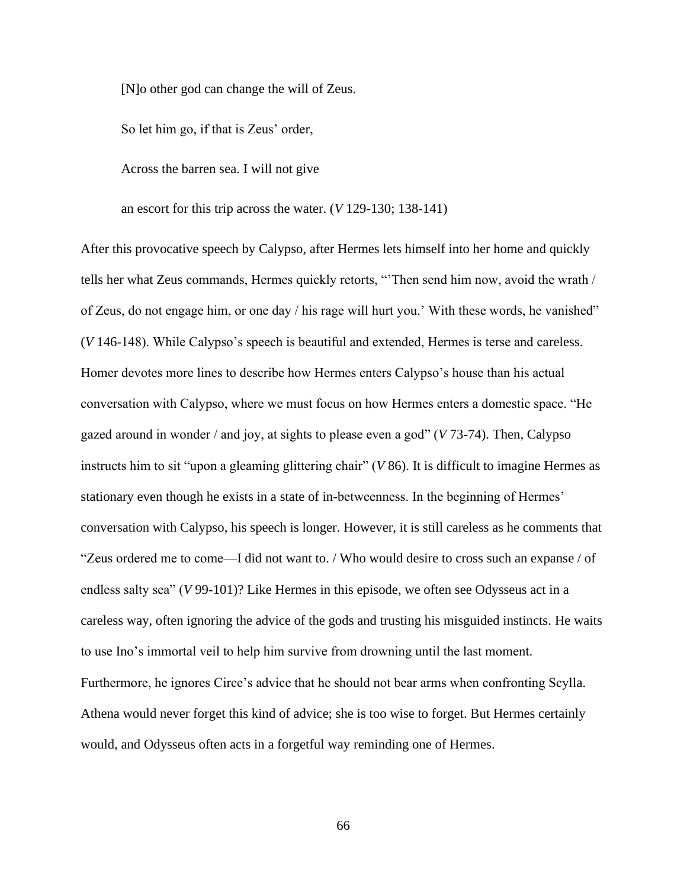> [N]o other god can change the will of Zeus.
>
> So let him go, if that is Zeus' order,
>
> Across the barren sea. I will not give
>
> an escort for this trip across the water. (*V* 129-130; 138-141)

After this provocative speech by Calypso, after Hermes lets himself into her home and quickly tells her what Zeus commands, Hermes quickly retorts, "'Then send him now, avoid the wrath / of Zeus, do not engage him, or one day / his rage will hurt you.' With these words, he vanished" (*V* 146-148). While Calypso's speech is beautiful and extended, Hermes is terse and careless. Homer devotes more lines to describe how Hermes enters Calypso's house than his actual conversation with Calypso, where we must focus on how Hermes enters a domestic space. "He gazed around in wonder / and joy, at sights to please even a god" (*V* 73-74). Then, Calypso instructs him to sit "upon a gleaming glittering chair" (*V* 86). It is difficult to imagine Hermes as stationary even though he exists in a state of in-betweenness. In the beginning of Hermes' conversation with Calypso, his speech is longer. However, it is still careless as he comments that "Zeus ordered me to come—I did not want to. / Who would desire to cross such an expanse / of endless salty sea" (*V* 99-101)? Like Hermes in this episode, we often see Odysseus act in a careless way, often ignoring the advice of the gods and trusting his misguided instincts. He waits to use Ino's immortal veil to help him survive from drowning until the last moment. Furthermore, he ignores Circe's advice that he should not bear arms when confronting Scylla. Athena would never forget this kind of advice; she is too wise to forget. But Hermes certainly would, and Odysseus often acts in a forgetful way reminding one of Hermes.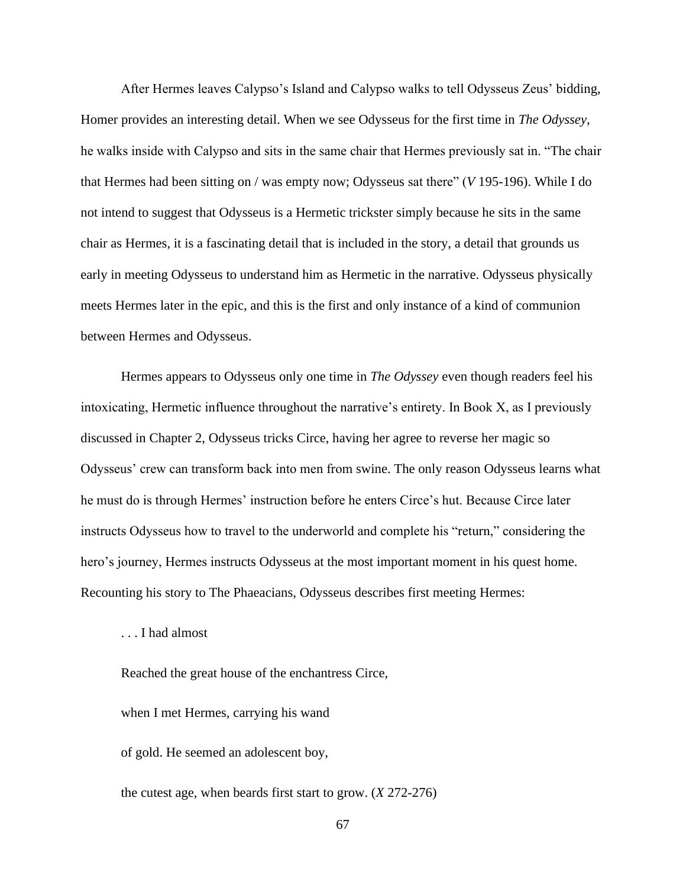After Hermes leaves Calypso's Island and Calypso walks to tell Odysseus Zeus' bidding, Homer provides an interesting detail. When we see Odysseus for the first time in *The Odyssey*, he walks inside with Calypso and sits in the same chair that Hermes previously sat in. "The chair that Hermes had been sitting on / was empty now; Odysseus sat there" (*V* 195-196). While I do not intend to suggest that Odysseus is a Hermetic trickster simply because he sits in the same chair as Hermes, it is a fascinating detail that is included in the story, a detail that grounds us early in meeting Odysseus to understand him as Hermetic in the narrative. Odysseus physically meets Hermes later in the epic, and this is the first and only instance of a kind of communion between Hermes and Odysseus.

Hermes appears to Odysseus only one time in *The Odyssey* even though readers feel his intoxicating, Hermetic influence throughout the narrative's entirety. In Book X, as I previously discussed in Chapter 2, Odysseus tricks Circe, having her agree to reverse her magic so Odysseus' crew can transform back into men from swine. The only reason Odysseus learns what he must do is through Hermes' instruction before he enters Circe's hut. Because Circe later instructs Odysseus how to travel to the underworld and complete his "return," considering the hero's journey, Hermes instructs Odysseus at the most important moment in his quest home. Recounting his story to The Phaeacians, Odysseus describes first meeting Hermes:

> . . . I had almost
>
> Reached the great house of the enchantress Circe,
>
> when I met Hermes, carrying his wand
>
> of gold. He seemed an adolescent boy,
>
> the cutest age, when beards first start to grow. (*X* 272-276)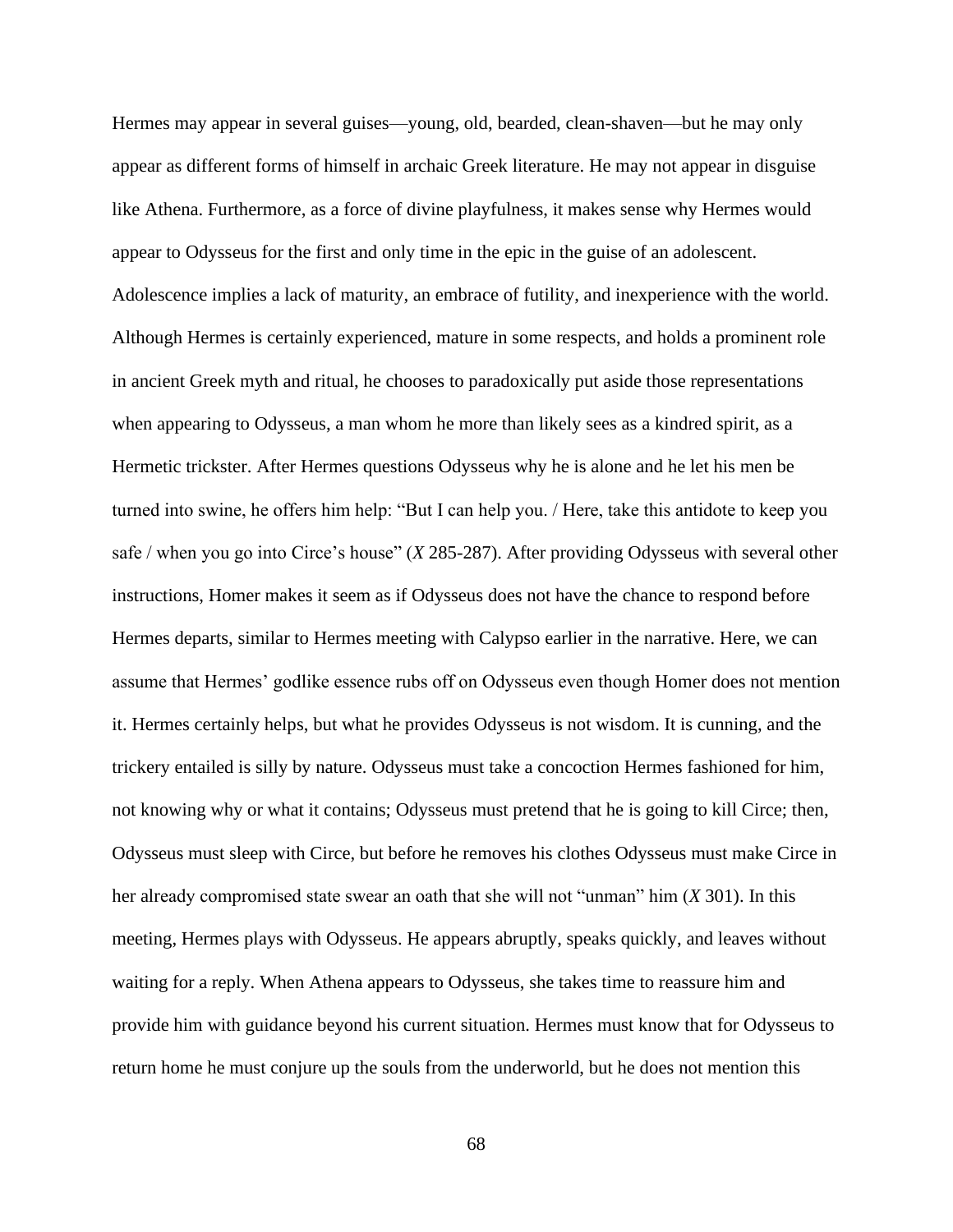Hermes may appear in several guises—young, old, bearded, clean-shaven—but he may only appear as different forms of himself in archaic Greek literature. He may not appear in disguise like Athena. Furthermore, as a force of divine playfulness, it makes sense why Hermes would appear to Odysseus for the first and only time in the epic in the guise of an adolescent. Adolescence implies a lack of maturity, an embrace of futility, and inexperience with the world. Although Hermes is certainly experienced, mature in some respects, and holds a prominent role in ancient Greek myth and ritual, he chooses to paradoxically put aside those representations when appearing to Odysseus, a man whom he more than likely sees as a kindred spirit, as a Hermetic trickster. After Hermes questions Odysseus why he is alone and he let his men be turned into swine, he offers him help: "But I can help you. / Here, take this antidote to keep you safe / when you go into Circe's house" (*X* 285-287). After providing Odysseus with several other instructions, Homer makes it seem as if Odysseus does not have the chance to respond before Hermes departs, similar to Hermes meeting with Calypso earlier in the narrative. Here, we can assume that Hermes' godlike essence rubs off on Odysseus even though Homer does not mention it. Hermes certainly helps, but what he provides Odysseus is not wisdom. It is cunning, and the trickery entailed is silly by nature. Odysseus must take a concoction Hermes fashioned for him, not knowing why or what it contains; Odysseus must pretend that he is going to kill Circe; then, Odysseus must sleep with Circe, but before he removes his clothes Odysseus must make Circe in her already compromised state swear an oath that she will not "unman" him (*X* 301). In this meeting, Hermes plays with Odysseus. He appears abruptly, speaks quickly, and leaves without waiting for a reply. When Athena appears to Odysseus, she takes time to reassure him and provide him with guidance beyond his current situation. Hermes must know that for Odysseus to return home he must conjure up the souls from the underworld, but he does not mention this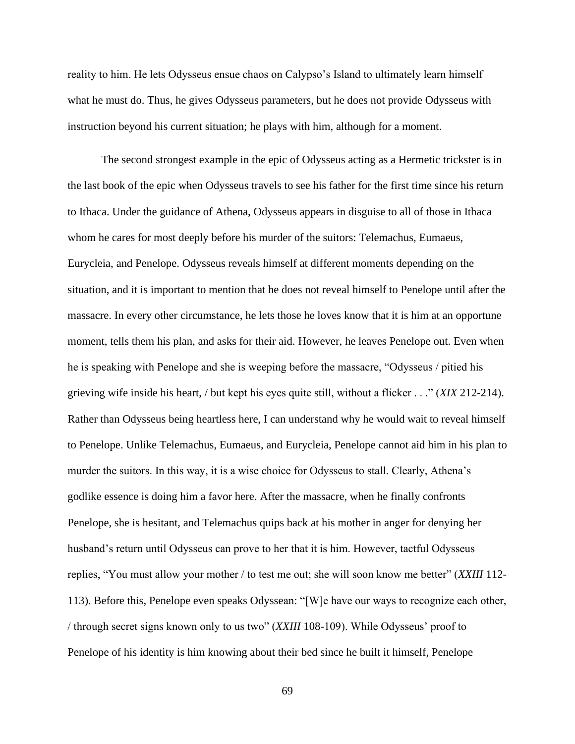reality to him. He lets Odysseus ensue chaos on Calypso's Island to ultimately learn himself what he must do. Thus, he gives Odysseus parameters, but he does not provide Odysseus with instruction beyond his current situation; he plays with him, although for a moment.

The second strongest example in the epic of Odysseus acting as a Hermetic trickster is in the last book of the epic when Odysseus travels to see his father for the first time since his return to Ithaca. Under the guidance of Athena, Odysseus appears in disguise to all of those in Ithaca whom he cares for most deeply before his murder of the suitors: Telemachus, Eumaeus, Eurycleia, and Penelope. Odysseus reveals himself at different moments depending on the situation, and it is important to mention that he does not reveal himself to Penelope until after the massacre. In every other circumstance, he lets those he loves know that it is him at an opportune moment, tells them his plan, and asks for their aid. However, he leaves Penelope out. Even when he is speaking with Penelope and she is weeping before the massacre, "Odysseus / pitied his grieving wife inside his heart, / but kept his eyes quite still, without a flicker . . ." (*XIX* 212-214). Rather than Odysseus being heartless here, I can understand why he would wait to reveal himself to Penelope. Unlike Telemachus, Eumaeus, and Eurycleia, Penelope cannot aid him in his plan to murder the suitors. In this way, it is a wise choice for Odysseus to stall. Clearly, Athena's godlike essence is doing him a favor here. After the massacre, when he finally confronts Penelope, she is hesitant, and Telemachus quips back at his mother in anger for denying her husband's return until Odysseus can prove to her that it is him. However, tactful Odysseus replies, "You must allow your mother / to test me out; she will soon know me better" (*XXIII* 112-113). Before this, Penelope even speaks Odyssean: "[W]e have our ways to recognize each other, / through secret signs known only to us two" (*XXIII* 108-109). While Odysseus' proof to Penelope of his identity is him knowing about their bed since he built it himself, Penelope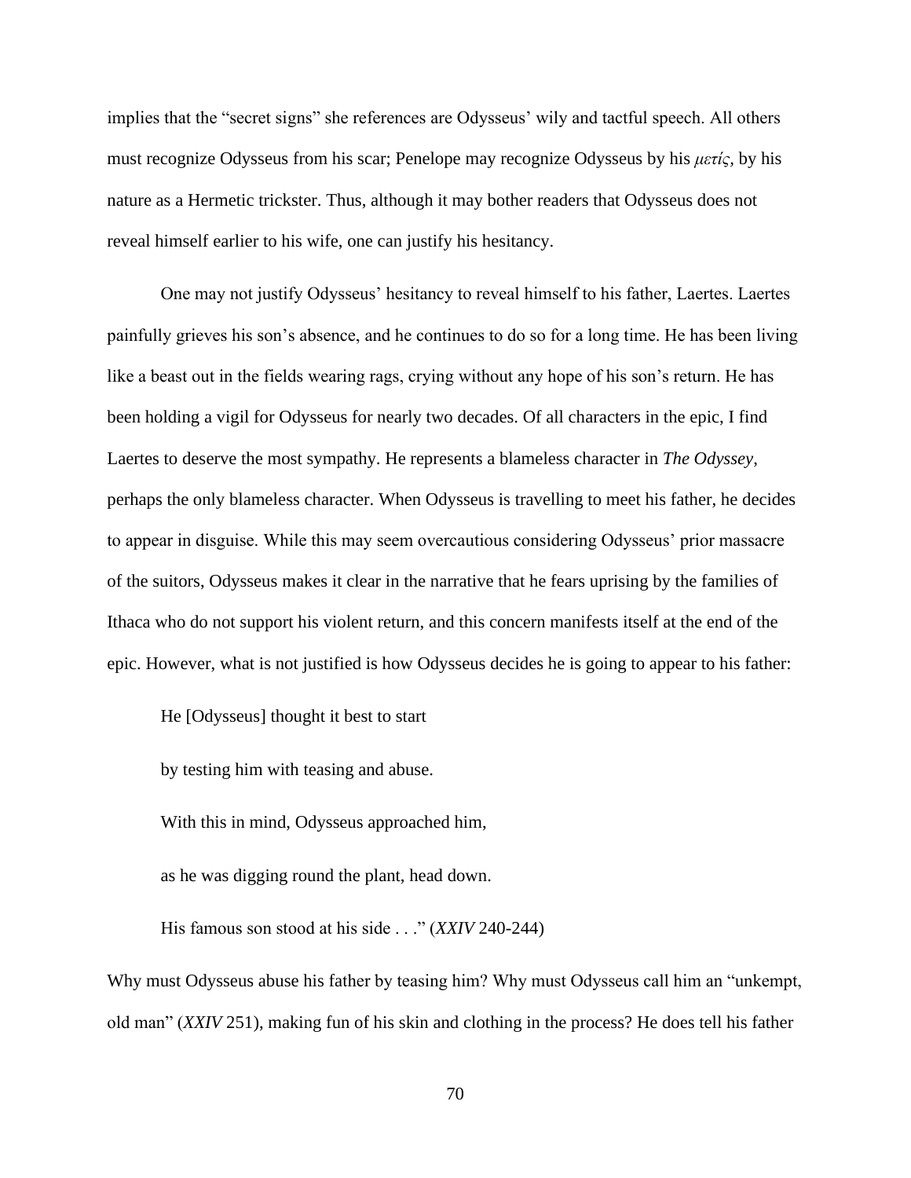implies that the "secret signs" she references are Odysseus' wily and tactful speech. All others must recognize Odysseus from his scar; Penelope may recognize Odysseus by his *μετίς*, by his nature as a Hermetic trickster. Thus, although it may bother readers that Odysseus does not reveal himself earlier to his wife, one can justify his hesitancy.

One may not justify Odysseus' hesitancy to reveal himself to his father, Laertes. Laertes painfully grieves his son's absence, and he continues to do so for a long time. He has been living like a beast out in the fields wearing rags, crying without any hope of his son's return. He has been holding a vigil for Odysseus for nearly two decades. Of all characters in the epic, I find Laertes to deserve the most sympathy. He represents a blameless character in *The Odyssey*, perhaps the only blameless character. When Odysseus is travelling to meet his father, he decides to appear in disguise. While this may seem overcautious considering Odysseus' prior massacre of the suitors, Odysseus makes it clear in the narrative that he fears uprising by the families of Ithaca who do not support his violent return, and this concern manifests itself at the end of the epic. However, what is not justified is how Odysseus decides he is going to appear to his father:

> He [Odysseus] thought it best to start
>
> by testing him with teasing and abuse.
>
> With this in mind, Odysseus approached him,
>
> as he was digging round the plant, head down.
>
> His famous son stood at his side . . ." (*XXIV* 240-244)

Why must Odysseus abuse his father by teasing him? Why must Odysseus call him an "unkempt, old man" (*XXIV* 251), making fun of his skin and clothing in the process? He does tell his father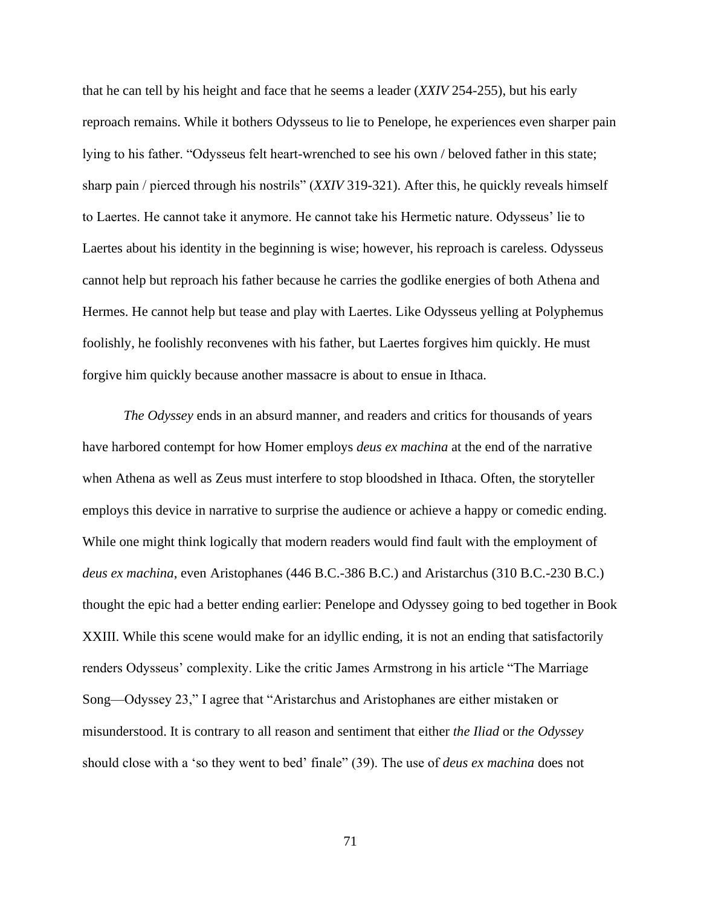that he can tell by his height and face that he seems a leader (*XXIV* 254-255), but his early reproach remains. While it bothers Odysseus to lie to Penelope, he experiences even sharper pain lying to his father. "Odysseus felt heart-wrenched to see his own / beloved father in this state; sharp pain / pierced through his nostrils" (*XXIV* 319-321). After this, he quickly reveals himself to Laertes. He cannot take it anymore. He cannot take his Hermetic nature. Odysseus' lie to Laertes about his identity in the beginning is wise; however, his reproach is careless. Odysseus cannot help but reproach his father because he carries the godlike energies of both Athena and Hermes. He cannot help but tease and play with Laertes. Like Odysseus yelling at Polyphemus foolishly, he foolishly reconvenes with his father, but Laertes forgives him quickly. He must forgive him quickly because another massacre is about to ensue in Ithaca.

*The Odyssey* ends in an absurd manner, and readers and critics for thousands of years have harbored contempt for how Homer employs *deus ex machina* at the end of the narrative when Athena as well as Zeus must interfere to stop bloodshed in Ithaca. Often, the storyteller employs this device in narrative to surprise the audience or achieve a happy or comedic ending. While one might think logically that modern readers would find fault with the employment of *deus ex machina*, even Aristophanes (446 B.C.-386 B.C.) and Aristarchus (310 B.C.-230 B.C.) thought the epic had a better ending earlier: Penelope and Odyssey going to bed together in Book XXIII. While this scene would make for an idyllic ending, it is not an ending that satisfactorily renders Odysseus' complexity. Like the critic James Armstrong in his article "The Marriage Song—Odyssey 23," I agree that "Aristarchus and Aristophanes are either mistaken or misunderstood. It is contrary to all reason and sentiment that either *the Iliad* or *the Odyssey* should close with a 'so they went to bed' finale" (39). The use of *deus ex machina* does not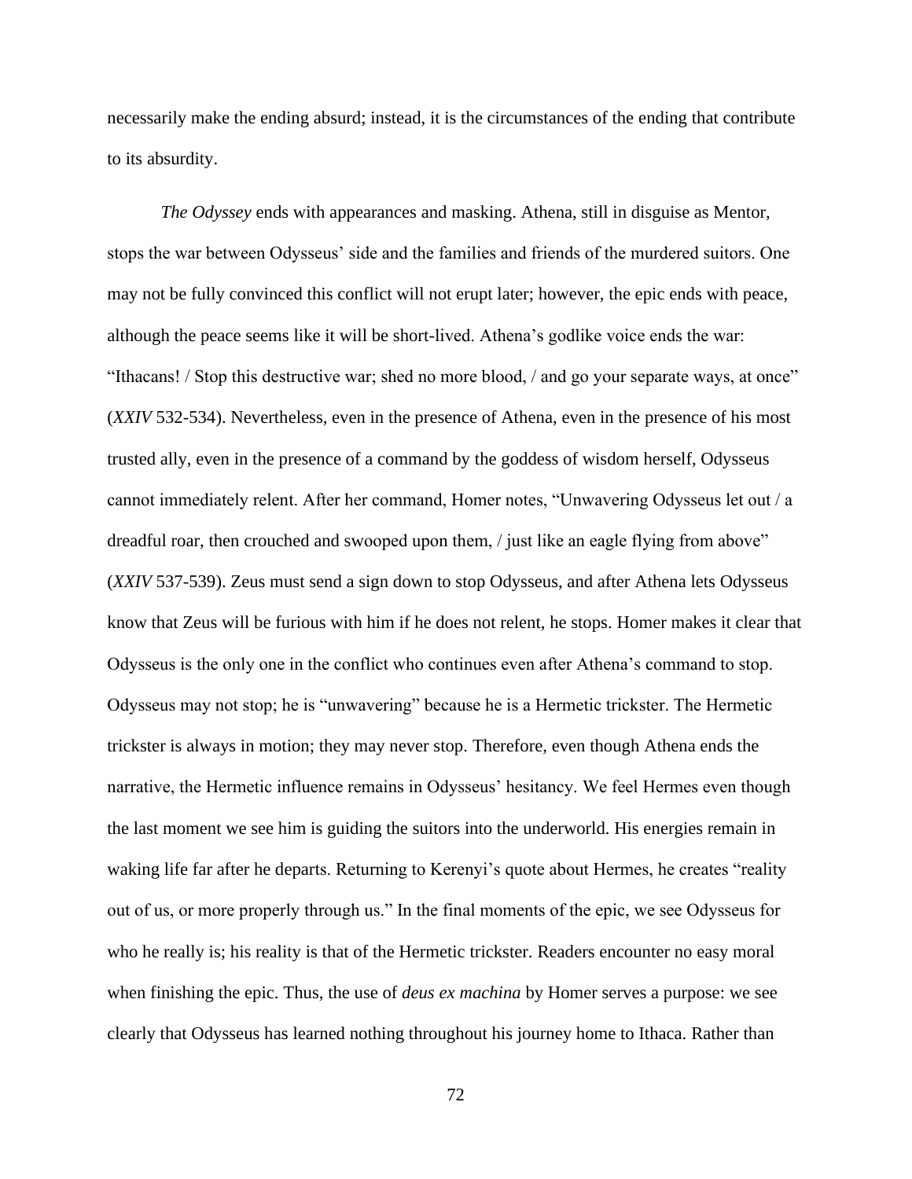necessarily make the ending absurd; instead, it is the circumstances of the ending that contribute to its absurdity.

*The Odyssey* ends with appearances and masking. Athena, still in disguise as Mentor, stops the war between Odysseus' side and the families and friends of the murdered suitors. One may not be fully convinced this conflict will not erupt later; however, the epic ends with peace, although the peace seems like it will be short-lived. Athena's godlike voice ends the war: "Ithacans! / Stop this destructive war; shed no more blood, / and go your separate ways, at once" (*XXIV* 532-534). Nevertheless, even in the presence of Athena, even in the presence of his most trusted ally, even in the presence of a command by the goddess of wisdom herself, Odysseus cannot immediately relent. After her command, Homer notes, "Unwavering Odysseus let out / a dreadful roar, then crouched and swooped upon them, / just like an eagle flying from above" (*XXIV* 537-539). Zeus must send a sign down to stop Odysseus, and after Athena lets Odysseus know that Zeus will be furious with him if he does not relent, he stops. Homer makes it clear that Odysseus is the only one in the conflict who continues even after Athena's command to stop. Odysseus may not stop; he is "unwavering" because he is a Hermetic trickster. The Hermetic trickster is always in motion; they may never stop. Therefore, even though Athena ends the narrative, the Hermetic influence remains in Odysseus' hesitancy. We feel Hermes even though the last moment we see him is guiding the suitors into the underworld. His energies remain in waking life far after he departs. Returning to Kerenyi's quote about Hermes, he creates "reality out of us, or more properly through us." In the final moments of the epic, we see Odysseus for who he really is; his reality is that of the Hermetic trickster. Readers encounter no easy moral when finishing the epic. Thus, the use of *deus ex machina* by Homer serves a purpose: we see clearly that Odysseus has learned nothing throughout his journey home to Ithaca. Rather than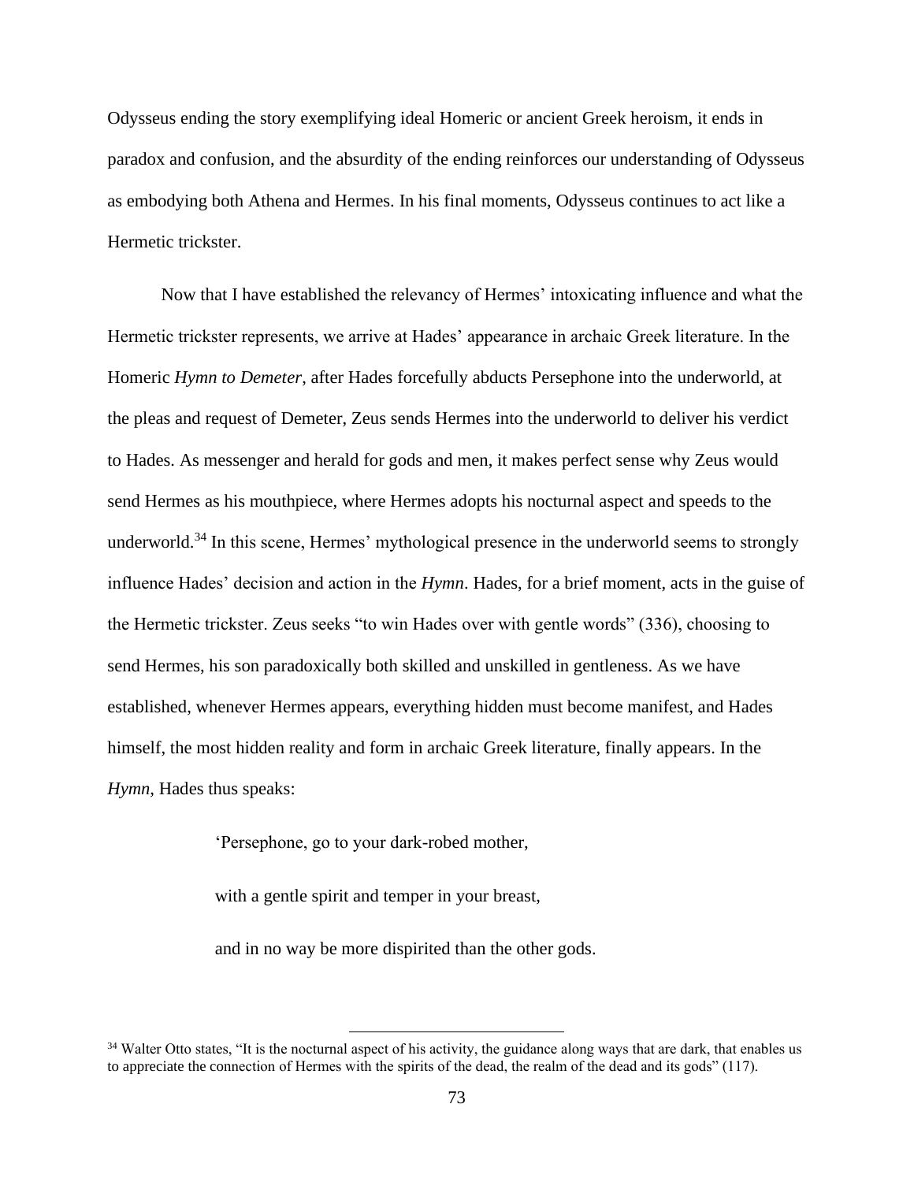Odysseus ending the story exemplifying ideal Homeric or ancient Greek heroism, it ends in paradox and confusion, and the absurdity of the ending reinforces our understanding of Odysseus as embodying both Athena and Hermes. In his final moments, Odysseus continues to act like a Hermetic trickster.

Now that I have established the relevancy of Hermes' intoxicating influence and what the Hermetic trickster represents, we arrive at Hades' appearance in archaic Greek literature. In the Homeric *Hymn to Demeter*, after Hades forcefully abducts Persephone into the underworld, at the pleas and request of Demeter, Zeus sends Hermes into the underworld to deliver his verdict to Hades. As messenger and herald for gods and men, it makes perfect sense why Zeus would send Hermes as his mouthpiece, where Hermes adopts his nocturnal aspect and speeds to the underworld.[34] In this scene, Hermes' mythological presence in the underworld seems to strongly influence Hades' decision and action in the *Hymn*. Hades, for a brief moment, acts in the guise of the Hermetic trickster. Zeus seeks "to win Hades over with gentle words" (336), choosing to send Hermes, his son paradoxically both skilled and unskilled in gentleness. As we have established, whenever Hermes appears, everything hidden must become manifest, and Hades himself, the most hidden reality and form in archaic Greek literature, finally appears. In the *Hymn*, Hades thus speaks:

> 'Persephone, go to your dark-robed mother,
>
> with a gentle spirit and temper in your breast,
>
> and in no way be more dispirited than the other gods.

---

[34] Walter Otto states, "It is the nocturnal aspect of his activity, the guidance along ways that are dark, that enables us to appreciate the connection of Hermes with the spirits of the dead, the realm of the dead and its gods" (117).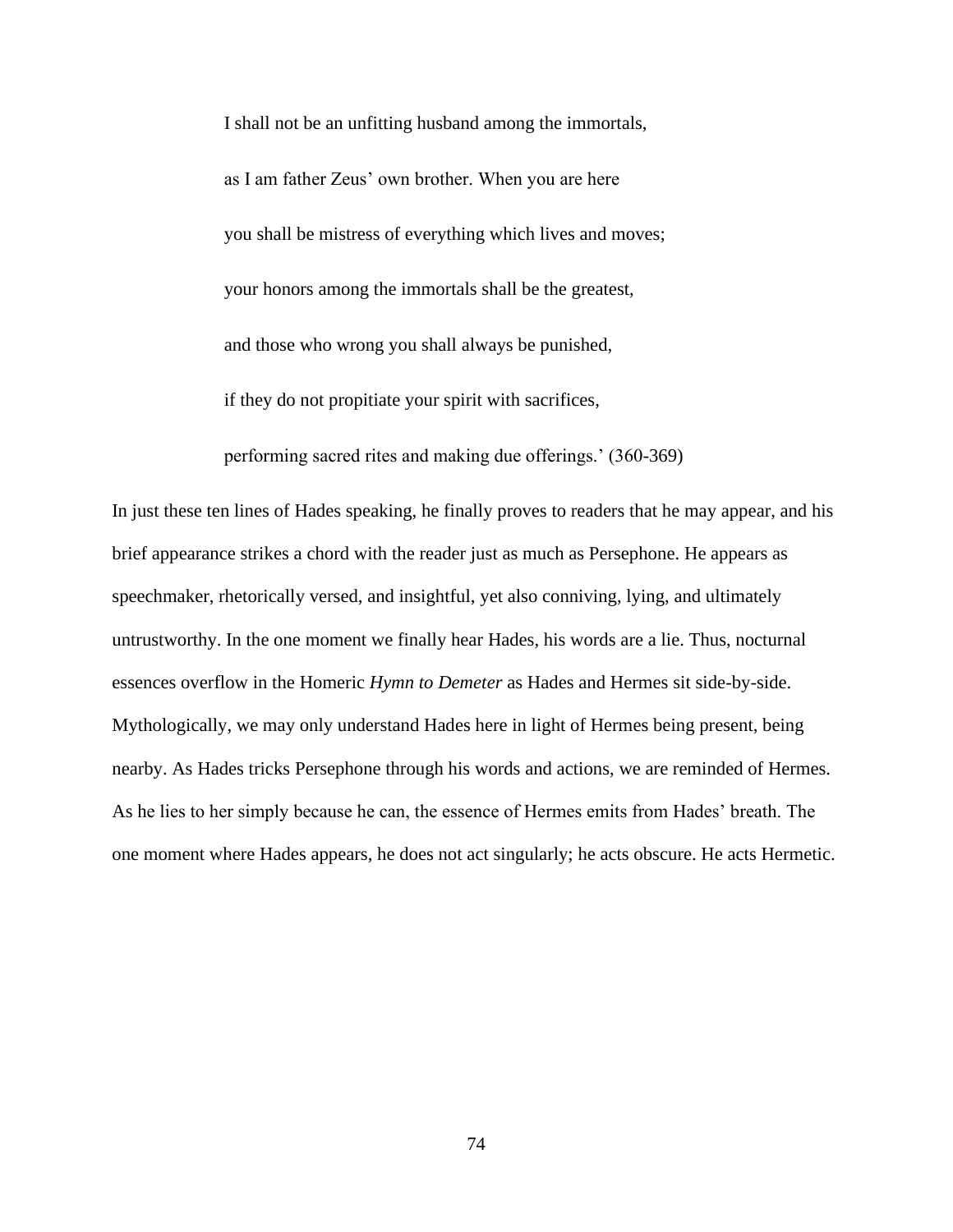> I shall not be an unfitting husband among the immortals,
>
> as I am father Zeus' own brother. When you are here
>
> you shall be mistress of everything which lives and moves;
>
> your honors among the immortals shall be the greatest,
>
> and those who wrong you shall always be punished,
>
> if they do not propitiate your spirit with sacrifices,
>
> performing sacred rites and making due offerings.' (360-369)

In just these ten lines of Hades speaking, he finally proves to readers that he may appear, and his brief appearance strikes a chord with the reader just as much as Persephone. He appears as speechmaker, rhetorically versed, and insightful, yet also conniving, lying, and ultimately untrustworthy. In the one moment we finally hear Hades, his words are a lie. Thus, nocturnal essences overflow in the Homeric *Hymn to Demeter* as Hades and Hermes sit side-by-side. Mythologically, we may only understand Hades here in light of Hermes being present, being nearby. As Hades tricks Persephone through his words and actions, we are reminded of Hermes. As he lies to her simply because he can, the essence of Hermes emits from Hades' breath. The one moment where Hades appears, he does not act singularly; he acts obscure. He acts Hermetic.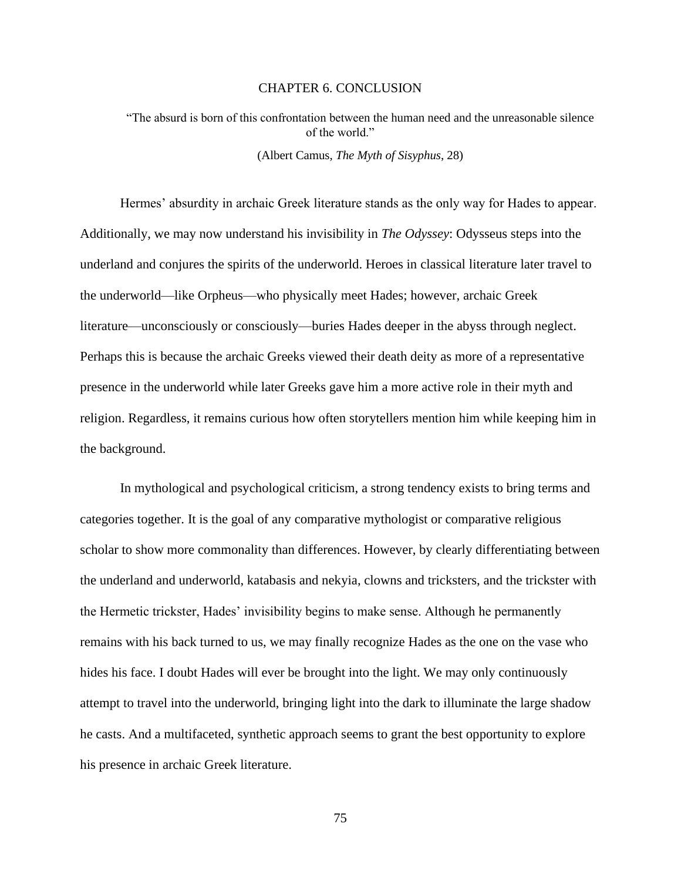# CHAPTER 6. CONCLUSION

> "The absurd is born of this confrontation between the human need and the unreasonable silence of the world."
>
> (Albert Camus, *The Myth of Sisyphus*, 28)

Hermes' absurdity in archaic Greek literature stands as the only way for Hades to appear. Additionally, we may now understand his invisibility in *The Odyssey*: Odysseus steps into the underland and conjures the spirits of the underworld. Heroes in classical literature later travel to the underworld—like Orpheus—who physically meet Hades; however, archaic Greek literature—unconsciously or consciously—buries Hades deeper in the abyss through neglect. Perhaps this is because the archaic Greeks viewed their death deity as more of a representative presence in the underworld while later Greeks gave him a more active role in their myth and religion. Regardless, it remains curious how often storytellers mention him while keeping him in the background.

In mythological and psychological criticism, a strong tendency exists to bring terms and categories together. It is the goal of any comparative mythologist or comparative religious scholar to show more commonality than differences. However, by clearly differentiating between the underland and underworld, katabasis and nekyia, clowns and tricksters, and the trickster with the Hermetic trickster, Hades' invisibility begins to make sense. Although he permanently remains with his back turned to us, we may finally recognize Hades as the one on the vase who hides his face. I doubt Hades will ever be brought into the light. We may only continuously attempt to travel into the underworld, bringing light into the dark to illuminate the large shadow he casts. And a multifaceted, synthetic approach seems to grant the best opportunity to explore his presence in archaic Greek literature.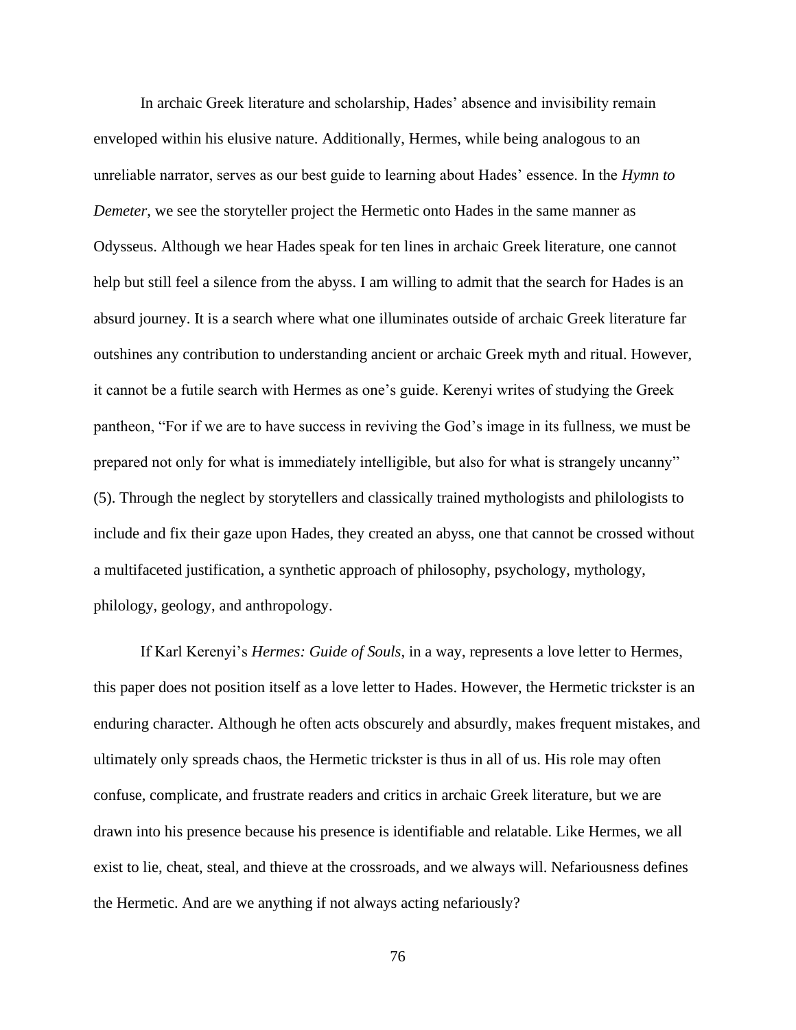In archaic Greek literature and scholarship, Hades' absence and invisibility remain enveloped within his elusive nature. Additionally, Hermes, while being analogous to an unreliable narrator, serves as our best guide to learning about Hades' essence. In the *Hymn to Demeter*, we see the storyteller project the Hermetic onto Hades in the same manner as Odysseus. Although we hear Hades speak for ten lines in archaic Greek literature, one cannot help but still feel a silence from the abyss. I am willing to admit that the search for Hades is an absurd journey. It is a search where what one illuminates outside of archaic Greek literature far outshines any contribution to understanding ancient or archaic Greek myth and ritual. However, it cannot be a futile search with Hermes as one's guide. Kerenyi writes of studying the Greek pantheon, "For if we are to have success in reviving the God's image in its fullness, we must be prepared not only for what is immediately intelligible, but also for what is strangely uncanny" (5). Through the neglect by storytellers and classically trained mythologists and philologists to include and fix their gaze upon Hades, they created an abyss, one that cannot be crossed without a multifaceted justification, a synthetic approach of philosophy, psychology, mythology, philology, geology, and anthropology.

If Karl Kerenyi's *Hermes: Guide of Souls*, in a way, represents a love letter to Hermes, this paper does not position itself as a love letter to Hades. However, the Hermetic trickster is an enduring character. Although he often acts obscurely and absurdly, makes frequent mistakes, and ultimately only spreads chaos, the Hermetic trickster is thus in all of us. His role may often confuse, complicate, and frustrate readers and critics in archaic Greek literature, but we are drawn into his presence because his presence is identifiable and relatable. Like Hermes, we all exist to lie, cheat, steal, and thieve at the crossroads, and we always will. Nefariousness defines the Hermetic. And are we anything if not always acting nefariously?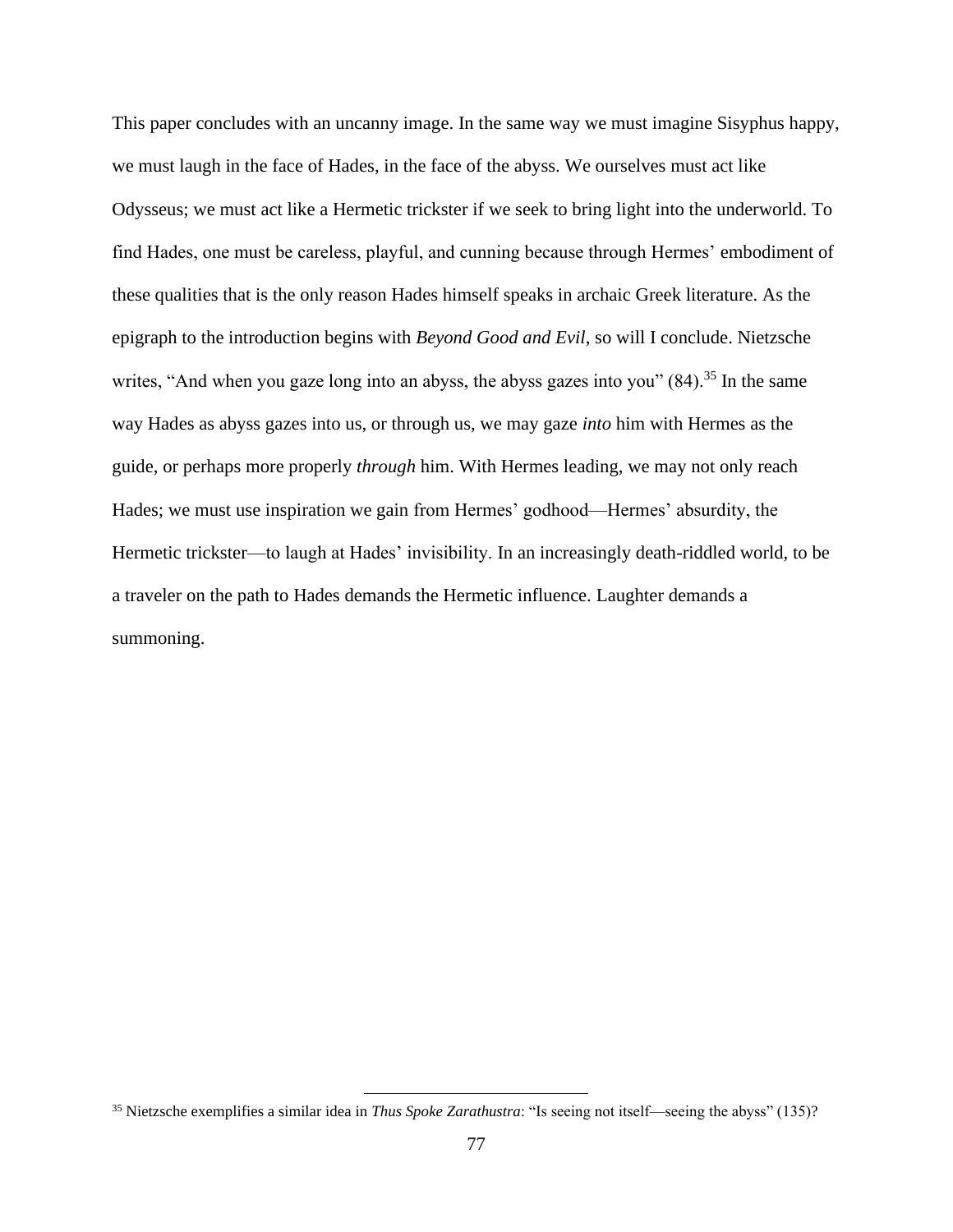This paper concludes with an uncanny image. In the same way we must imagine Sisyphus happy, we must laugh in the face of Hades, in the face of the abyss. We ourselves must act like Odysseus; we must act like a Hermetic trickster if we seek to bring light into the underworld. To find Hades, one must be careless, playful, and cunning because through Hermes' embodiment of these qualities that is the only reason Hades himself speaks in archaic Greek literature. As the epigraph to the introduction begins with *Beyond Good and Evil*, so will I conclude. Nietzsche writes, "And when you gaze long into an abyss, the abyss gazes into you" (84).[35] In the same way Hades as abyss gazes into us, or through us, we may gaze *into* him with Hermes as the guide, or perhaps more properly *through* him. With Hermes leading, we may not only reach Hades; we must use inspiration we gain from Hermes' godhood—Hermes' absurdity, the Hermetic trickster—to laugh at Hades' invisibility. In an increasingly death-riddled world, to be a traveler on the path to Hades demands the Hermetic influence. Laughter demands a summoning.

[35] Nietzsche exemplifies a similar idea in *Thus Spoke Zarathustra*: "Is seeing not itself—seeing the abyss" (135)?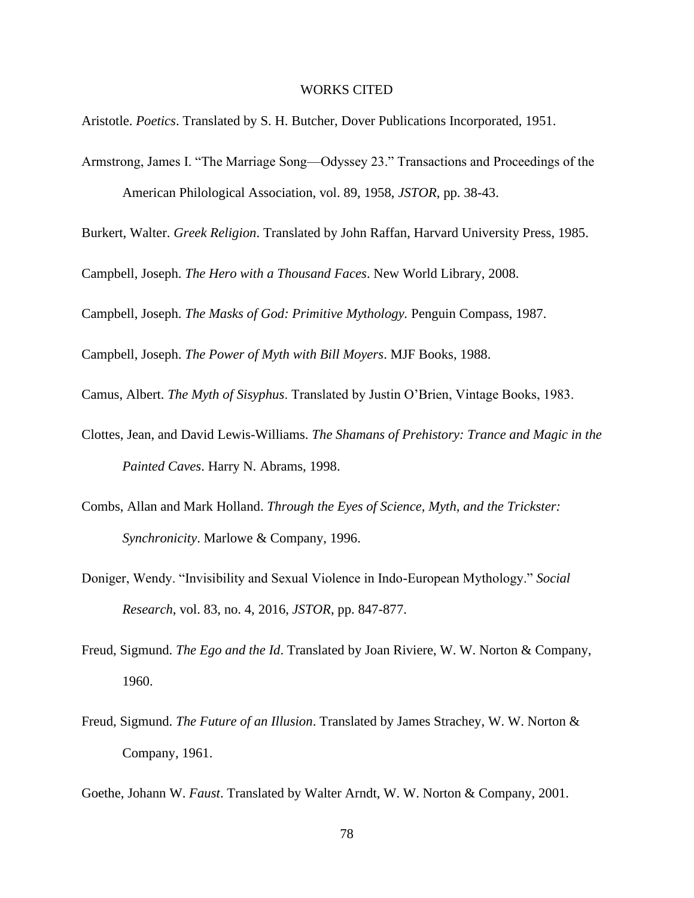# WORKS CITED

Aristotle. *Poetics*. Translated by S. H. Butcher, Dover Publications Incorporated, 1951.

Armstrong, James I. "The Marriage Song—Odyssey 23." Transactions and Proceedings of the American Philological Association, vol. 89, 1958, *JSTOR*, pp. 38-43.

Burkert, Walter. *Greek Religion*. Translated by John Raffan, Harvard University Press, 1985.

Campbell, Joseph. *The Hero with a Thousand Faces*. New World Library, 2008.

Campbell, Joseph. *The Masks of God: Primitive Mythology.* Penguin Compass, 1987.

Campbell, Joseph. *The Power of Myth with Bill Moyers*. MJF Books, 1988.

Camus, Albert. *The Myth of Sisyphus*. Translated by Justin O'Brien, Vintage Books, 1983.

Clottes, Jean, and David Lewis-Williams. *The Shamans of Prehistory: Trance and Magic in the Painted Caves*. Harry N. Abrams, 1998.

Combs, Allan and Mark Holland. *Through the Eyes of Science, Myth, and the Trickster: Synchronicity*. Marlowe & Company, 1996.

Doniger, Wendy. "Invisibility and Sexual Violence in Indo-European Mythology." *Social Research*, vol. 83, no. 4, 2016, *JSTOR*, pp. 847-877.

Freud, Sigmund. *The Ego and the Id*. Translated by Joan Riviere, W. W. Norton & Company, 1960.

Freud, Sigmund. *The Future of an Illusion*. Translated by James Strachey, W. W. Norton & Company, 1961.

Goethe, Johann W. *Faust*. Translated by Walter Arndt, W. W. Norton & Company, 2001.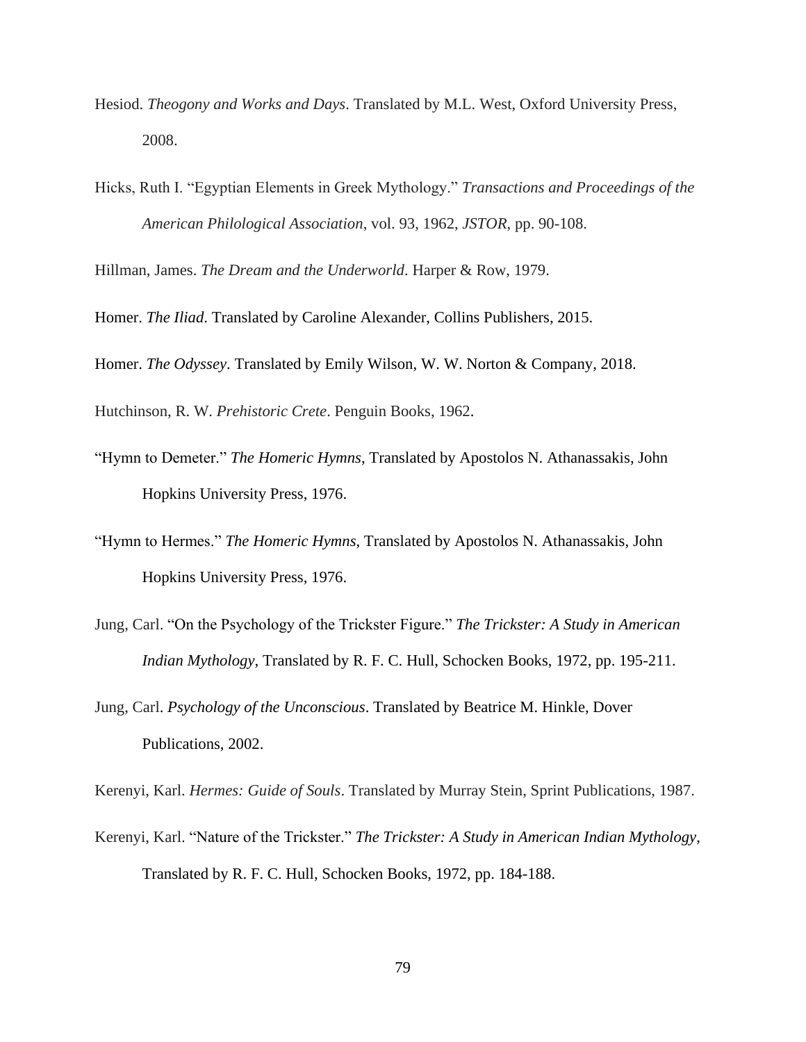Hesiod. *Theogony and Works and Days*. Translated by M.L. West, Oxford University Press, 2008.

Hicks, Ruth I. "Egyptian Elements in Greek Mythology." *Transactions and Proceedings of the American Philological Association*, vol. 93, 1962, *JSTOR*, pp. 90-108.

Hillman, James. *The Dream and the Underworld*. Harper & Row, 1979.

Homer. *The Iliad*. Translated by Caroline Alexander, Collins Publishers, 2015.

Homer. *The Odyssey*. Translated by Emily Wilson, W. W. Norton & Company, 2018.

Hutchinson, R. W. *Prehistoric Crete*. Penguin Books, 1962.

"Hymn to Demeter." *The Homeric Hymns*, Translated by Apostolos N. Athanassakis, John Hopkins University Press, 1976.

"Hymn to Hermes." *The Homeric Hymns*, Translated by Apostolos N. Athanassakis, John Hopkins University Press, 1976.

Jung, Carl. "On the Psychology of the Trickster Figure." *The Trickster: A Study in American Indian Mythology*, Translated by R. F. C. Hull, Schocken Books, 1972, pp. 195-211.

Jung, Carl. *Psychology of the Unconscious*. Translated by Beatrice M. Hinkle, Dover Publications, 2002.

Kerenyi, Karl. *Hermes: Guide of Souls*. Translated by Murray Stein, Sprint Publications, 1987.

Kerenyi, Karl. "Nature of the Trickster." *The Trickster: A Study in American Indian Mythology*, Translated by R. F. C. Hull, Schocken Books, 1972, pp. 184-188.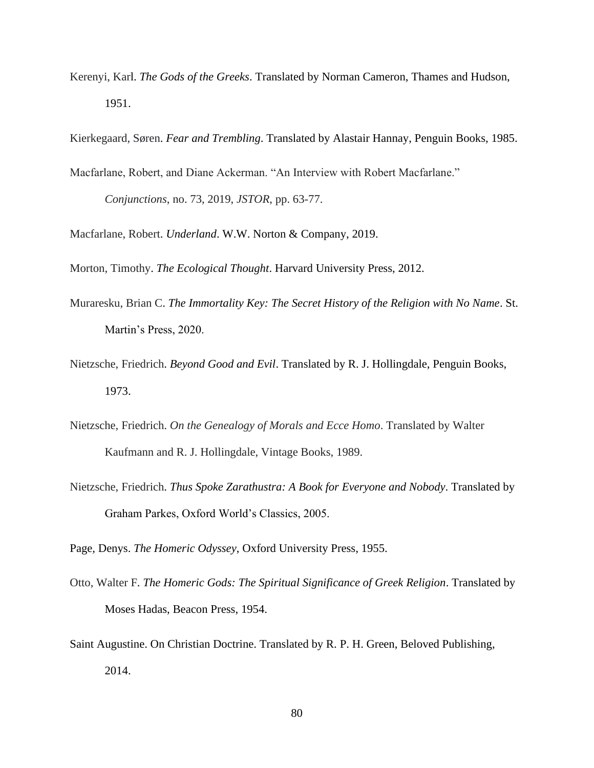Kerenyi, Karl. *The Gods of the Greeks*. Translated by Norman Cameron, Thames and Hudson, 1951.

Kierkegaard, Søren. *Fear and Trembling*. Translated by Alastair Hannay, Penguin Books, 1985.

Macfarlane, Robert, and Diane Ackerman. "An Interview with Robert Macfarlane." *Conjunctions*, no. 73, 2019, *JSTOR*, pp. 63-77.

Macfarlane, Robert. *Underland*. W.W. Norton & Company, 2019.

Morton, Timothy. *The Ecological Thought*. Harvard University Press, 2012.

Muraresku, Brian C. *The Immortality Key: The Secret History of the Religion with No Name*. St. Martin's Press, 2020.

Nietzsche, Friedrich. *Beyond Good and Evil*. Translated by R. J. Hollingdale, Penguin Books, 1973.

Nietzsche, Friedrich. *On the Genealogy of Morals and Ecce Homo*. Translated by Walter Kaufmann and R. J. Hollingdale, Vintage Books, 1989.

Nietzsche, Friedrich. *Thus Spoke Zarathustra: A Book for Everyone and Nobody*. Translated by Graham Parkes, Oxford World's Classics, 2005.

Page, Denys. *The Homeric Odyssey*, Oxford University Press, 1955.

Otto, Walter F. *The Homeric Gods: The Spiritual Significance of Greek Religion*. Translated by Moses Hadas, Beacon Press, 1954.

Saint Augustine. On Christian Doctrine. Translated by R. P. H. Green, Beloved Publishing, 2014.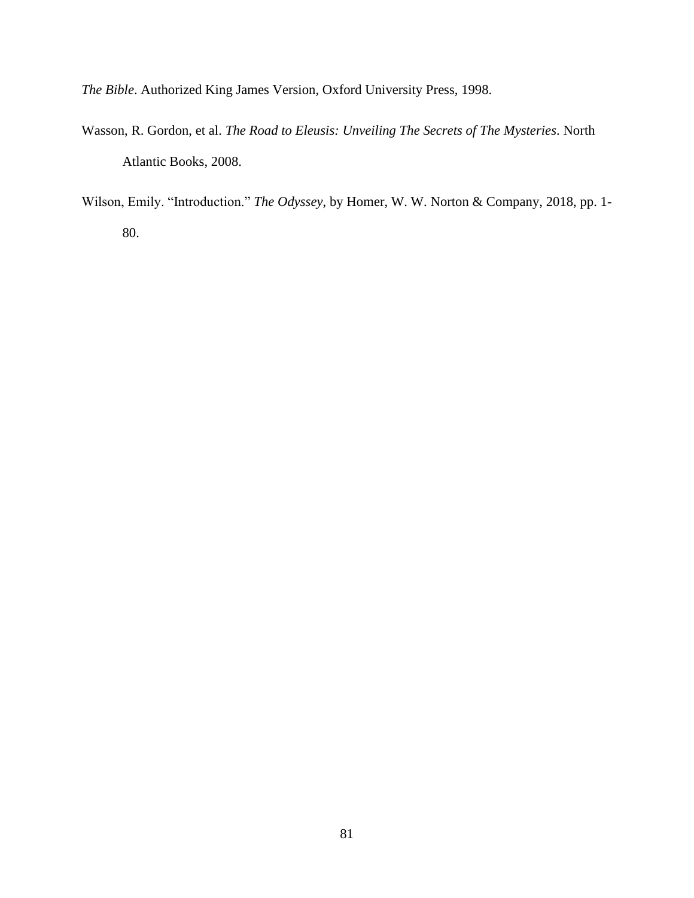*The Bible*. Authorized King James Version, Oxford University Press, 1998.

Wasson, R. Gordon, et al. *The Road to Eleusis: Unveiling The Secrets of The Mysteries*. North Atlantic Books, 2008.

Wilson, Emily. "Introduction." *The Odyssey*, by Homer, W. W. Norton & Company, 2018, pp. 1-80.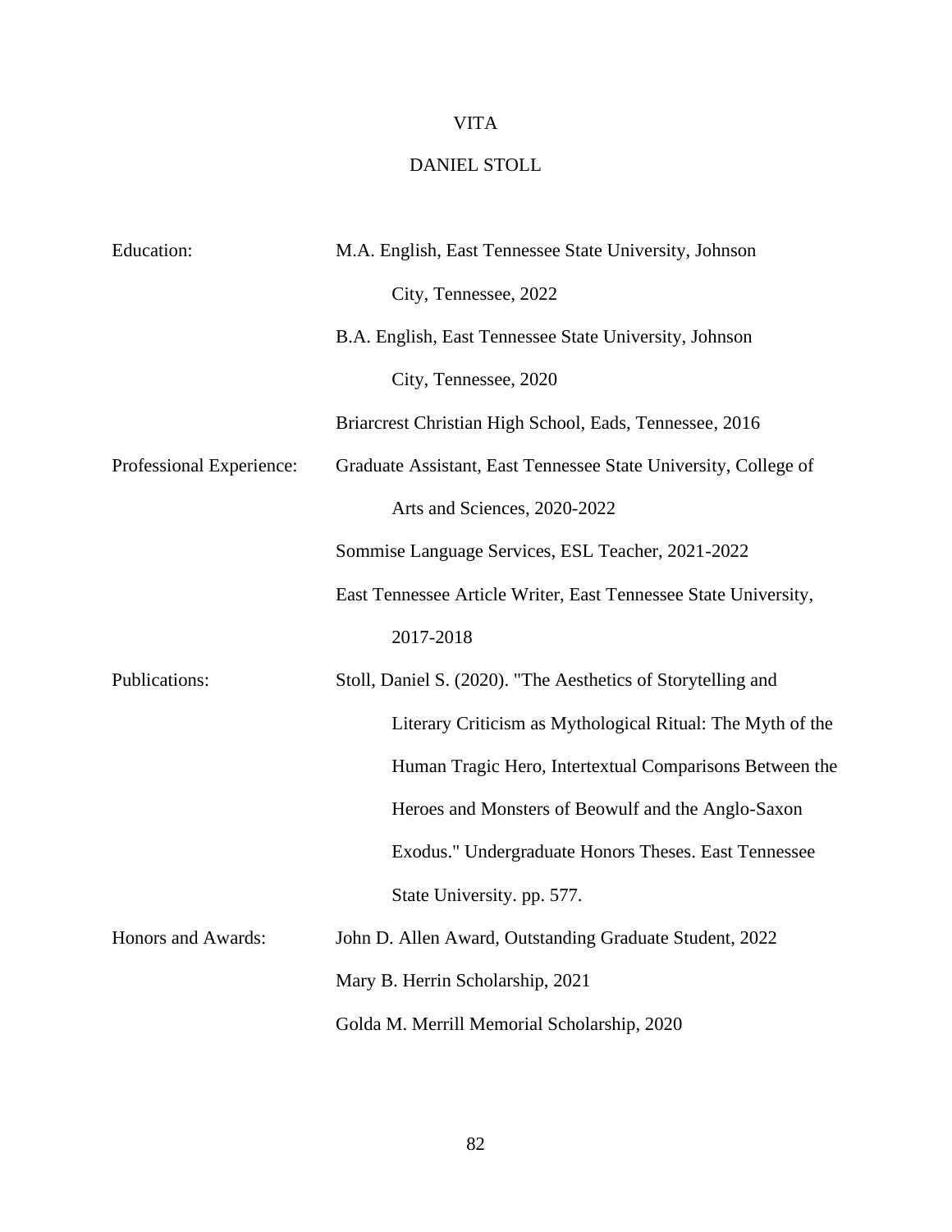# VITA

## DANIEL STOLL

| | |
|---|---|
| Education: | M.A. English, East Tennessee State University, Johnson City, Tennessee, 2022 |
| | B.A. English, East Tennessee State University, Johnson City, Tennessee, 2020 |
| | Briarcrest Christian High School, Eads, Tennessee, 2016 |
| Professional Experience: | Graduate Assistant, East Tennessee State University, College of Arts and Sciences, 2020-2022 |
| | Sommise Language Services, ESL Teacher, 2021-2022 |
| | East Tennessee Article Writer, East Tennessee State University, 2017-2018 |
| Publications: | Stoll, Daniel S. (2020). "The Aesthetics of Storytelling and Literary Criticism as Mythological Ritual: The Myth of the Human Tragic Hero, Intertextual Comparisons Between the Heroes and Monsters of Beowulf and the Anglo-Saxon Exodus." Undergraduate Honors Theses. East Tennessee State University. pp. 577. |
| Honors and Awards: | John D. Allen Award, Outstanding Graduate Student, 2022 |
| | Mary B. Herrin Scholarship, 2021 |
| | Golda M. Merrill Memorial Scholarship, 2020 |